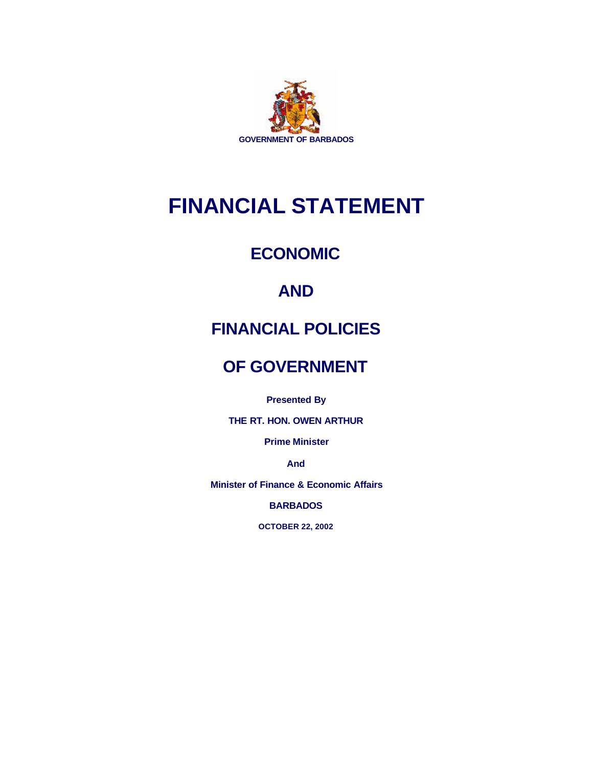GOVERNMENT OF BARBADOS

# FINANCIAL STATEMENT

## ECONOMIC

## AND

## FINANCIAL POLICIES

## OF GOVERNMENT

**Presented By**

**THE RT. HON. OWEN ARTHUR**

**Prime Minister**

**And**

**Minister of Finance & Economic Affairs**

**BARBADOS**

**OCTOBER 22, 2002**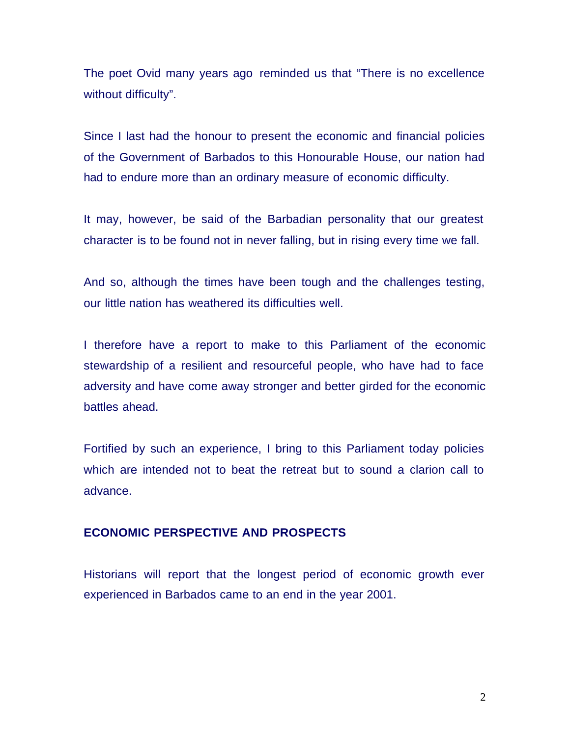The poet Ovid many years ago reminded us that “There is no excellence without difficulty”.

Since I last had the honour to present the economic and financial policies of the Government of Barbados to this Honourable House, our nation had had to endure more than an ordinary measure of economic difficulty.

It may, however, be said of the Barbadian personality that our greatest character is to be found not in never falling, but in rising every time we fall.

And so, although the times have been tough and the challenges testing, our little nation has weathered its difficulties well.

I therefore have a report to make to this Parliament of the economic stewardship of a resilient and resourceful people, who have had to face adversity and have come away stronger and better girded for the economic battles ahead.

Fortified by such an experience, I bring to this Parliament today policies which are intended not to beat the retreat but to sound a clarion call to advance.

## ECONOMIC PERSPECTIVE AND PROSPECTS

Historians will report that the longest period of economic growth ever experienced in Barbados came to an end in the year 2001.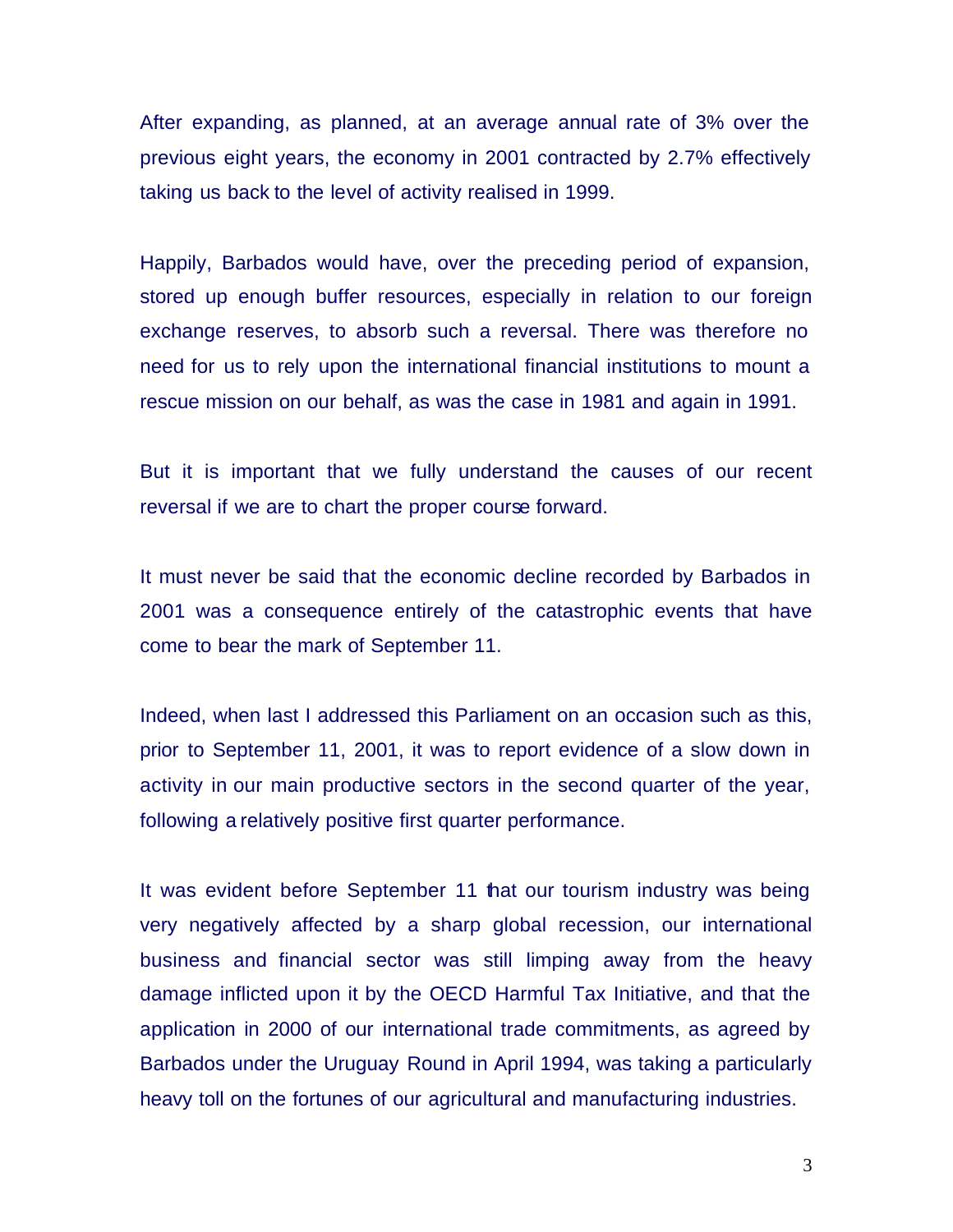After expanding, as planned, at an average annual rate of 3% over the previous eight years, the economy in 2001 contracted by 2.7% effectively taking us back to the level of activity realised in 1999.

Happily, Barbados would have, over the preceding period of expansion, stored up enough buffer resources, especially in relation to our foreign exchange reserves, to absorb such a reversal. There was therefore no need for us to rely upon the international financial institutions to mount a rescue mission on our behalf, as was the case in 1981 and again in 1991.

But it is important that we fully understand the causes of our recent reversal if we are to chart the proper course forward.

It must never be said that the economic decline recorded by Barbados in 2001 was a consequence entirely of the catastrophic events that have come to bear the mark of September 11.

Indeed, when last I addressed this Parliament on an occasion such as this, prior to September 11, 2001, it was to report evidence of a slow down in activity in our main productive sectors in the second quarter of the year, following a relatively positive first quarter performance.

It was evident before September 11 that our tourism industry was being very negatively affected by a sharp global recession, our international business and financial sector was still limping away from the heavy damage inflicted upon it by the OECD Harmful Tax Initiative, and that the application in 2000 of our international trade commitments, as agreed by Barbados under the Uruguay Round in April 1994, was taking a particularly heavy toll on the fortunes of our agricultural and manufacturing industries.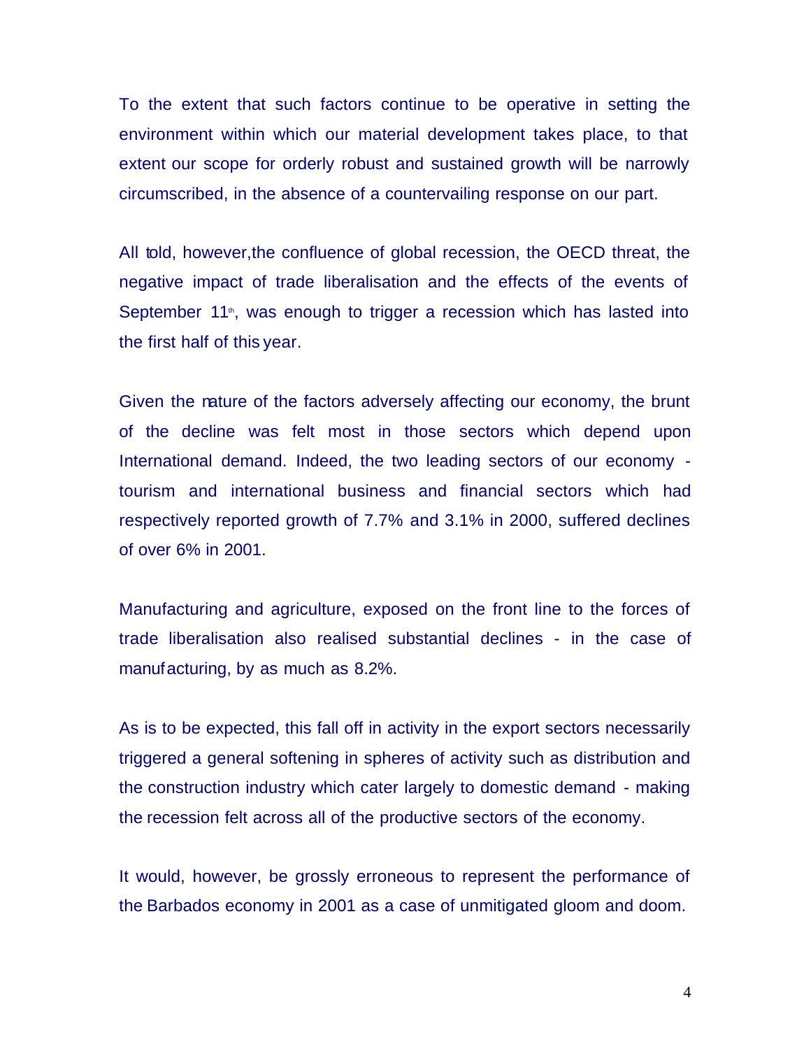To the extent that such factors continue to be operative in setting the environment within which our material development takes place, to that extent our scope for orderly robust and sustained growth will be narrowly circumscribed, in the absence of a countervailing response on our part.

All told, however, the confluence of global recession, the OECD threat, the negative impact of trade liberalisation and the effects of the events of September 11th, was enough to trigger a recession which has lasted into the first half of this year.

Given the nature of the factors adversely affecting our economy, the brunt of the decline was felt most in those sectors which depend upon International demand. Indeed, the two leading sectors of our economy - tourism and international business and financial sectors which had respectively reported growth of 7.7% and 3.1% in 2000, suffered declines of over 6% in 2001.

Manufacturing and agriculture, exposed on the front line to the forces of trade liberalisation also realised substantial declines - in the case of manufacturing, by as much as 8.2%.

As is to be expected, this fall off in activity in the export sectors necessarily triggered a general softening in spheres of activity such as distribution and the construction industry which cater largely to domestic demand - making the recession felt across all of the productive sectors of the economy.

It would, however, be grossly erroneous to represent the performance of the Barbados economy in 2001 as a case of unmitigated gloom and doom.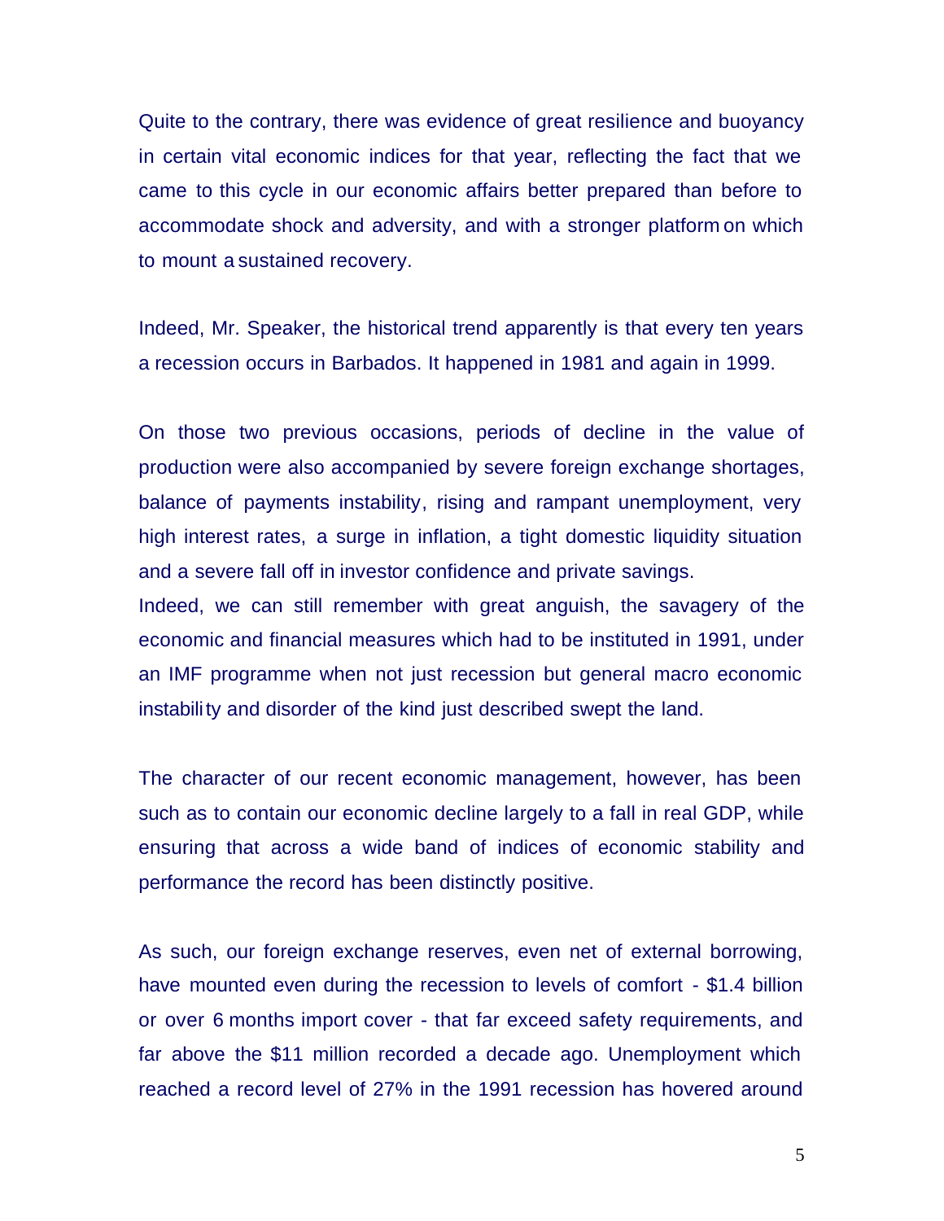Quite to the contrary, there was evidence of great resilience and buoyancy in certain vital economic indices for that year, reflecting the fact that we came to this cycle in our economic affairs better prepared than before to accommodate shock and adversity, and with a stronger platform on which to mount a sustained recovery.

Indeed, Mr. Speaker, the historical trend apparently is that every ten years a recession occurs in Barbados. It happened in 1981 and again in 1999.

On those two previous occasions, periods of decline in the value of production were also accompanied by severe foreign exchange shortages, balance of payments instability, rising and rampant unemployment, very high interest rates, a surge in inflation, a tight domestic liquidity situation and a severe fall off in investor confidence and private savings.

Indeed, we can still remember with great anguish, the savagery of the economic and financial measures which had to be instituted in 1991, under an IMF programme when not just recession but general macro economic instability and disorder of the kind just described swept the land.

The character of our recent economic management, however, has been such as to contain our economic decline largely to a fall in real GDP, while ensuring that across a wide band of indices of economic stability and performance the record has been distinctly positive.

As such, our foreign exchange reserves, even net of external borrowing, have mounted even during the recession to levels of comfort - $1.4 billion or over 6 months import cover - that far exceed safety requirements, and far above the $11 million recorded a decade ago. Unemployment which reached a record level of 27% in the 1991 recession has hovered around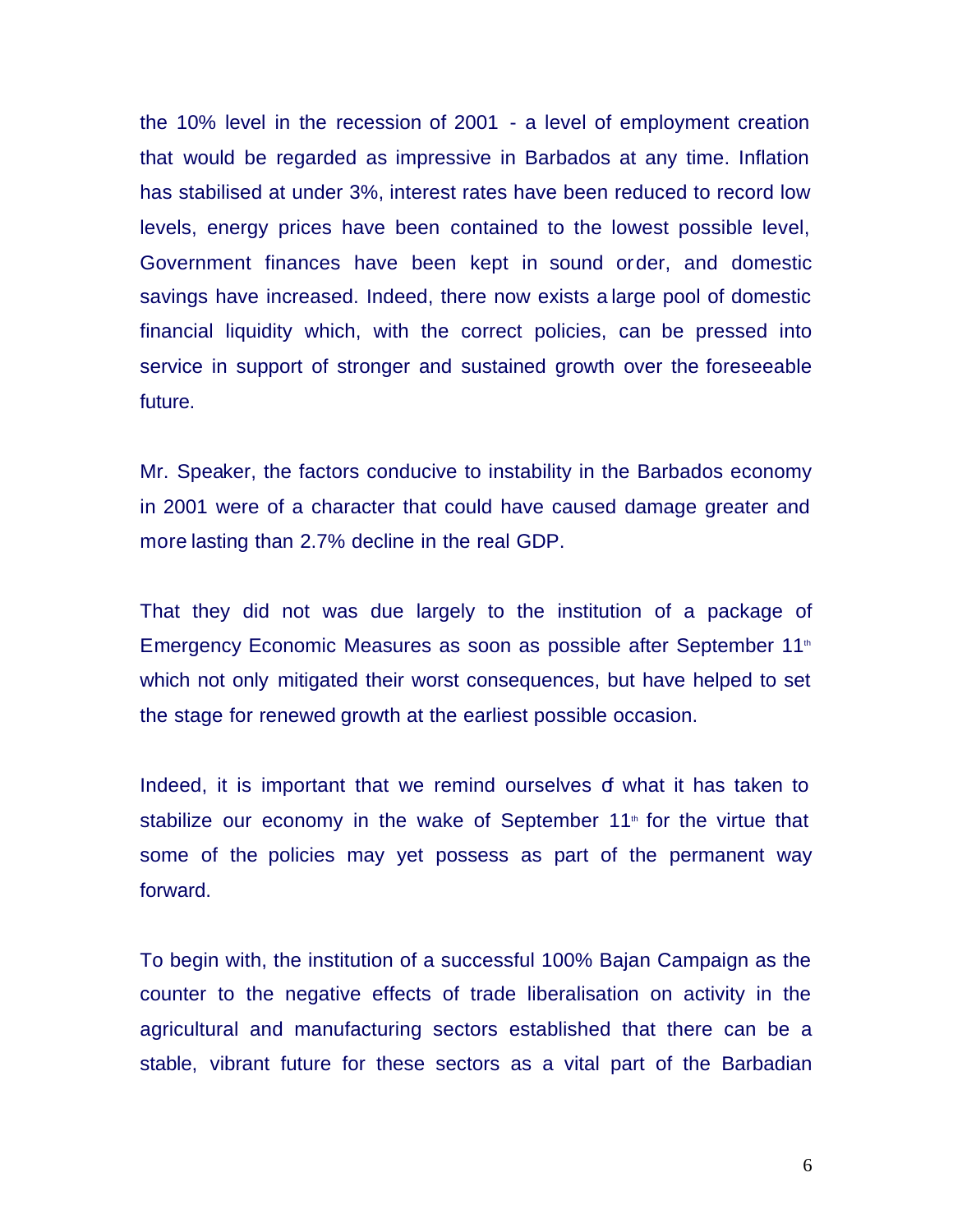the 10% level in the recession of 2001 - a level of employment creation that would be regarded as impressive in Barbados at any time. Inflation has stabilised at under 3%, interest rates have been reduced to record low levels, energy prices have been contained to the lowest possible level, Government finances have been kept in sound order, and domestic savings have increased. Indeed, there now exists a large pool of domestic financial liquidity which, with the correct policies, can be pressed into service in support of stronger and sustained growth over the foreseeable future.

Mr. Speaker, the factors conducive to instability in the Barbados economy in 2001 were of a character that could have caused damage greater and more lasting than 2.7% decline in the real GDP.

That they did not was due largely to the institution of a package of Emergency Economic Measures as soon as possible after September 11th which not only mitigated their worst consequences, but have helped to set the stage for renewed growth at the earliest possible occasion.

Indeed, it is important that we remind ourselves of what it has taken to stabilize our economy in the wake of September 11th for the virtue that some of the policies may yet possess as part of the permanent way forward.

To begin with, the institution of a successful 100% Bajan Campaign as the counter to the negative effects of trade liberalisation on activity in the agricultural and manufacturing sectors established that there can be a stable, vibrant future for these sectors as a vital part of the Barbadian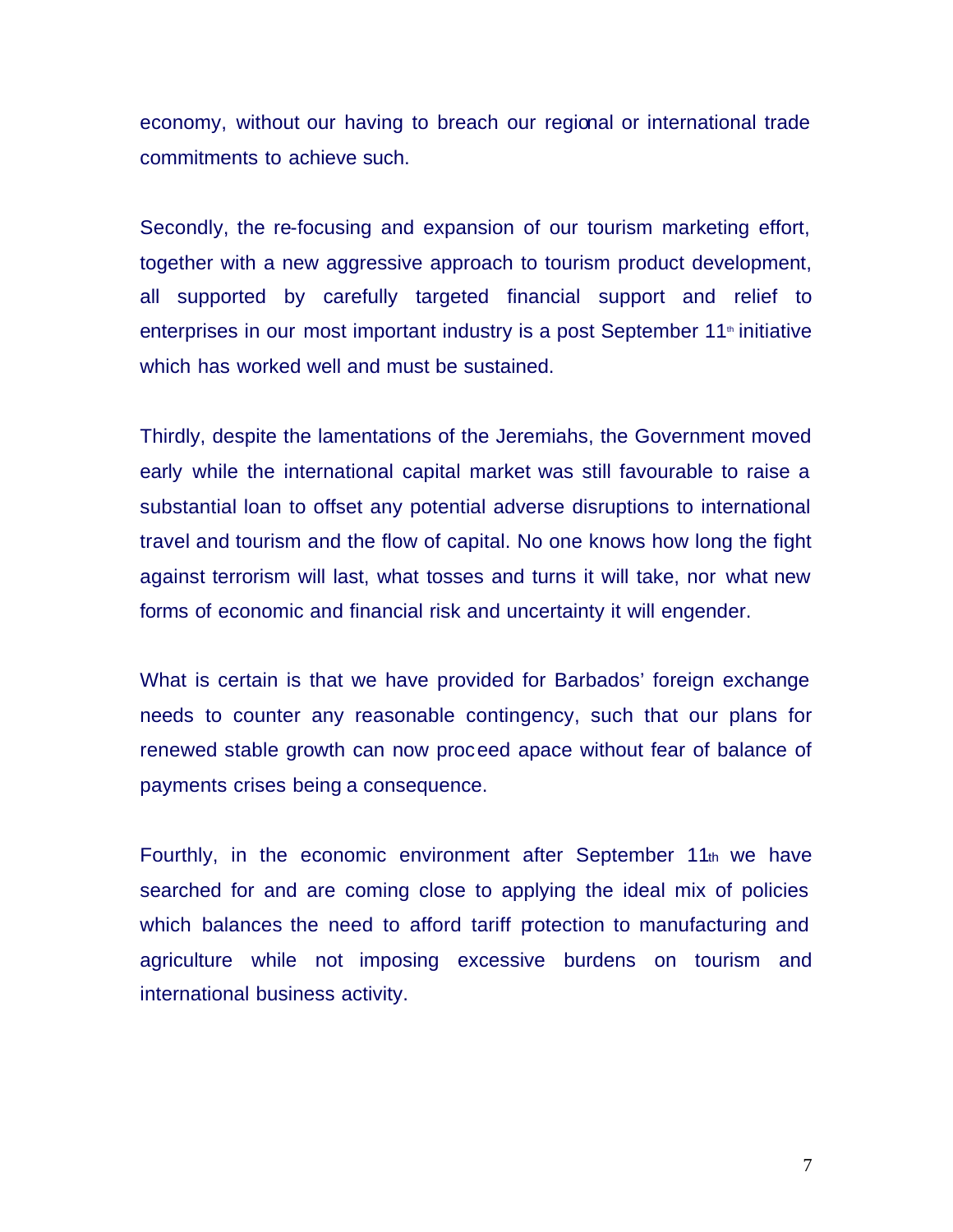economy, without our having to breach our regional or international trade commitments to achieve such.

Secondly, the re-focusing and expansion of our tourism marketing effort, together with a new aggressive approach to tourism product development, all supported by carefully targeted financial support and relief to enterprises in our most important industry is a post September 11th initiative which has worked well and must be sustained.

Thirdly, despite the lamentations of the Jeremiahs, the Government moved early while the international capital market was still favourable to raise a substantial loan to offset any potential adverse disruptions to international travel and tourism and the flow of capital. No one knows how long the fight against terrorism will last, what tosses and turns it will take, nor what new forms of economic and financial risk and uncertainty it will engender.

What is certain is that we have provided for Barbados' foreign exchange needs to counter any reasonable contingency, such that our plans for renewed stable growth can now proceed apace without fear of balance of payments crises being a consequence.

Fourthly, in the economic environment after September 11th we have searched for and are coming close to applying the ideal mix of policies which balances the need to afford tariff protection to manufacturing and agriculture while not imposing excessive burdens on tourism and international business activity.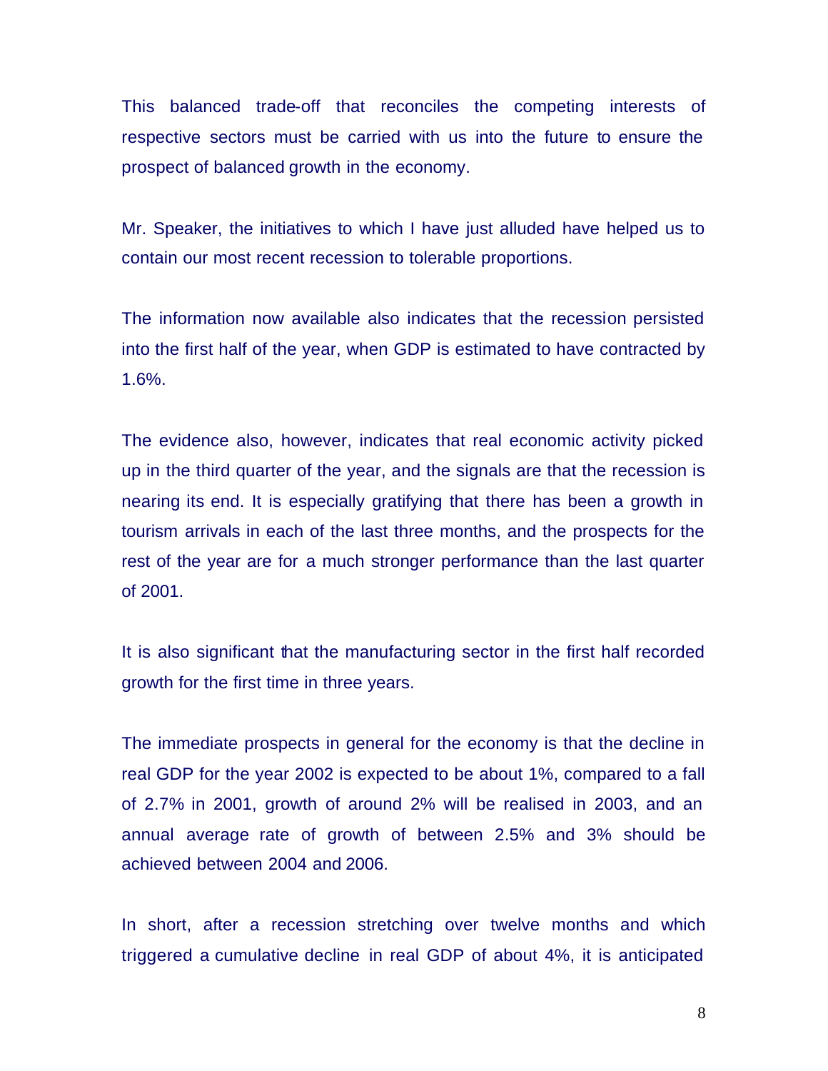This balanced trade-off that reconciles the competing interests of respective sectors must be carried with us into the future to ensure the prospect of balanced growth in the economy.

Mr. Speaker, the initiatives to which I have just alluded have helped us to contain our most recent recession to tolerable proportions.

The information now available also indicates that the recession persisted into the first half of the year, when GDP is estimated to have contracted by 1.6%.

The evidence also, however, indicates that real economic activity picked up in the third quarter of the year, and the signals are that the recession is nearing its end. It is especially gratifying that there has been a growth in tourism arrivals in each of the last three months, and the prospects for the rest of the year are for a much stronger performance than the last quarter of 2001.

It is also significant that the manufacturing sector in the first half recorded growth for the first time in three years.

The immediate prospects in general for the economy is that the decline in real GDP for the year 2002 is expected to be about 1%, compared to a fall of 2.7% in 2001, growth of around 2% will be realised in 2003, and an annual average rate of growth of between 2.5% and 3% should be achieved between 2004 and 2006.

In short, after a recession stretching over twelve months and which triggered a cumulative decline in real GDP of about 4%, it is anticipated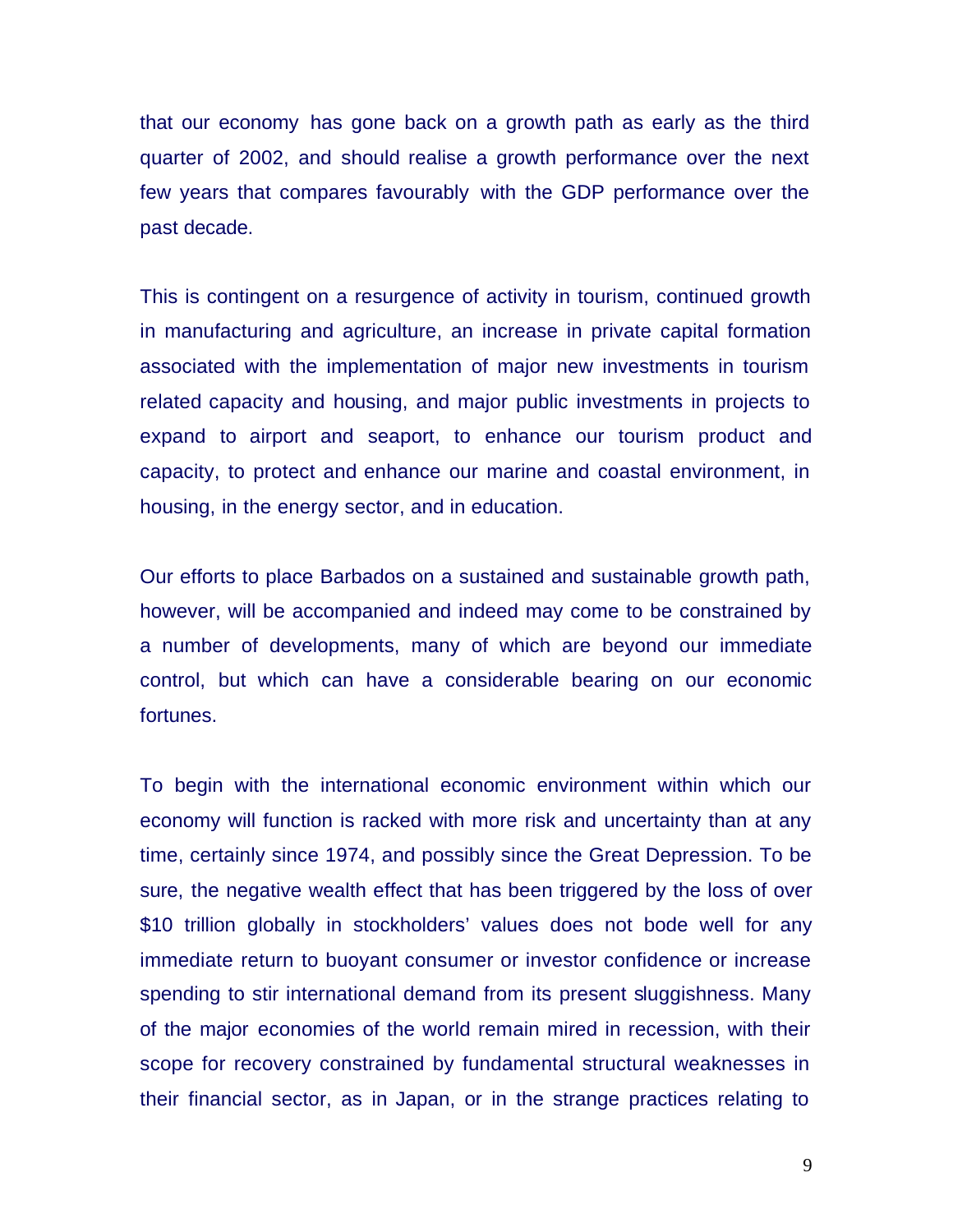that our economy has gone back on a growth path as early as the third quarter of 2002, and should realise a growth performance over the next few years that compares favourably with the GDP performance over the past decade.

This is contingent on a resurgence of activity in tourism, continued growth in manufacturing and agriculture, an increase in private capital formation associated with the implementation of major new investments in tourism related capacity and housing, and major public investments in projects to expand to airport and seaport, to enhance our tourism product and capacity, to protect and enhance our marine and coastal environment, in housing, in the energy sector, and in education.

Our efforts to place Barbados on a sustained and sustainable growth path, however, will be accompanied and indeed may come to be constrained by a number of developments, many of which are beyond our immediate control, but which can have a considerable bearing on our economic fortunes.

To begin with the international economic environment within which our economy will function is racked with more risk and uncertainty than at any time, certainly since 1974, and possibly since the Great Depression. To be sure, the negative wealth effect that has been triggered by the loss of over $10 trillion globally in stockholders' values does not bode well for any immediate return to buoyant consumer or investor confidence or increase spending to stir international demand from its present sluggishness. Many of the major economies of the world remain mired in recession, with their scope for recovery constrained by fundamental structural weaknesses in their financial sector, as in Japan, or in the strange practices relating to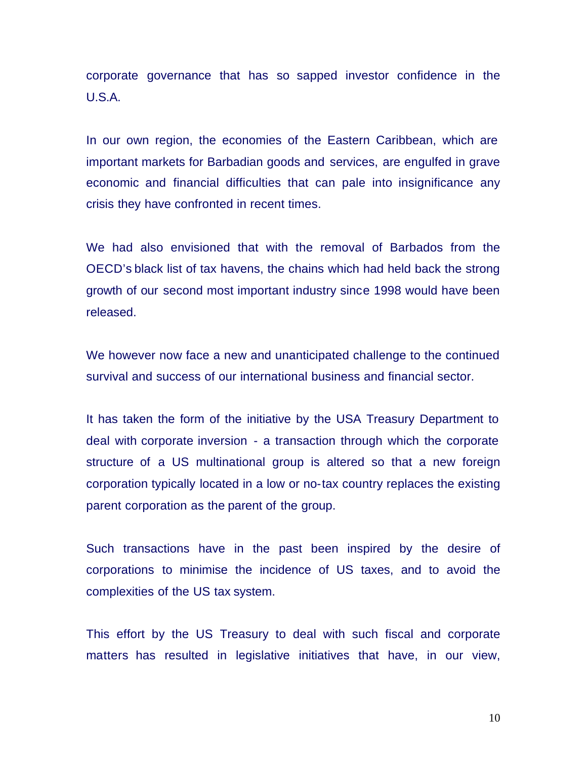corporate governance that has so sapped investor confidence in the U.S.A.

In our own region, the economies of the Eastern Caribbean, which are important markets for Barbadian goods and services, are engulfed in grave economic and financial difficulties that can pale into insignificance any crisis they have confronted in recent times.

We had also envisioned that with the removal of Barbados from the OECD's black list of tax havens, the chains which had held back the strong growth of our second most important industry since 1998 would have been released.

We however now face a new and unanticipated challenge to the continued survival and success of our international business and financial sector.

It has taken the form of the initiative by the USA Treasury Department to deal with corporate inversion - a transaction through which the corporate structure of a US multinational group is altered so that a new foreign corporation typically located in a low or no-tax country replaces the existing parent corporation as the parent of the group.

Such transactions have in the past been inspired by the desire of corporations to minimise the incidence of US taxes, and to avoid the complexities of the US tax system.

This effort by the US Treasury to deal with such fiscal and corporate matters has resulted in legislative initiatives that have, in our view,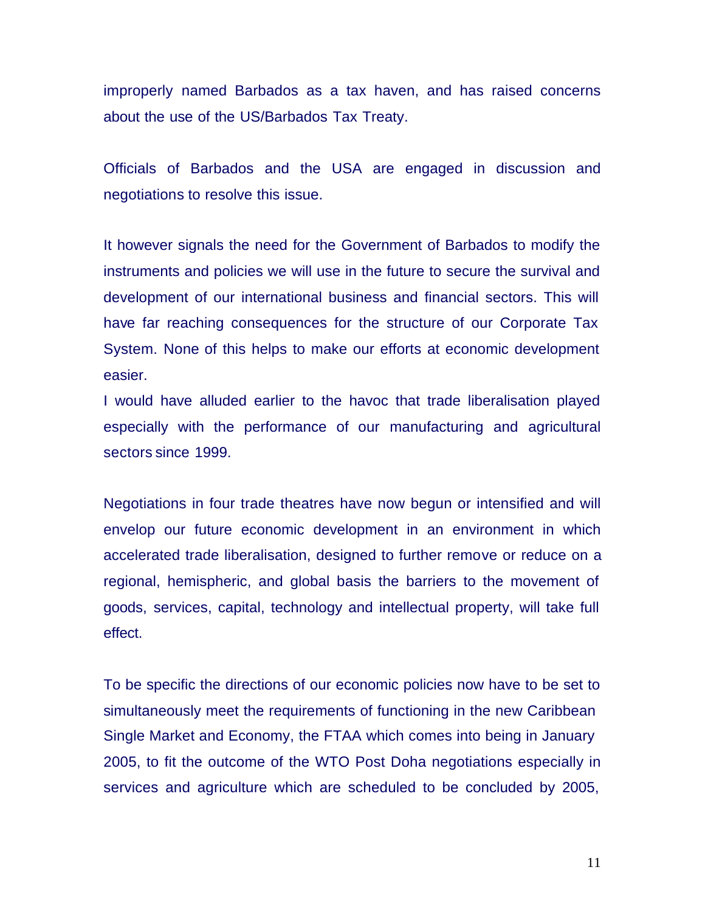improperly named Barbados as a tax haven, and has raised concerns about the use of the US/Barbados Tax Treaty.

Officials of Barbados and the USA are engaged in discussion and negotiations to resolve this issue.

It however signals the need for the Government of Barbados to modify the instruments and policies we will use in the future to secure the survival and development of our international business and financial sectors. This will have far reaching consequences for the structure of our Corporate Tax System. None of this helps to make our efforts at economic development easier.

I would have alluded earlier to the havoc that trade liberalisation played especially with the performance of our manufacturing and agricultural sectors since 1999.

Negotiations in four trade theatres have now begun or intensified and will envelop our future economic development in an environment in which accelerated trade liberalisation, designed to further remove or reduce on a regional, hemispheric, and global basis the barriers to the movement of goods, services, capital, technology and intellectual property, will take full effect.

To be specific the directions of our economic policies now have to be set to simultaneously meet the requirements of functioning in the new Caribbean Single Market and Economy, the FTAA which comes into being in January 2005, to fit the outcome of the WTO Post Doha negotiations especially in services and agriculture which are scheduled to be concluded by 2005,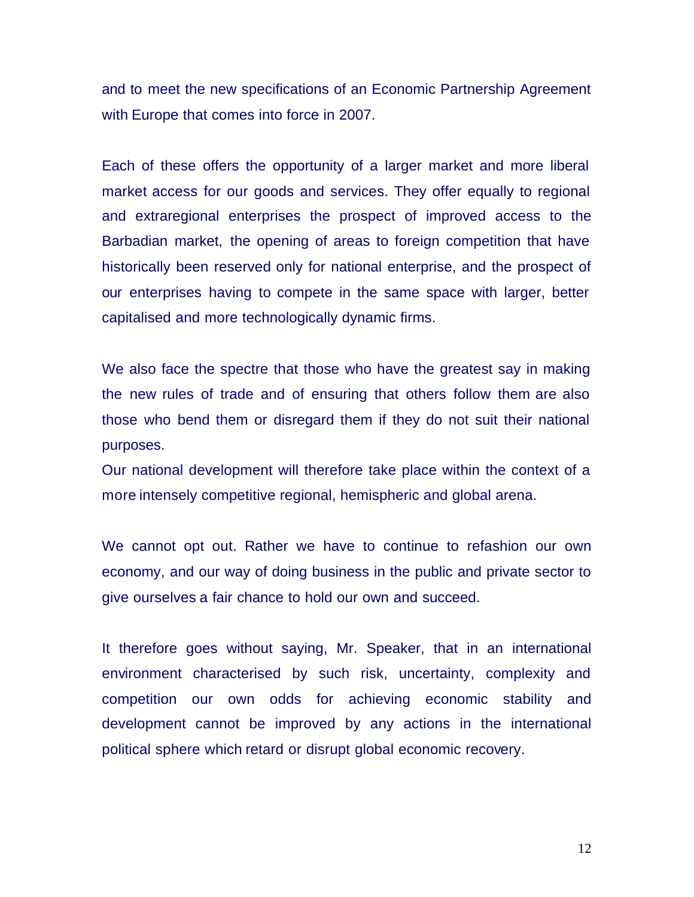and to meet the new specifications of an Economic Partnership Agreement with Europe that comes into force in 2007.

Each of these offers the opportunity of a larger market and more liberal market access for our goods and services. They offer equally to regional and extraregional enterprises the prospect of improved access to the Barbadian market, the opening of areas to foreign competition that have historically been reserved only for national enterprise, and the prospect of our enterprises having to compete in the same space with larger, better capitalised and more technologically dynamic firms.

We also face the spectre that those who have the greatest say in making the new rules of trade and of ensuring that others follow them are also those who bend them or disregard them if they do not suit their national purposes.

Our national development will therefore take place within the context of a more intensely competitive regional, hemispheric and global arena.

We cannot opt out. Rather we have to continue to refashion our own economy, and our way of doing business in the public and private sector to give ourselves a fair chance to hold our own and succeed.

It therefore goes without saying, Mr. Speaker, that in an international environment characterised by such risk, uncertainty, complexity and competition our own odds for achieving economic stability and development cannot be improved by any actions in the international political sphere which retard or disrupt global economic recovery.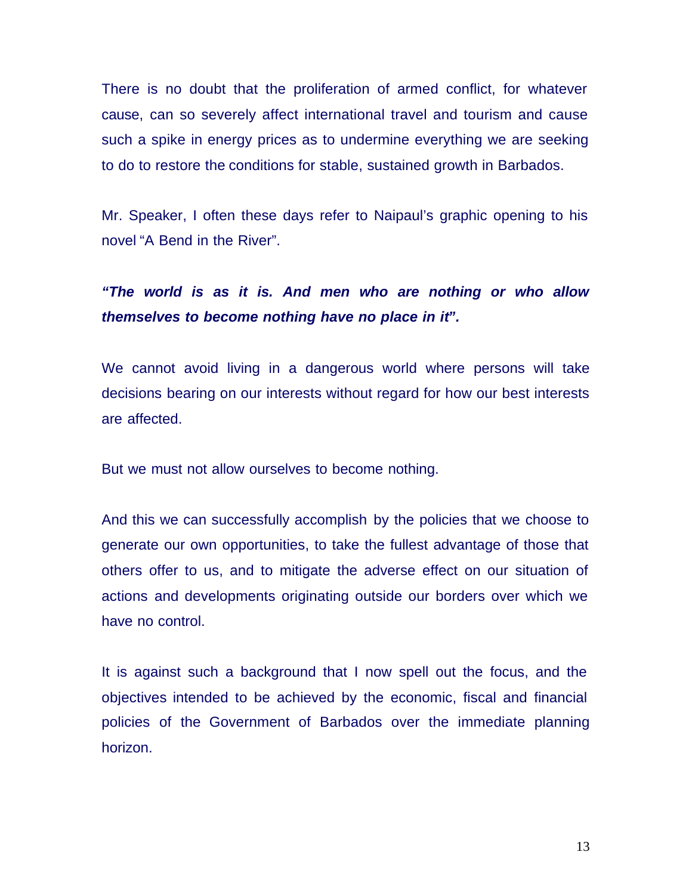There is no doubt that the proliferation of armed conflict, for whatever cause, can so severely affect international travel and tourism and cause such a spike in energy prices as to undermine everything we are seeking to do to restore the conditions for stable, sustained growth in Barbados.

Mr. Speaker, I often these days refer to Naipaul's graphic opening to his novel "A Bend in the River".

***"The world is as it is. And men who are nothing or who allow themselves to become nothing have no place in it".***

We cannot avoid living in a dangerous world where persons will take decisions bearing on our interests without regard for how our best interests are affected.

But we must not allow ourselves to become nothing.

And this we can successfully accomplish by the policies that we choose to generate our own opportunities, to take the fullest advantage of those that others offer to us, and to mitigate the adverse effect on our situation of actions and developments originating outside our borders over which we have no control.

It is against such a background that I now spell out the focus, and the objectives intended to be achieved by the economic, fiscal and financial policies of the Government of Barbados over the immediate planning horizon.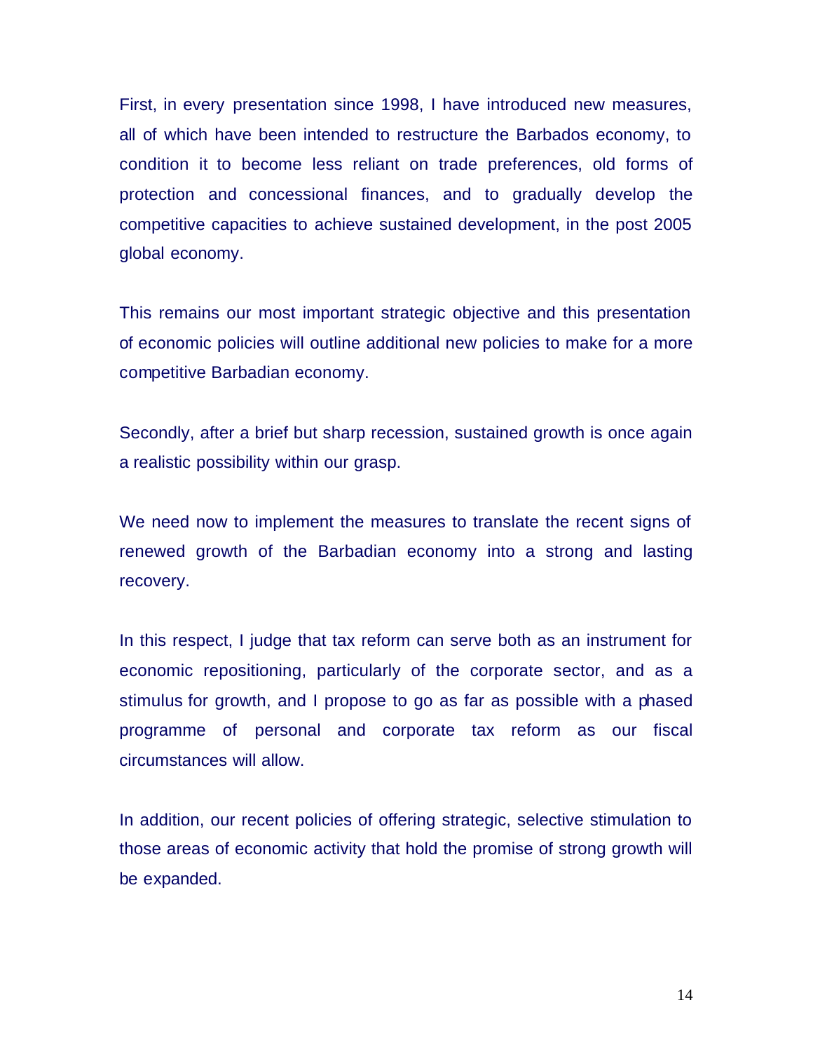First, in every presentation since 1998, I have introduced new measures, all of which have been intended to restructure the Barbados economy, to condition it to become less reliant on trade preferences, old forms of protection and concessional finances, and to gradually develop the competitive capacities to achieve sustained development, in the post 2005 global economy.

This remains our most important strategic objective and this presentation of economic policies will outline additional new policies to make for a more competitive Barbadian economy.

Secondly, after a brief but sharp recession, sustained growth is once again a realistic possibility within our grasp.

We need now to implement the measures to translate the recent signs of renewed growth of the Barbadian economy into a strong and lasting recovery.

In this respect, I judge that tax reform can serve both as an instrument for economic repositioning, particularly of the corporate sector, and as a stimulus for growth, and I propose to go as far as possible with a phased programme of personal and corporate tax reform as our fiscal circumstances will allow.

In addition, our recent policies of offering strategic, selective stimulation to those areas of economic activity that hold the promise of strong growth will be expanded.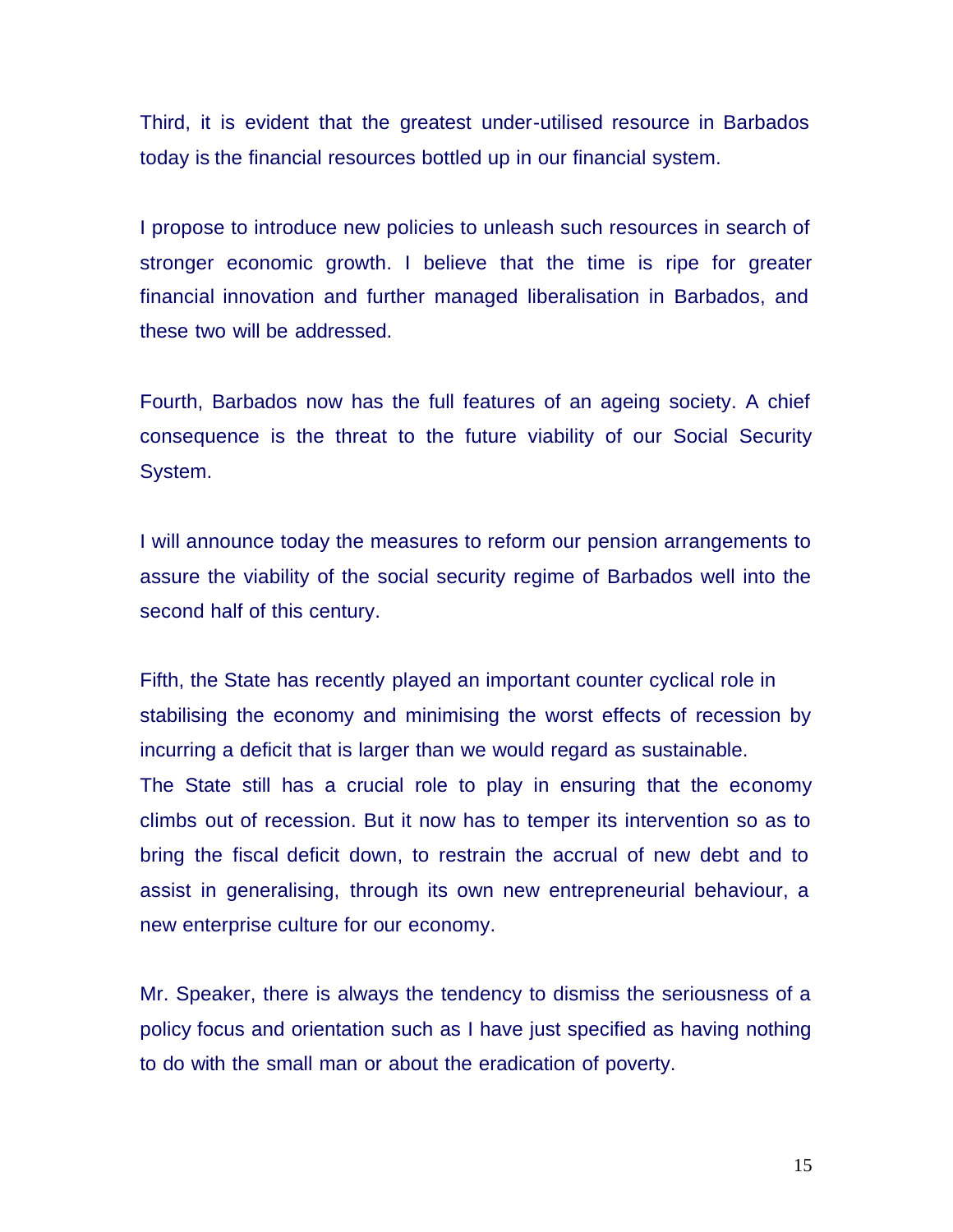Third, it is evident that the greatest under-utilised resource in Barbados today is the financial resources bottled up in our financial system.

I propose to introduce new policies to unleash such resources in search of stronger economic growth. I believe that the time is ripe for greater financial innovation and further managed liberalisation in Barbados, and these two will be addressed.

Fourth, Barbados now has the full features of an ageing society. A chief consequence is the threat to the future viability of our Social Security System.

I will announce today the measures to reform our pension arrangements to assure the viability of the social security regime of Barbados well into the second half of this century.

Fifth, the State has recently played an important counter cyclical role in stabilising the economy and minimising the worst effects of recession by incurring a deficit that is larger than we would regard as sustainable.
The State still has a crucial role to play in ensuring that the economy climbs out of recession. But it now has to temper its intervention so as to bring the fiscal deficit down, to restrain the accrual of new debt and to assist in generalising, through its own new entrepreneurial behaviour, a new enterprise culture for our economy.

Mr. Speaker, there is always the tendency to dismiss the seriousness of a policy focus and orientation such as I have just specified as having nothing to do with the small man or about the eradication of poverty.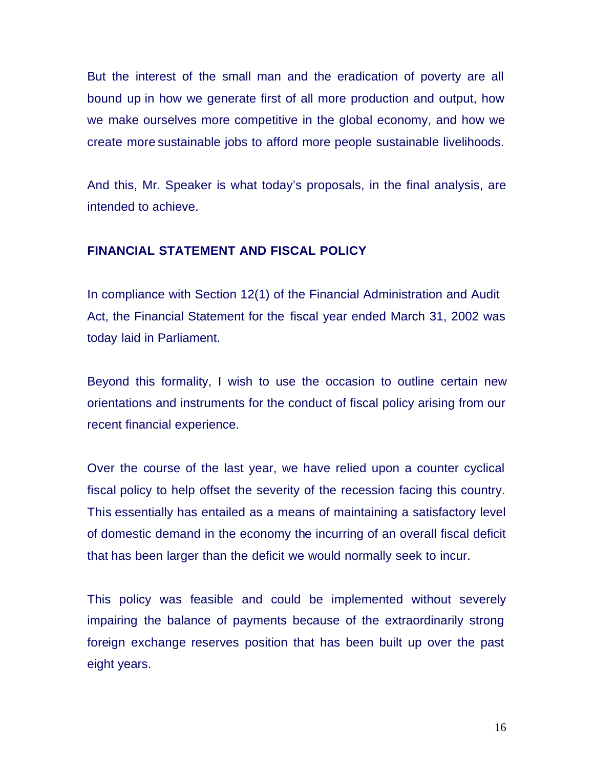But the interest of the small man and the eradication of poverty are all bound up in how we generate first of all more production and output, how we make ourselves more competitive in the global economy, and how we create more sustainable jobs to afford more people sustainable livelihoods.

And this, Mr. Speaker is what today's proposals, in the final analysis, are intended to achieve.

## FINANCIAL STATEMENT AND FISCAL POLICY

In compliance with Section 12(1) of the Financial Administration and Audit Act, the Financial Statement for the fiscal year ended March 31, 2002 was today laid in Parliament.

Beyond this formality, I wish to use the occasion to outline certain new orientations and instruments for the conduct of fiscal policy arising from our recent financial experience.

Over the course of the last year, we have relied upon a counter cyclical fiscal policy to help offset the severity of the recession facing this country. This essentially has entailed as a means of maintaining a satisfactory level of domestic demand in the economy the incurring of an overall fiscal deficit that has been larger than the deficit we would normally seek to incur.

This policy was feasible and could be implemented without severely impairing the balance of payments because of the extraordinarily strong foreign exchange reserves position that has been built up over the past eight years.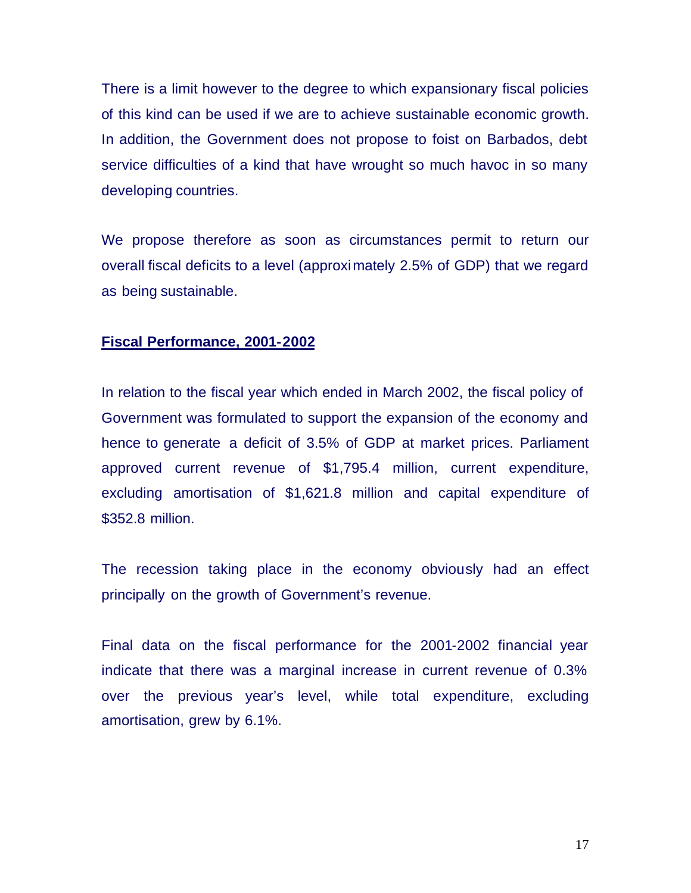There is a limit however to the degree to which expansionary fiscal policies of this kind can be used if we are to achieve sustainable economic growth. In addition, the Government does not propose to foist on Barbados, debt service difficulties of a kind that have wrought so much havoc in so many developing countries.

We propose therefore as soon as circumstances permit to return our overall fiscal deficits to a level (approximately 2.5% of GDP) that we regard as being sustainable.

## Fiscal Performance, 2001-2002

In relation to the fiscal year which ended in March 2002, the fiscal policy of Government was formulated to support the expansion of the economy and hence to generate a deficit of 3.5% of GDP at market prices. Parliament approved current revenue of $1,795.4 million, current expenditure, excluding amortisation of $1,621.8 million and capital expenditure of $352.8 million.

The recession taking place in the economy obviously had an effect principally on the growth of Government's revenue.

Final data on the fiscal performance for the 2001-2002 financial year indicate that there was a marginal increase in current revenue of 0.3% over the previous year's level, while total expenditure, excluding amortisation, grew by 6.1%.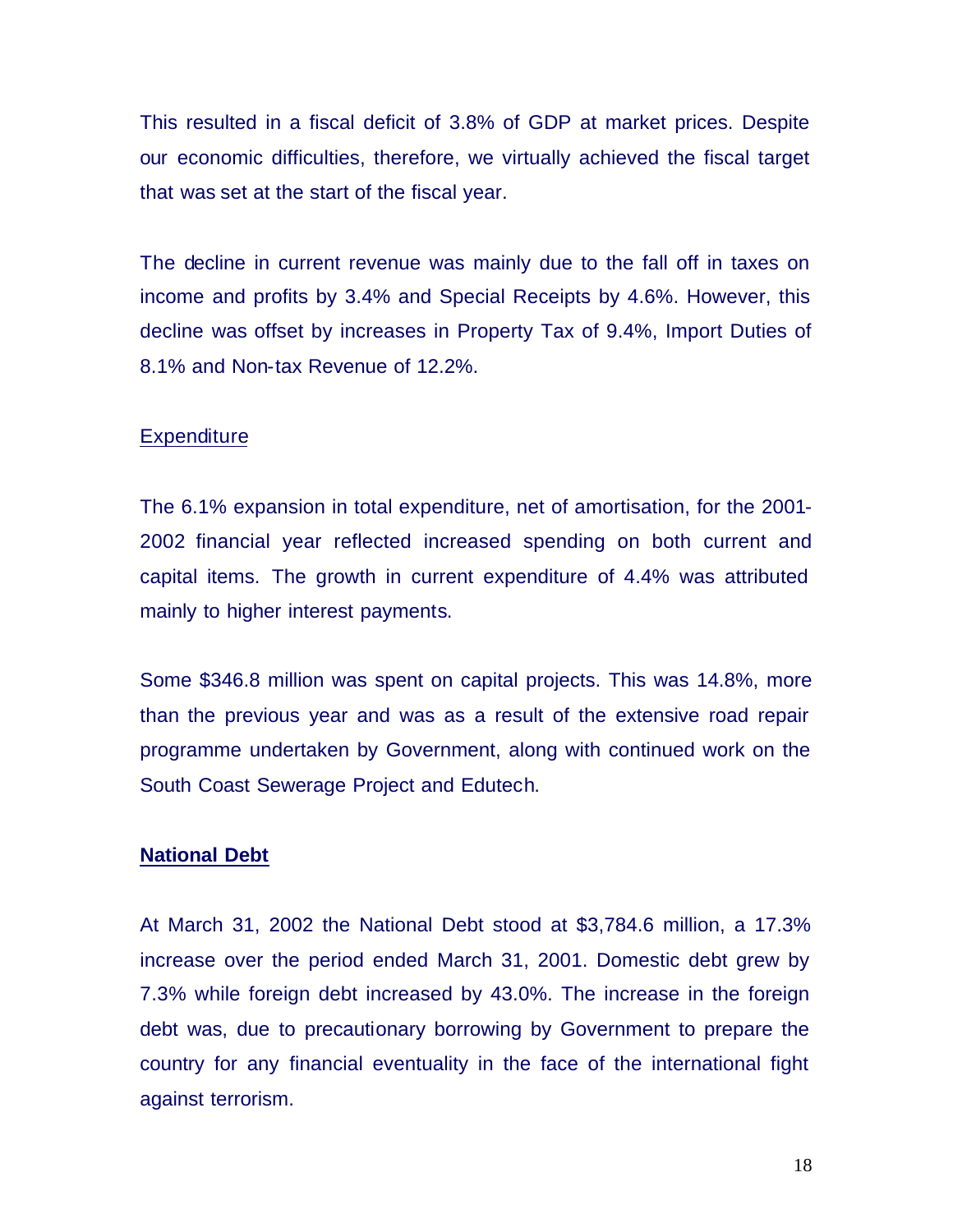This resulted in a fiscal deficit of 3.8% of GDP at market prices. Despite our economic difficulties, therefore, we virtually achieved the fiscal target that was set at the start of the fiscal year.

The decline in current revenue was mainly due to the fall off in taxes on income and profits by 3.4% and Special Receipts by 4.6%. However, this decline was offset by increases in Property Tax of 9.4%, Import Duties of 8.1% and Non-tax Revenue of 12.2%.

### Expenditure

The 6.1% expansion in total expenditure, net of amortisation, for the 2001-2002 financial year reflected increased spending on both current and capital items. The growth in current expenditure of 4.4% was attributed mainly to higher interest payments.

Some $346.8 million was spent on capital projects. This was 14.8%, more than the previous year and was as a result of the extensive road repair programme undertaken by Government, along with continued work on the South Coast Sewerage Project and Edutech.

## National Debt

At March 31, 2002 the National Debt stood at $3,784.6 million, a 17.3% increase over the period ended March 31, 2001. Domestic debt grew by 7.3% while foreign debt increased by 43.0%. The increase in the foreign debt was, due to precautionary borrowing by Government to prepare the country for any financial eventuality in the face of the international fight against terrorism.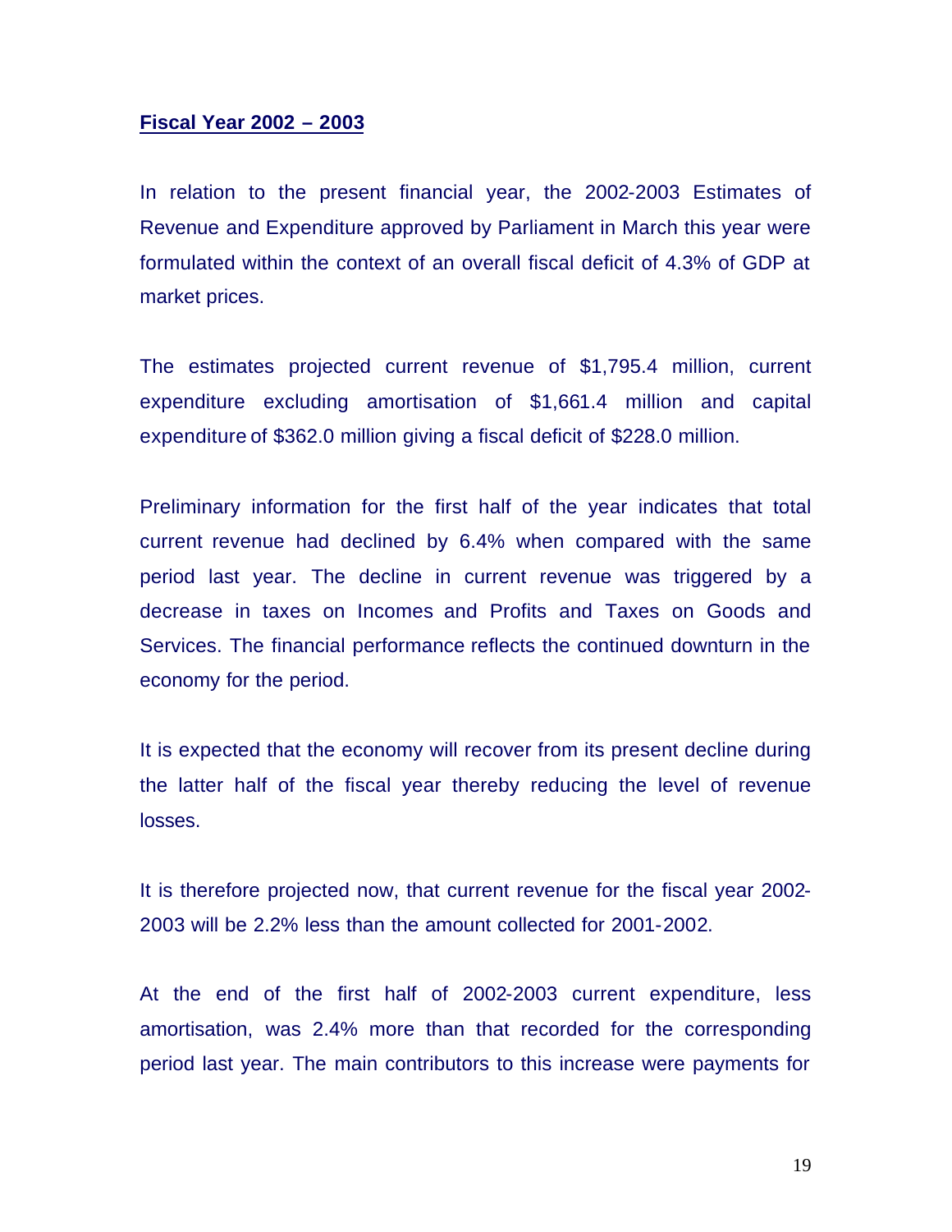## **Fiscal Year 2002 – 2003**

In relation to the present financial year, the 2002-2003 Estimates of Revenue and Expenditure approved by Parliament in March this year were formulated within the context of an overall fiscal deficit of 4.3% of GDP at market prices.

The estimates projected current revenue of $1,795.4 million, current expenditure excluding amortisation of $1,661.4 million and capital expenditure of $362.0 million giving a fiscal deficit of $228.0 million.

Preliminary information for the first half of the year indicates that total current revenue had declined by 6.4% when compared with the same period last year. The decline in current revenue was triggered by a decrease in taxes on Incomes and Profits and Taxes on Goods and Services. The financial performance reflects the continued downturn in the economy for the period.

It is expected that the economy will recover from its present decline during the latter half of the fiscal year thereby reducing the level of revenue losses.

It is therefore projected now, that current revenue for the fiscal year 2002-2003 will be 2.2% less than the amount collected for 2001-2002.

At the end of the first half of 2002-2003 current expenditure, less amortisation, was 2.4% more than that recorded for the corresponding period last year. The main contributors to this increase were payments for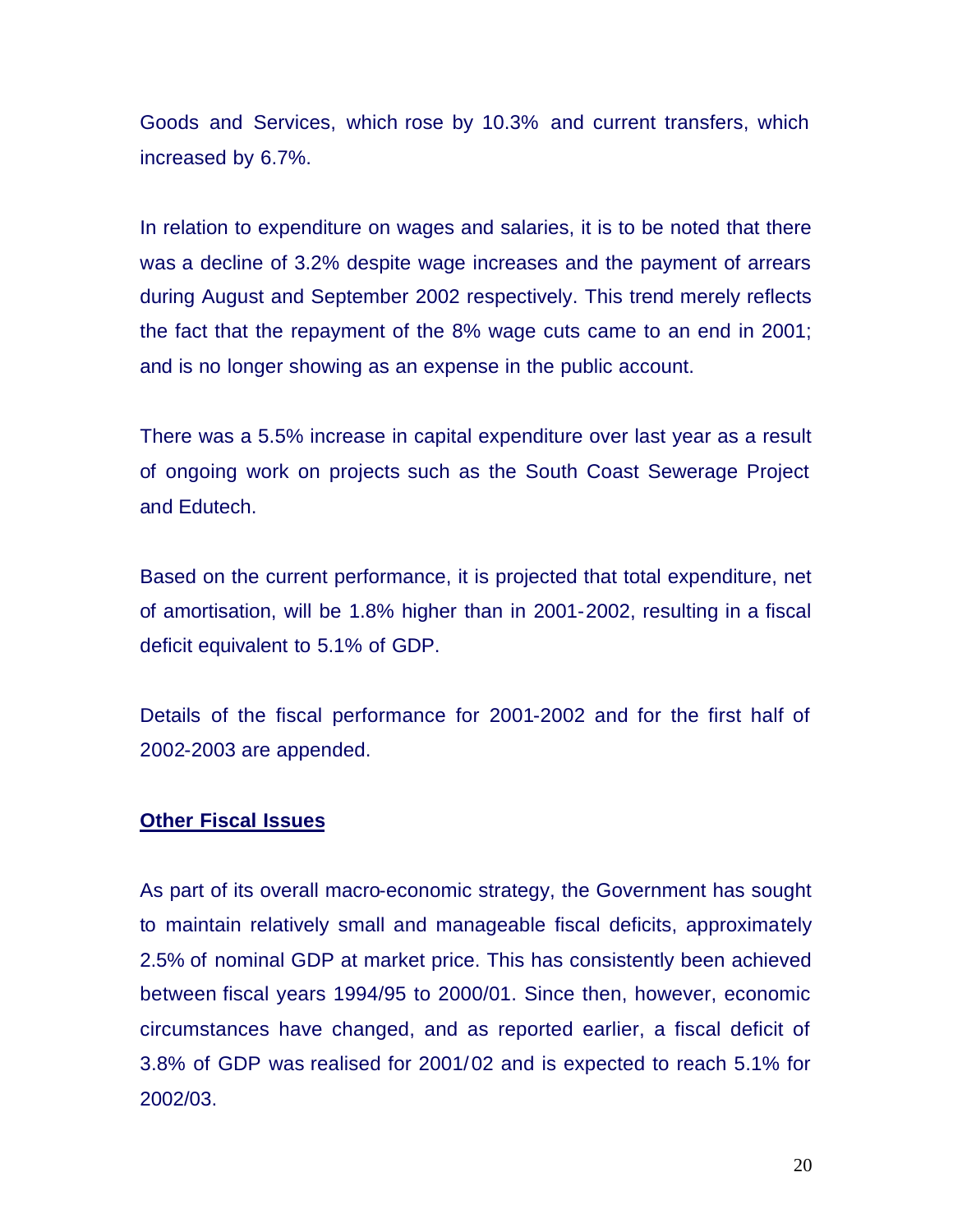Goods and Services, which rose by 10.3% and current transfers, which increased by 6.7%.

In relation to expenditure on wages and salaries, it is to be noted that there was a decline of 3.2% despite wage increases and the payment of arrears during August and September 2002 respectively. This trend merely reflects the fact that the repayment of the 8% wage cuts came to an end in 2001; and is no longer showing as an expense in the public account.

There was a 5.5% increase in capital expenditure over last year as a result of ongoing work on projects such as the South Coast Sewerage Project and Edutech.

Based on the current performance, it is projected that total expenditure, net of amortisation, will be 1.8% higher than in 2001-2002, resulting in a fiscal deficit equivalent to 5.1% of GDP.

Details of the fiscal performance for 2001-2002 and for the first half of 2002-2003 are appended.

## Other Fiscal Issues

As part of its overall macro-economic strategy, the Government has sought to maintain relatively small and manageable fiscal deficits, approximately 2.5% of nominal GDP at market price. This has consistently been achieved between fiscal years 1994/95 to 2000/01. Since then, however, economic circumstances have changed, and as reported earlier, a fiscal deficit of 3.8% of GDP was realised for 2001/02 and is expected to reach 5.1% for 2002/03.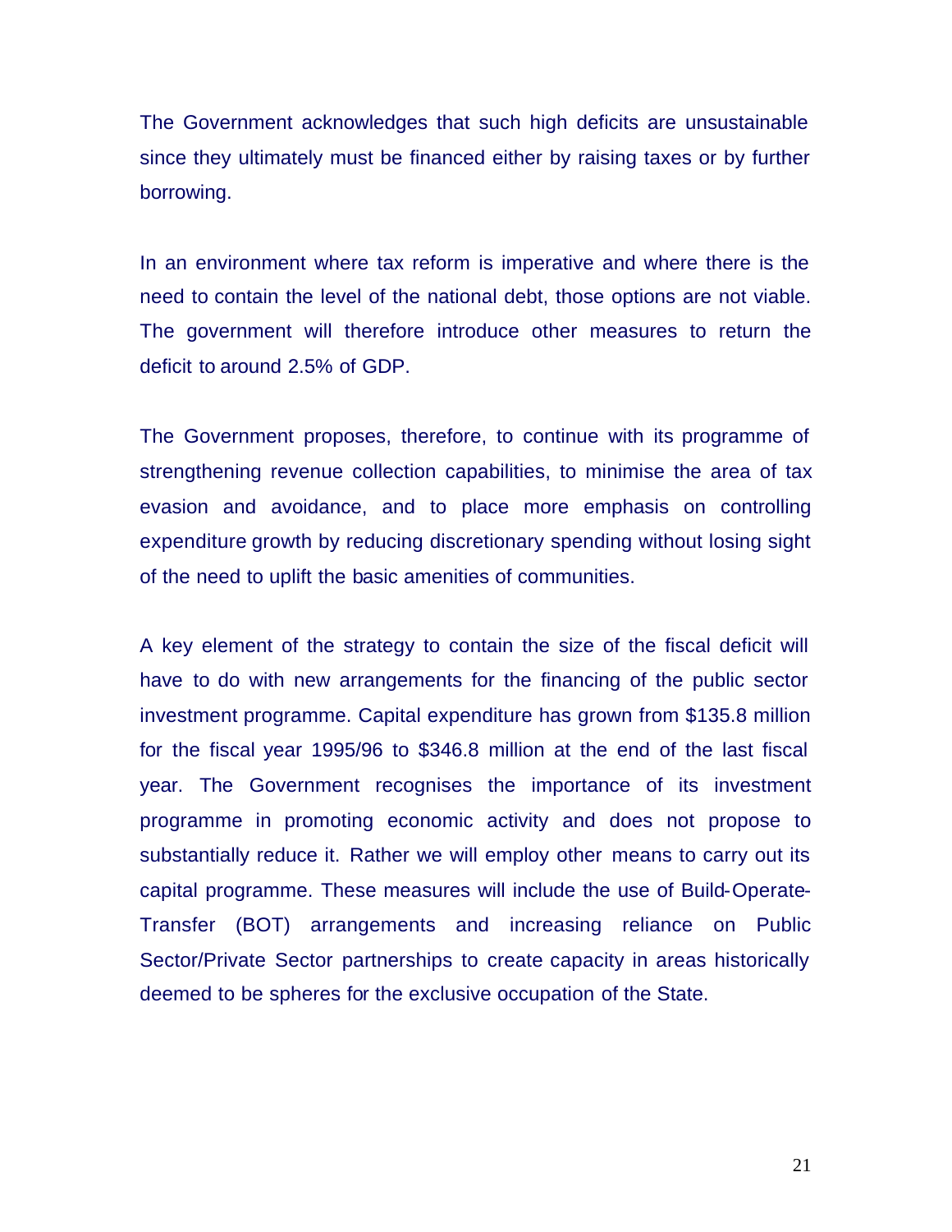The Government acknowledges that such high deficits are unsustainable since they ultimately must be financed either by raising taxes or by further borrowing.

In an environment where tax reform is imperative and where there is the need to contain the level of the national debt, those options are not viable. The government will therefore introduce other measures to return the deficit to around 2.5% of GDP.

The Government proposes, therefore, to continue with its programme of strengthening revenue collection capabilities, to minimise the area of tax evasion and avoidance, and to place more emphasis on controlling expenditure growth by reducing discretionary spending without losing sight of the need to uplift the basic amenities of communities.

A key element of the strategy to contain the size of the fiscal deficit will have to do with new arrangements for the financing of the public sector investment programme. Capital expenditure has grown from $135.8 million for the fiscal year 1995/96 to $346.8 million at the end of the last fiscal year. The Government recognises the importance of its investment programme in promoting economic activity and does not propose to substantially reduce it. Rather we will employ other means to carry out its capital programme. These measures will include the use of Build-Operate-Transfer (BOT) arrangements and increasing reliance on Public Sector/Private Sector partnerships to create capacity in areas historically deemed to be spheres for the exclusive occupation of the State.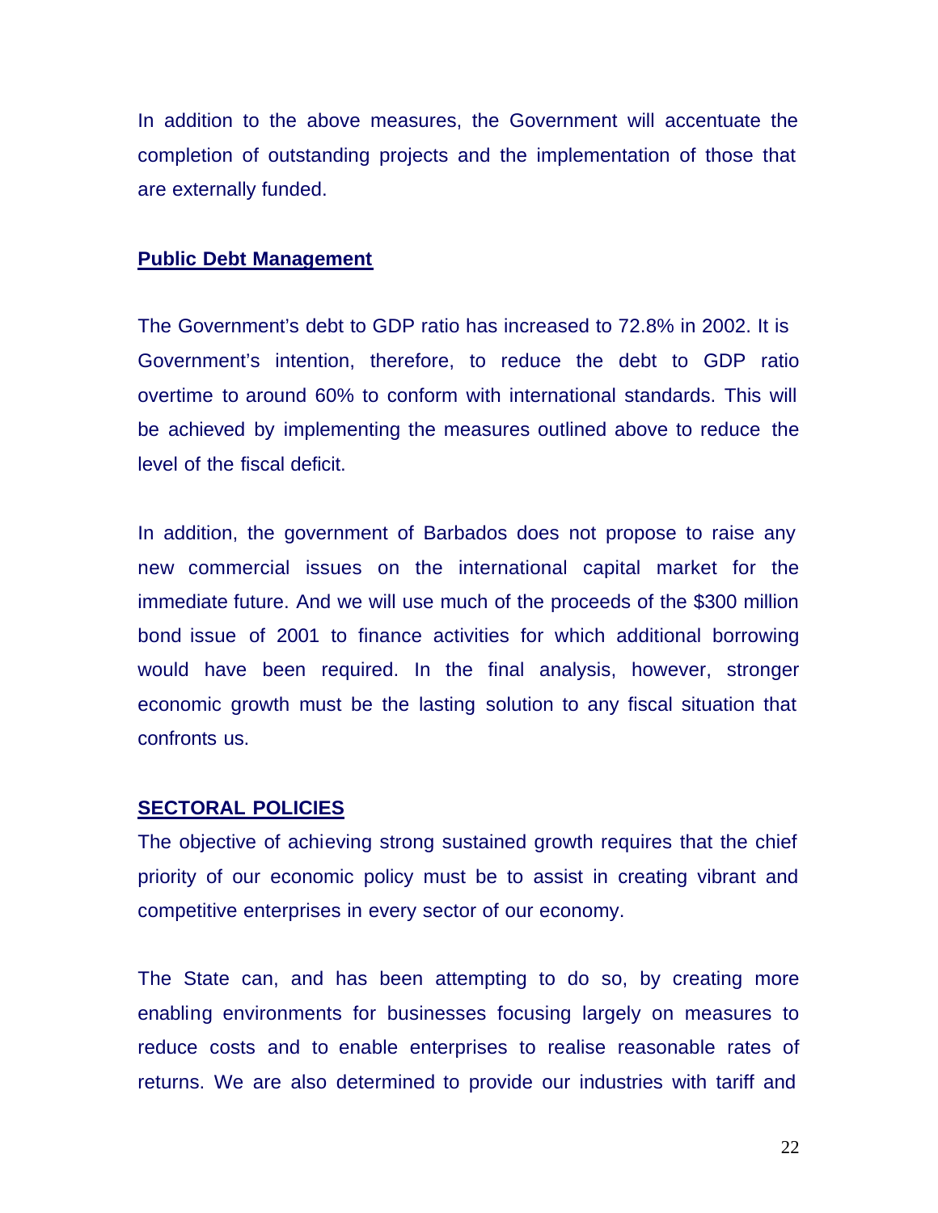In addition to the above measures, the Government will accentuate the completion of outstanding projects and the implementation of those that are externally funded.

## Public Debt Management

The Government's debt to GDP ratio has increased to 72.8% in 2002. It is Government's intention, therefore, to reduce the debt to GDP ratio overtime to around 60% to conform with international standards. This will be achieved by implementing the measures outlined above to reduce the level of the fiscal deficit.

In addition, the government of Barbados does not propose to raise any new commercial issues on the international capital market for the immediate future. And we will use much of the proceeds of the $300 million bond issue of 2001 to finance activities for which additional borrowing would have been required. In the final analysis, however, stronger economic growth must be the lasting solution to any fiscal situation that confronts us.

## SECTORAL POLICIES

The objective of achieving strong sustained growth requires that the chief priority of our economic policy must be to assist in creating vibrant and competitive enterprises in every sector of our economy.

The State can, and has been attempting to do so, by creating more enabling environments for businesses focusing largely on measures to reduce costs and to enable enterprises to realise reasonable rates of returns. We are also determined to provide our industries with tariff and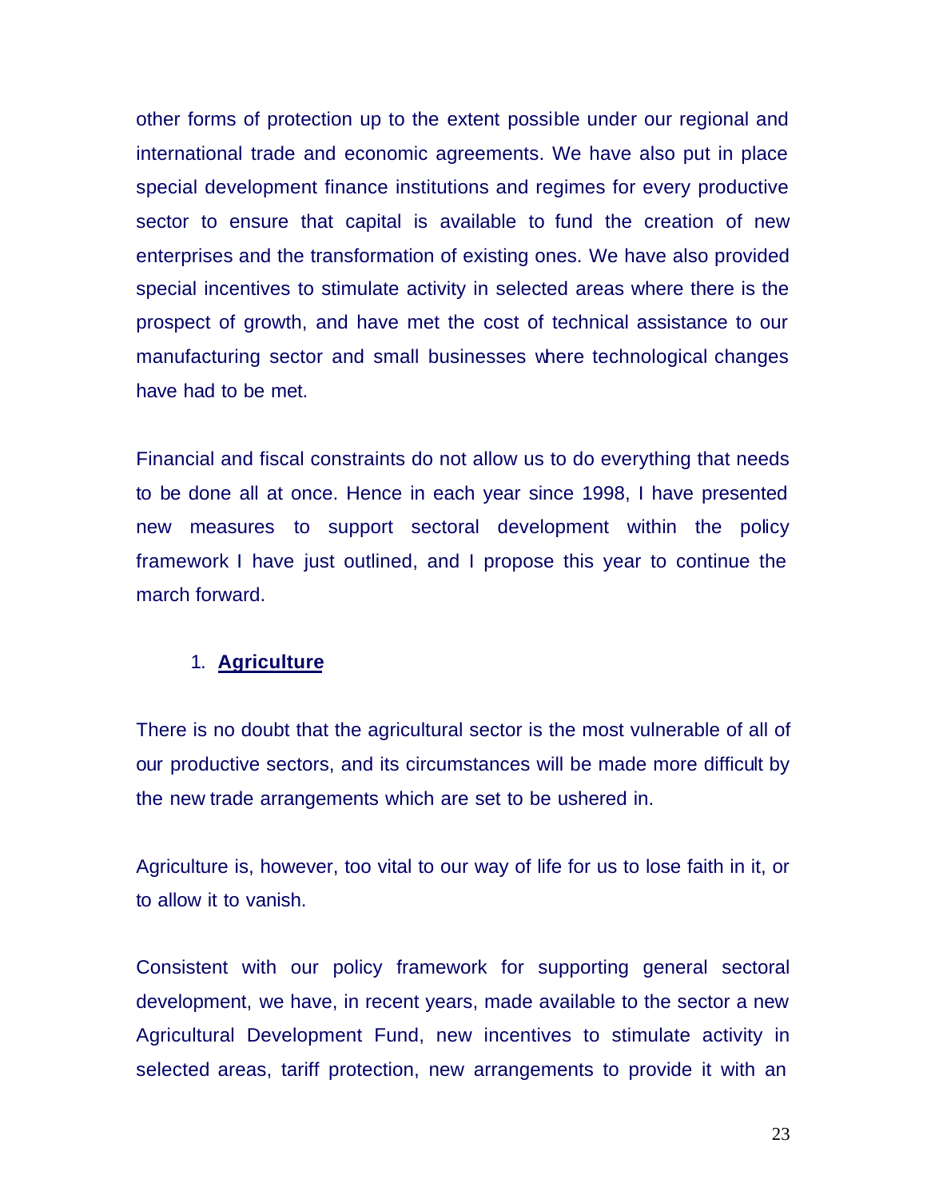other forms of protection up to the extent possible under our regional and international trade and economic agreements. We have also put in place special development finance institutions and regimes for every productive sector to ensure that capital is available to fund the creation of new enterprises and the transformation of existing ones. We have also provided special incentives to stimulate activity in selected areas where there is the prospect of growth, and have met the cost of technical assistance to our manufacturing sector and small businesses where technological changes have had to be met.

Financial and fiscal constraints do not allow us to do everything that needs to be done all at once. Hence in each year since 1998, I have presented new measures to support sectoral development within the policy framework I have just outlined, and I propose this year to continue the march forward.

1. **Agriculture**

There is no doubt that the agricultural sector is the most vulnerable of all of our productive sectors, and its circumstances will be made more difficult by the new trade arrangements which are set to be ushered in.

Agriculture is, however, too vital to our way of life for us to lose faith in it, or to allow it to vanish.

Consistent with our policy framework for supporting general sectoral development, we have, in recent years, made available to the sector a new Agricultural Development Fund, new incentives to stimulate activity in selected areas, tariff protection, new arrangements to provide it with an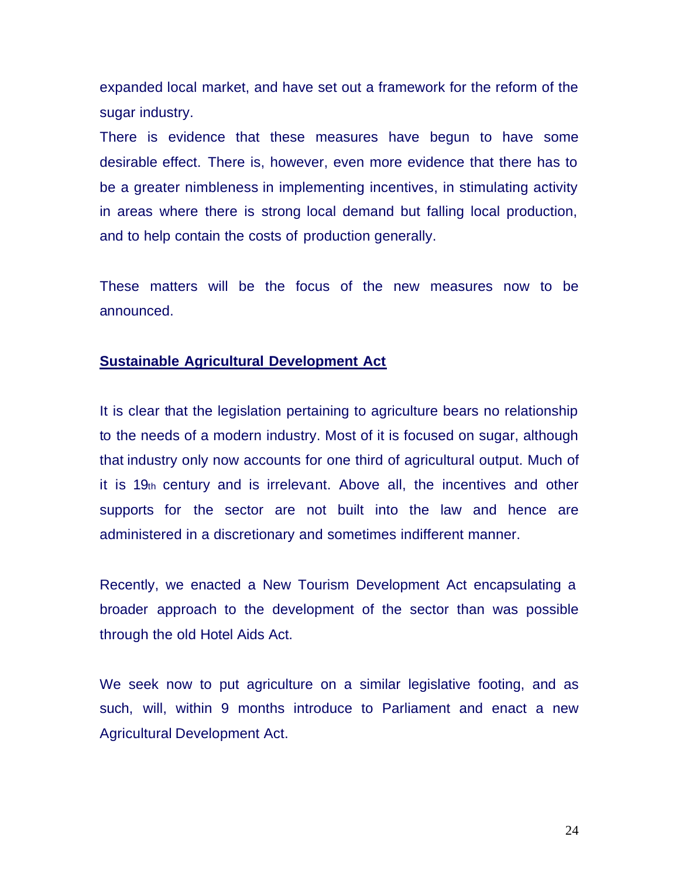expanded local market, and have set out a framework for the reform of the sugar industry.

There is evidence that these measures have begun to have some desirable effect. There is, however, even more evidence that there has to be a greater nimbleness in implementing incentives, in stimulating activity in areas where there is strong local demand but falling local production, and to help contain the costs of production generally.

These matters will be the focus of the new measures now to be announced.

## Sustainable Agricultural Development Act

It is clear that the legislation pertaining to agriculture bears no relationship to the needs of a modern industry. Most of it is focused on sugar, although that industry only now accounts for one third of agricultural output. Much of it is 19th century and is irrelevant. Above all, the incentives and other supports for the sector are not built into the law and hence are administered in a discretionary and sometimes indifferent manner.

Recently, we enacted a New Tourism Development Act encapsulating a broader approach to the development of the sector than was possible through the old Hotel Aids Act.

We seek now to put agriculture on a similar legislative footing, and as such, will, within 9 months introduce to Parliament and enact a new Agricultural Development Act.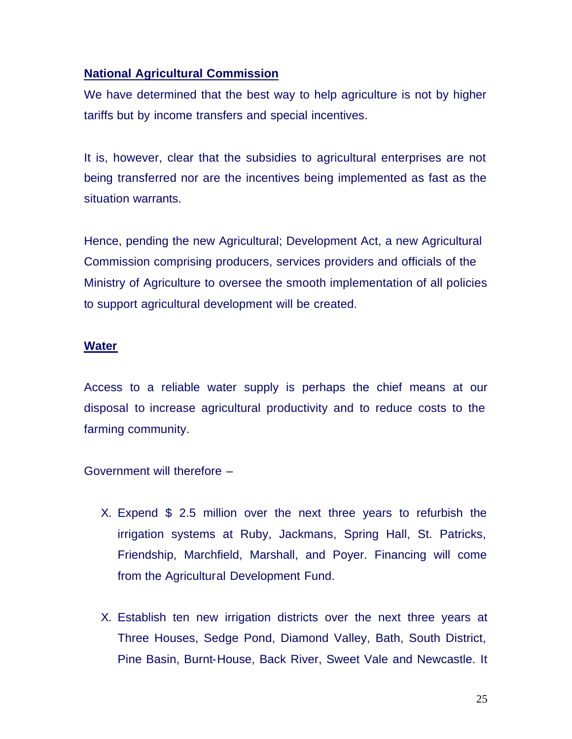**National Agricultural Commission**

We have determined that the best way to help agriculture is not by higher tariffs but by income transfers and special incentives.

It is, however, clear that the subsidies to agricultural enterprises are not being transferred nor are the incentives being implemented as fast as the situation warrants.

Hence, pending the new Agricultural; Development Act, a new Agricultural Commission comprising producers, services providers and officials of the Ministry of Agriculture to oversee the smooth implementation of all policies to support agricultural development will be created.

**Water**

Access to a reliable water supply is perhaps the chief means at our disposal to increase agricultural productivity and to reduce costs to the farming community.

Government will therefore –

X. Expend $ 2.5 million over the next three years to refurbish the irrigation systems at Ruby, Jackmans, Spring Hall, St. Patricks, Friendship, Marchfield, Marshall, and Poyer. Financing will come from the Agricultural Development Fund.

X. Establish ten new irrigation districts over the next three years at Three Houses, Sedge Pond, Diamond Valley, Bath, South District, Pine Basin, Burnt-House, Back River, Sweet Vale and Newcastle. It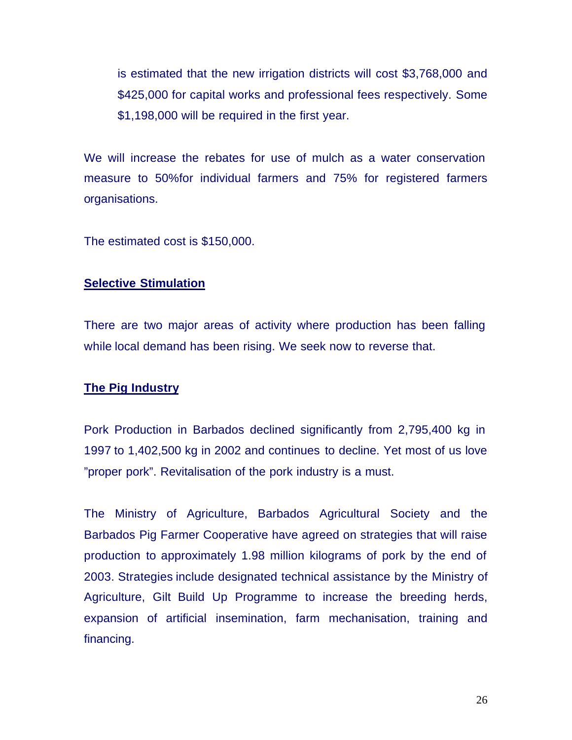is estimated that the new irrigation districts will cost $3,768,000 and $425,000 for capital works and professional fees respectively. Some $1,198,000 will be required in the first year.

We will increase the rebates for use of mulch as a water conservation measure to 50%for individual farmers and 75% for registered farmers organisations.

The estimated cost is $150,000.

**Selective Stimulation**

There are two major areas of activity where production has been falling while local demand has been rising. We seek now to reverse that.

**The Pig Industry**

Pork Production in Barbados declined significantly from 2,795,400 kg in 1997 to 1,402,500 kg in 2002 and continues to decline. Yet most of us love ”proper pork”. Revitalisation of the pork industry is a must.

The Ministry of Agriculture, Barbados Agricultural Society and the Barbados Pig Farmer Cooperative have agreed on strategies that will raise production to approximately 1.98 million kilograms of pork by the end of 2003. Strategies include designated technical assistance by the Ministry of Agriculture, Gilt Build Up Programme to increase the breeding herds, expansion of artificial insemination, farm mechanisation, training and financing.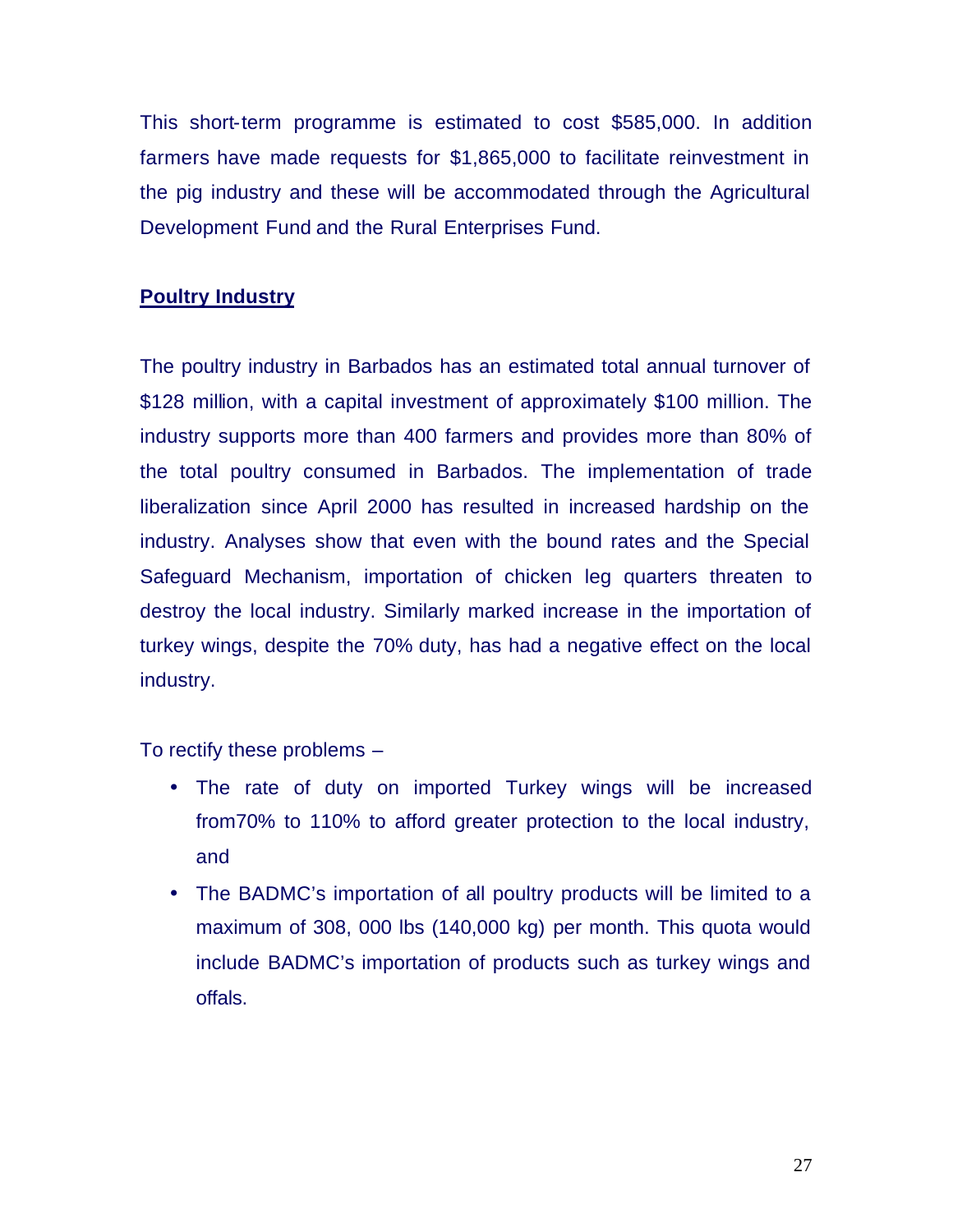This short-term programme is estimated to cost $585,000. In addition farmers have made requests for $1,865,000 to facilitate reinvestment in the pig industry and these will be accommodated through the Agricultural Development Fund and the Rural Enterprises Fund.

## Poultry Industry

The poultry industry in Barbados has an estimated total annual turnover of $128 million, with a capital investment of approximately $100 million. The industry supports more than 400 farmers and provides more than 80% of the total poultry consumed in Barbados. The implementation of trade liberalization since April 2000 has resulted in increased hardship on the industry. Analyses show that even with the bound rates and the Special Safeguard Mechanism, importation of chicken leg quarters threaten to destroy the local industry. Similarly marked increase in the importation of turkey wings, despite the 70% duty, has had a negative effect on the local industry.

To rectify these problems –

- The rate of duty on imported Turkey wings will be increased from70% to 110% to afford greater protection to the local industry, and
- The BADMC's importation of all poultry products will be limited to a maximum of 308, 000 lbs (140,000 kg) per month. This quota would include BADMC's importation of products such as turkey wings and offals.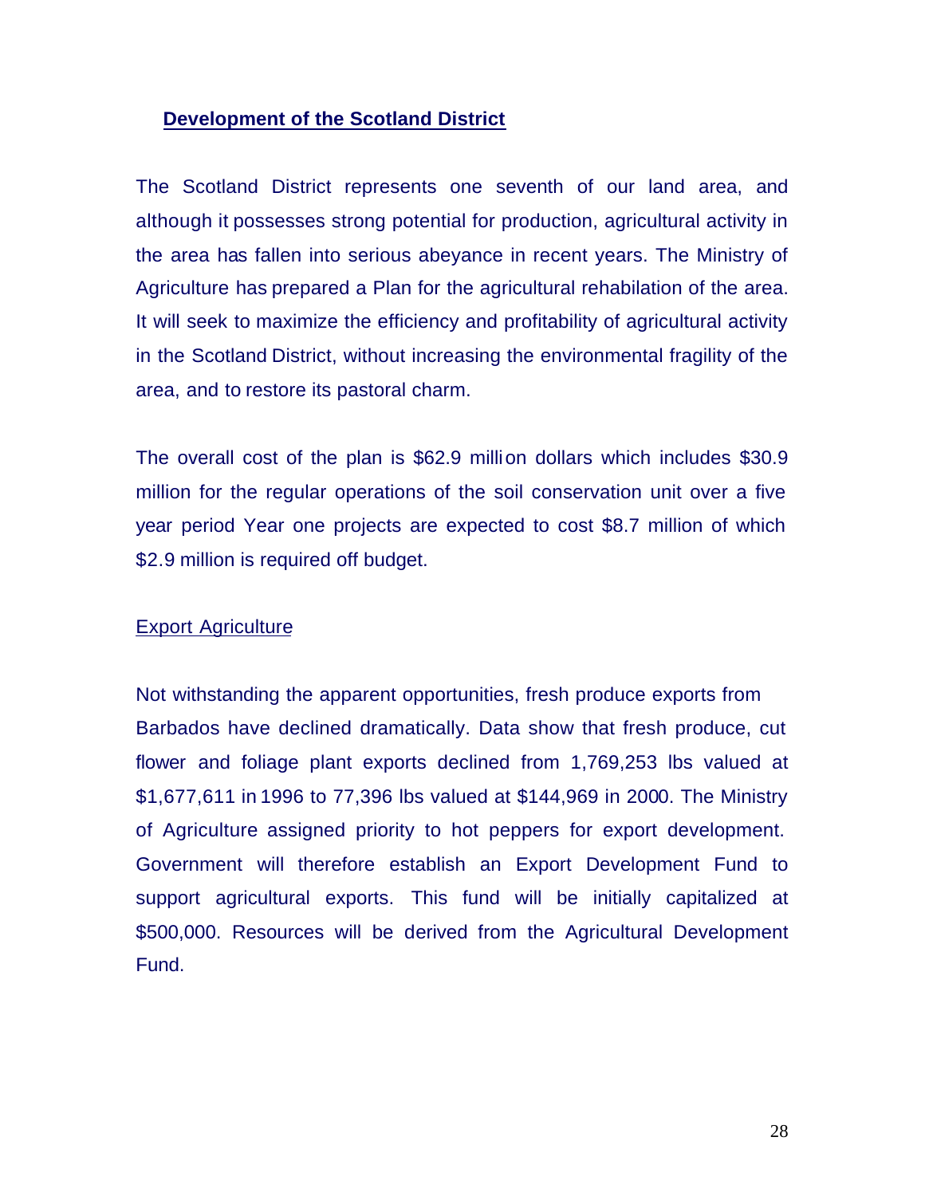## Development of the Scotland District

The Scotland District represents one seventh of our land area, and although it possesses strong potential for production, agricultural activity in the area has fallen into serious abeyance in recent years. The Ministry of Agriculture has prepared a Plan for the agricultural rehabilation of the area. It will seek to maximize the efficiency and profitability of agricultural activity in the Scotland District, without increasing the environmental fragility of the area, and to restore its pastoral charm.

The overall cost of the plan is $62.9 million dollars which includes $30.9 million for the regular operations of the soil conservation unit over a five year period Year one projects are expected to cost $8.7 million of which $2.9 million is required off budget.

### Export Agriculture

Not withstanding the apparent opportunities, fresh produce exports from Barbados have declined dramatically. Data show that fresh produce, cut flower and foliage plant exports declined from 1,769,253 lbs valued at $1,677,611 in 1996 to 77,396 lbs valued at $144,969 in 2000. The Ministry of Agriculture assigned priority to hot peppers for export development. Government will therefore establish an Export Development Fund to support agricultural exports. This fund will be initially capitalized at $500,000. Resources will be derived from the Agricultural Development Fund.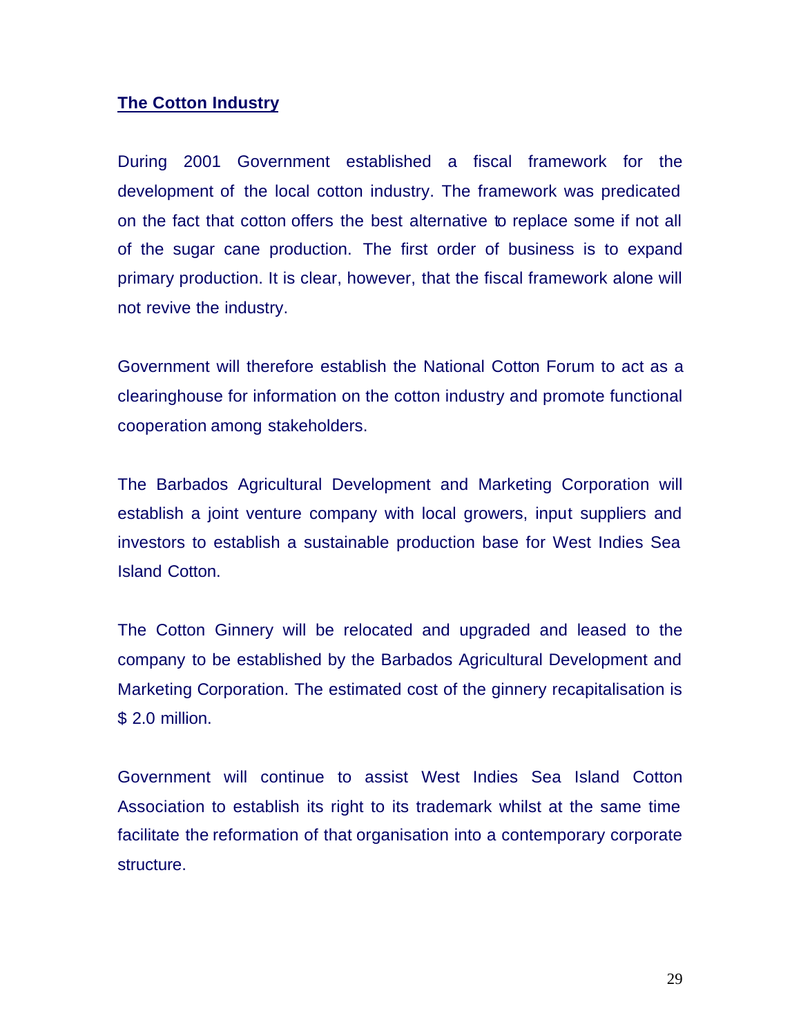## The Cotton Industry

During 2001 Government established a fiscal framework for the development of the local cotton industry. The framework was predicated on the fact that cotton offers the best alternative to replace some if not all of the sugar cane production. The first order of business is to expand primary production. It is clear, however, that the fiscal framework alone will not revive the industry.

Government will therefore establish the National Cotton Forum to act as a clearinghouse for information on the cotton industry and promote functional cooperation among stakeholders.

The Barbados Agricultural Development and Marketing Corporation will establish a joint venture company with local growers, input suppliers and investors to establish a sustainable production base for West Indies Sea Island Cotton.

The Cotton Ginnery will be relocated and upgraded and leased to the company to be established by the Barbados Agricultural Development and Marketing Corporation. The estimated cost of the ginnery recapitalisation is $ 2.0 million.

Government will continue to assist West Indies Sea Island Cotton Association to establish its right to its trademark whilst at the same time facilitate the reformation of that organisation into a contemporary corporate structure.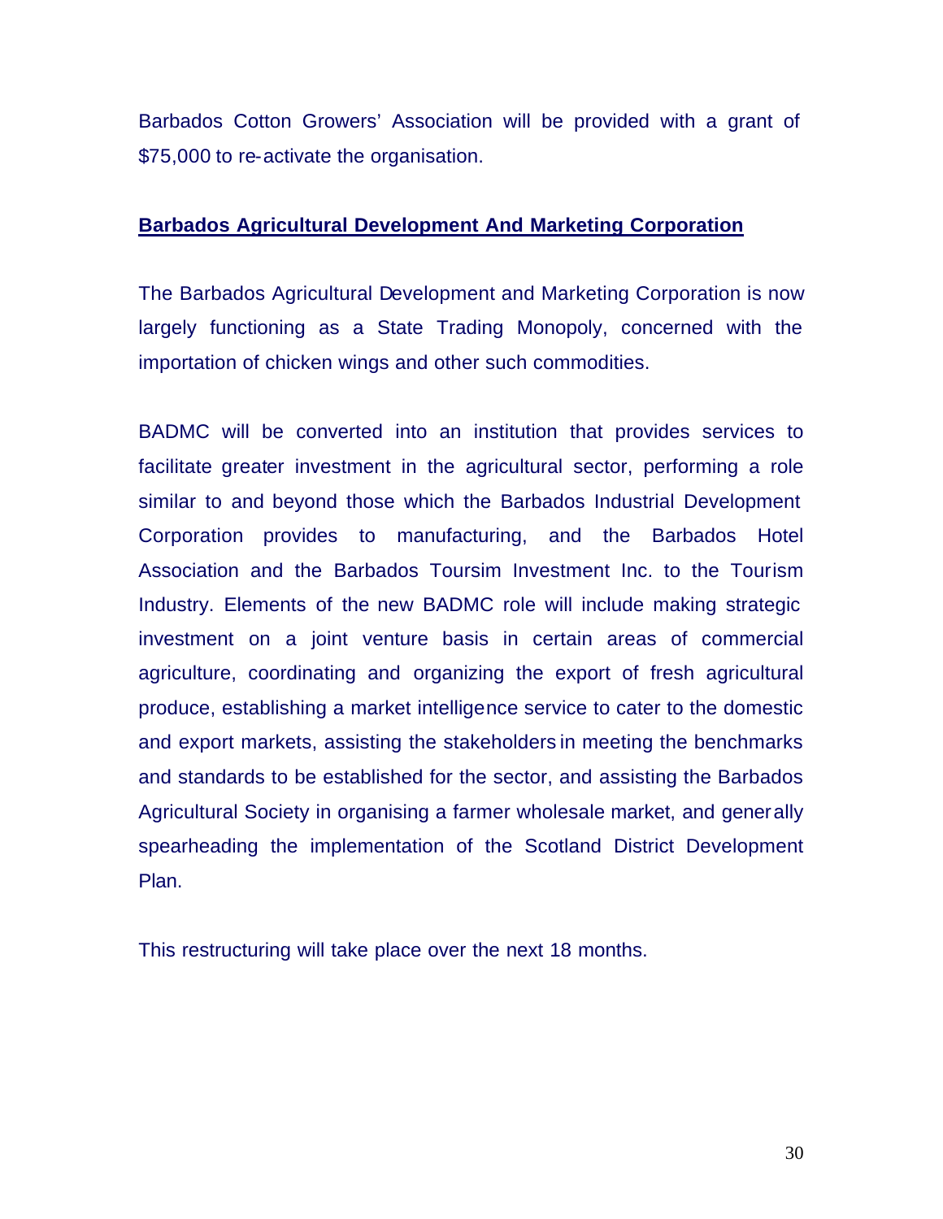Barbados Cotton Growers' Association will be provided with a grant of $75,000 to re-activate the organisation.

## Barbados Agricultural Development And Marketing Corporation

The Barbados Agricultural Development and Marketing Corporation is now largely functioning as a State Trading Monopoly, concerned with the importation of chicken wings and other such commodities.

BADMC will be converted into an institution that provides services to facilitate greater investment in the agricultural sector, performing a role similar to and beyond those which the Barbados Industrial Development Corporation provides to manufacturing, and the Barbados Hotel Association and the Barbados Toursim Investment Inc. to the Tourism Industry. Elements of the new BADMC role will include making strategic investment on a joint venture basis in certain areas of commercial agriculture, coordinating and organizing the export of fresh agricultural produce, establishing a market intelligence service to cater to the domestic and export markets, assisting the stakeholders in meeting the benchmarks and standards to be established for the sector, and assisting the Barbados Agricultural Society in organising a farmer wholesale market, and generally spearheading the implementation of the Scotland District Development Plan.

This restructuring will take place over the next 18 months.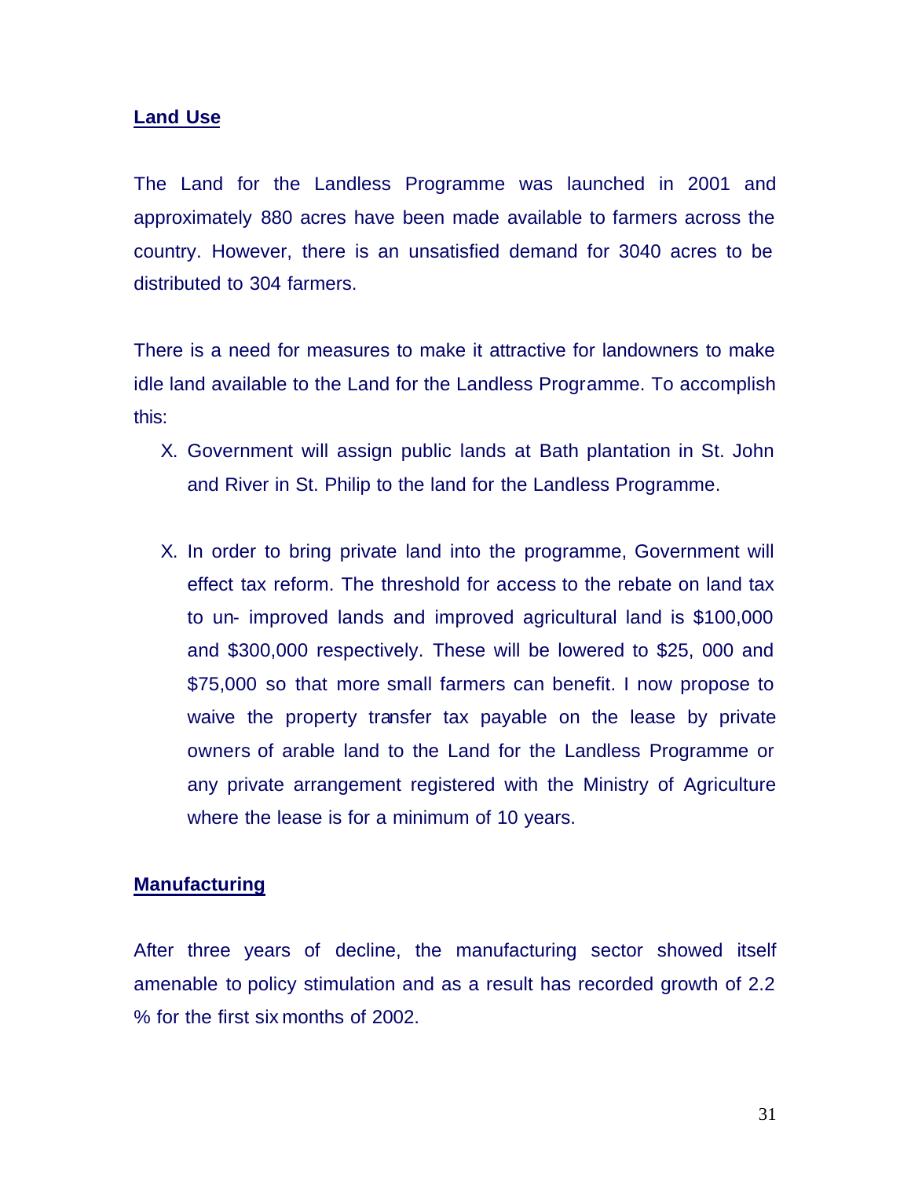## Land Use

The Land for the Landless Programme was launched in 2001 and approximately 880 acres have been made available to farmers across the country. However, there is an unsatisfied demand for 3040 acres to be distributed to 304 farmers.

There is a need for measures to make it attractive for landowners to make idle land available to the Land for the Landless Programme. To accomplish this:

- X. Government will assign public lands at Bath plantation in St. John and River in St. Philip to the land for the Landless Programme.

- X. In order to bring private land into the programme, Government will effect tax reform. The threshold for access to the rebate on land tax to un- improved lands and improved agricultural land is $100,000 and $300,000 respectively. These will be lowered to $25, 000 and $75,000 so that more small farmers can benefit. I now propose to waive the property transfer tax payable on the lease by private owners of arable land to the Land for the Landless Programme or any private arrangement registered with the Ministry of Agriculture where the lease is for a minimum of 10 years.

## Manufacturing

After three years of decline, the manufacturing sector showed itself amenable to policy stimulation and as a result has recorded growth of 2.2 % for the first six months of 2002.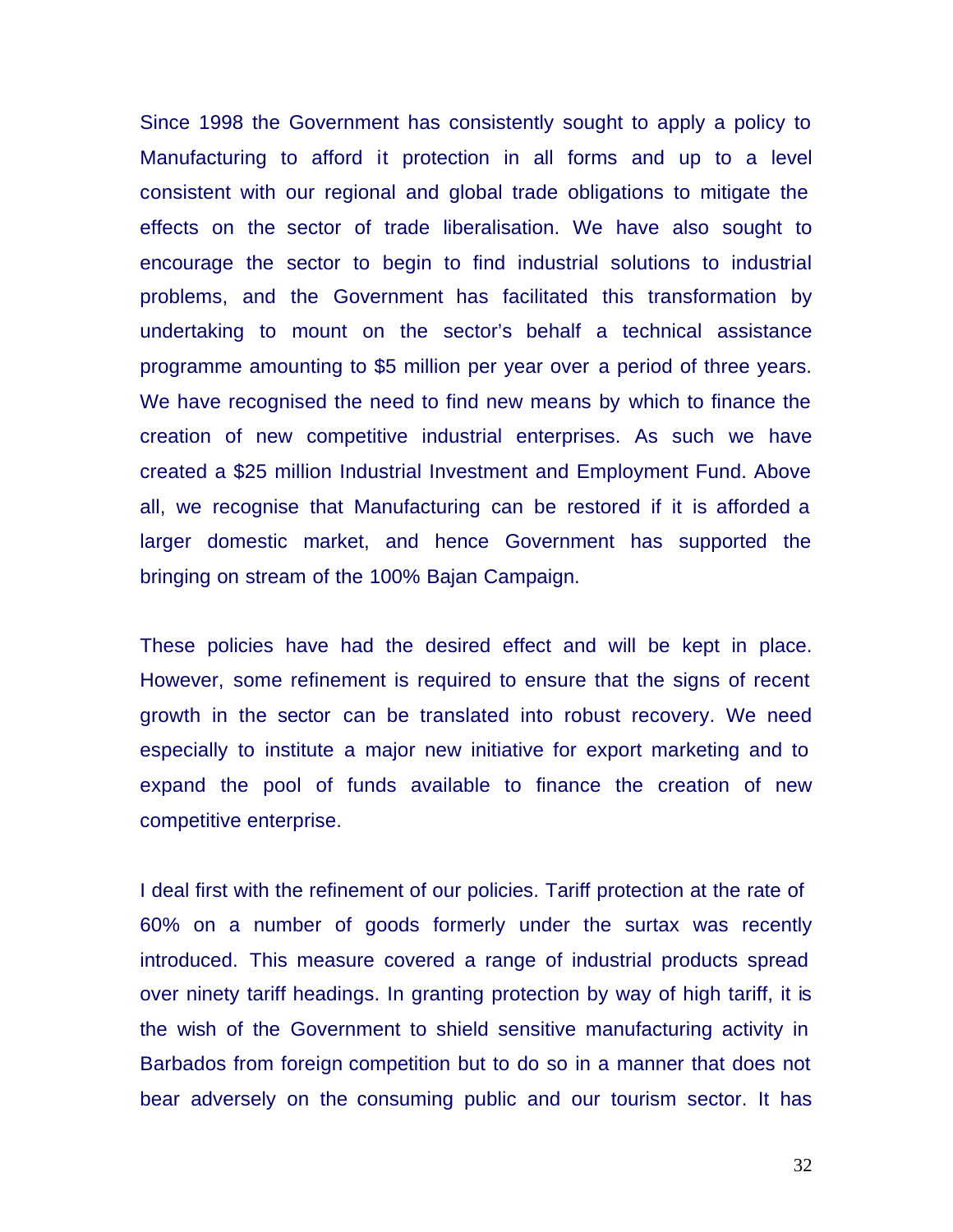Since 1998 the Government has consistently sought to apply a policy to Manufacturing to afford it protection in all forms and up to a level consistent with our regional and global trade obligations to mitigate the effects on the sector of trade liberalisation. We have also sought to encourage the sector to begin to find industrial solutions to industrial problems, and the Government has facilitated this transformation by undertaking to mount on the sector's behalf a technical assistance programme amounting to $5 million per year over a period of three years. We have recognised the need to find new means by which to finance the creation of new competitive industrial enterprises. As such we have created a $25 million Industrial Investment and Employment Fund. Above all, we recognise that Manufacturing can be restored if it is afforded a larger domestic market, and hence Government has supported the bringing on stream of the 100% Bajan Campaign.

These policies have had the desired effect and will be kept in place. However, some refinement is required to ensure that the signs of recent growth in the sector can be translated into robust recovery. We need especially to institute a major new initiative for export marketing and to expand the pool of funds available to finance the creation of new competitive enterprise.

I deal first with the refinement of our policies. Tariff protection at the rate of 60% on a number of goods formerly under the surtax was recently introduced. This measure covered a range of industrial products spread over ninety tariff headings. In granting protection by way of high tariff, it is the wish of the Government to shield sensitive manufacturing activity in Barbados from foreign competition but to do so in a manner that does not bear adversely on the consuming public and our tourism sector. It has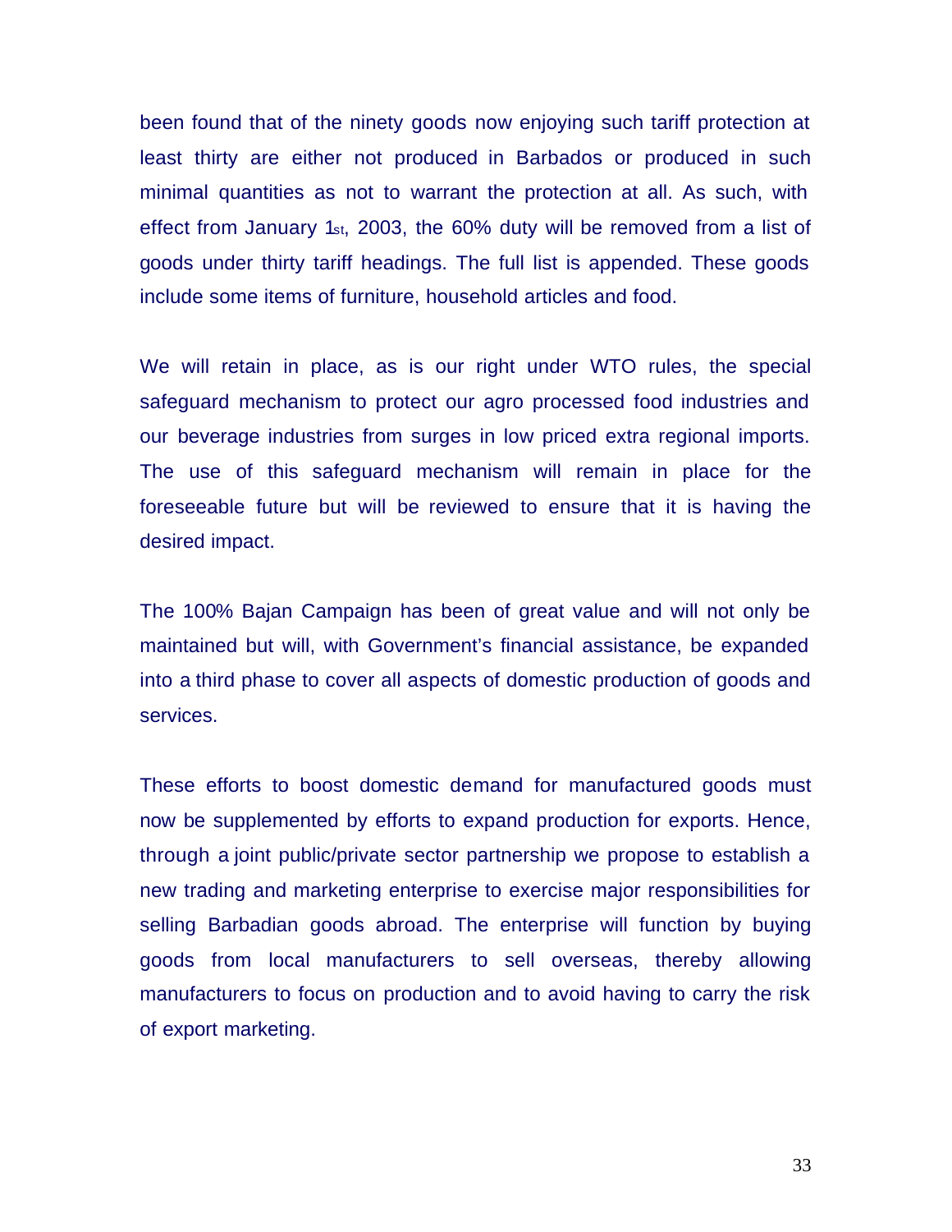been found that of the ninety goods now enjoying such tariff protection at least thirty are either not produced in Barbados or produced in such minimal quantities as not to warrant the protection at all. As such, with effect from January 1st, 2003, the 60% duty will be removed from a list of goods under thirty tariff headings. The full list is appended. These goods include some items of furniture, household articles and food.

We will retain in place, as is our right under WTO rules, the special safeguard mechanism to protect our agro processed food industries and our beverage industries from surges in low priced extra regional imports. The use of this safeguard mechanism will remain in place for the foreseeable future but will be reviewed to ensure that it is having the desired impact.

The 100% Bajan Campaign has been of great value and will not only be maintained but will, with Government's financial assistance, be expanded into a third phase to cover all aspects of domestic production of goods and services.

These efforts to boost domestic demand for manufactured goods must now be supplemented by efforts to expand production for exports. Hence, through a joint public/private sector partnership we propose to establish a new trading and marketing enterprise to exercise major responsibilities for selling Barbadian goods abroad. The enterprise will function by buying goods from local manufacturers to sell overseas, thereby allowing manufacturers to focus on production and to avoid having to carry the risk of export marketing.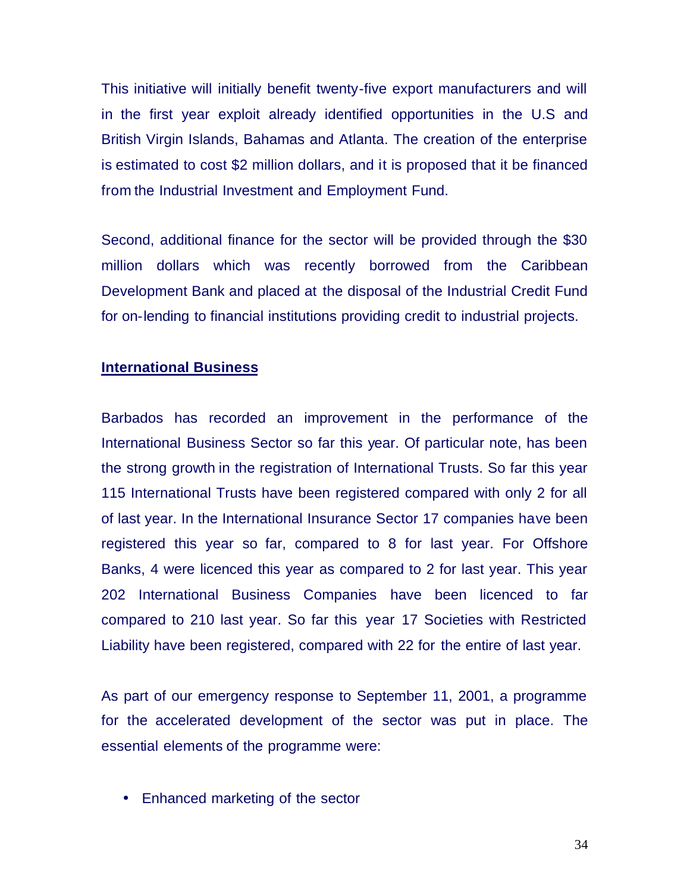This initiative will initially benefit twenty-five export manufacturers and will in the first year exploit already identified opportunities in the U.S and British Virgin Islands, Bahamas and Atlanta. The creation of the enterprise is estimated to cost $2 million dollars, and it is proposed that it be financed from the Industrial Investment and Employment Fund.

Second, additional finance for the sector will be provided through the $30 million dollars which was recently borrowed from the Caribbean Development Bank and placed at the disposal of the Industrial Credit Fund for on-lending to financial institutions providing credit to industrial projects.

## International Business

Barbados has recorded an improvement in the performance of the International Business Sector so far this year. Of particular note, has been the strong growth in the registration of International Trusts. So far this year 115 International Trusts have been registered compared with only 2 for all of last year. In the International Insurance Sector 17 companies have been registered this year so far, compared to 8 for last year. For Offshore Banks, 4 were licenced this year as compared to 2 for last year. This year 202 International Business Companies have been licenced to far compared to 210 last year. So far this year 17 Societies with Restricted Liability have been registered, compared with 22 for the entire of last year.

As part of our emergency response to September 11, 2001, a programme for the accelerated development of the sector was put in place. The essential elements of the programme were:

- Enhanced marketing of the sector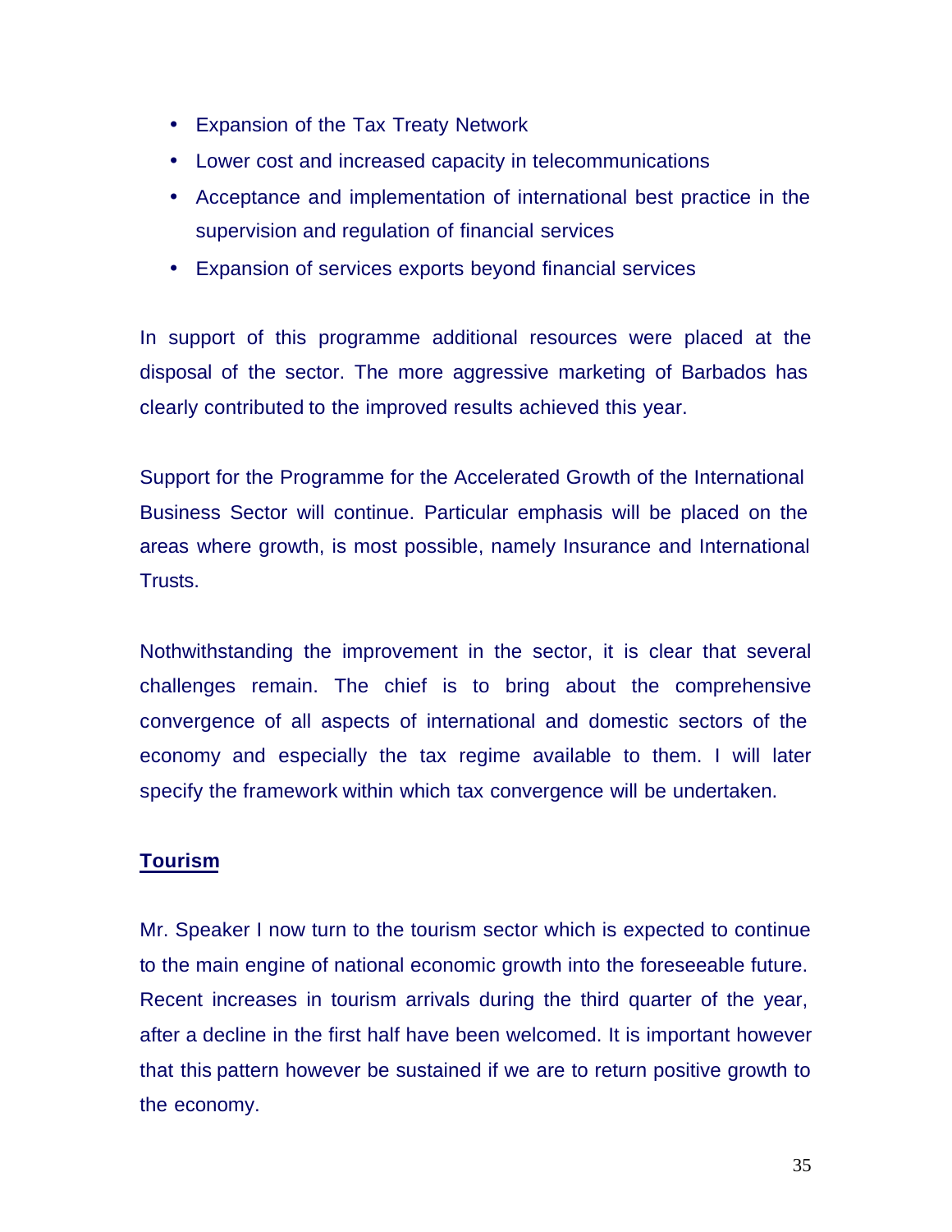- Expansion of the Tax Treaty Network
- Lower cost and increased capacity in telecommunications
- Acceptance and implementation of international best practice in the supervision and regulation of financial services
- Expansion of services exports beyond financial services

In support of this programme additional resources were placed at the disposal of the sector. The more aggressive marketing of Barbados has clearly contributed to the improved results achieved this year.

Support for the Programme for the Accelerated Growth of the International Business Sector will continue. Particular emphasis will be placed on the areas where growth, is most possible, namely Insurance and International Trusts.

Nothwithstanding the improvement in the sector, it is clear that several challenges remain. The chief is to bring about the comprehensive convergence of all aspects of international and domestic sectors of the economy and especially the tax regime available to them. I will later specify the framework within which tax convergence will be undertaken.

## Tourism

Mr. Speaker I now turn to the tourism sector which is expected to continue to the main engine of national economic growth into the foreseeable future. Recent increases in tourism arrivals during the third quarter of the year, after a decline in the first half have been welcomed. It is important however that this pattern however be sustained if we are to return positive growth to the economy.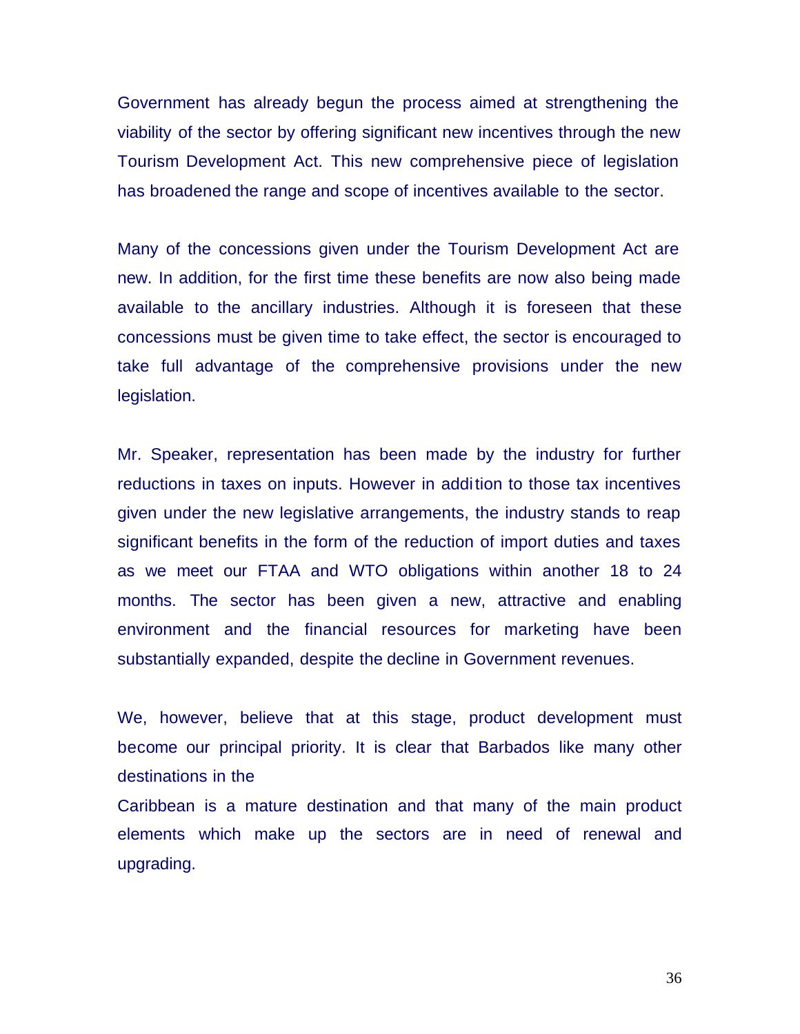Government has already begun the process aimed at strengthening the viability of the sector by offering significant new incentives through the new Tourism Development Act. This new comprehensive piece of legislation has broadened the range and scope of incentives available to the sector.

Many of the concessions given under the Tourism Development Act are new. In addition, for the first time these benefits are now also being made available to the ancillary industries. Although it is foreseen that these concessions must be given time to take effect, the sector is encouraged to take full advantage of the comprehensive provisions under the new legislation.

Mr. Speaker, representation has been made by the industry for further reductions in taxes on inputs. However in addition to those tax incentives given under the new legislative arrangements, the industry stands to reap significant benefits in the form of the reduction of import duties and taxes as we meet our FTAA and WTO obligations within another 18 to 24 months. The sector has been given a new, attractive and enabling environment and the financial resources for marketing have been substantially expanded, despite the decline in Government revenues.

We, however, believe that at this stage, product development must become our principal priority. It is clear that Barbados like many other destinations in the Caribbean is a mature destination and that many of the main product elements which make up the sectors are in need of renewal and upgrading.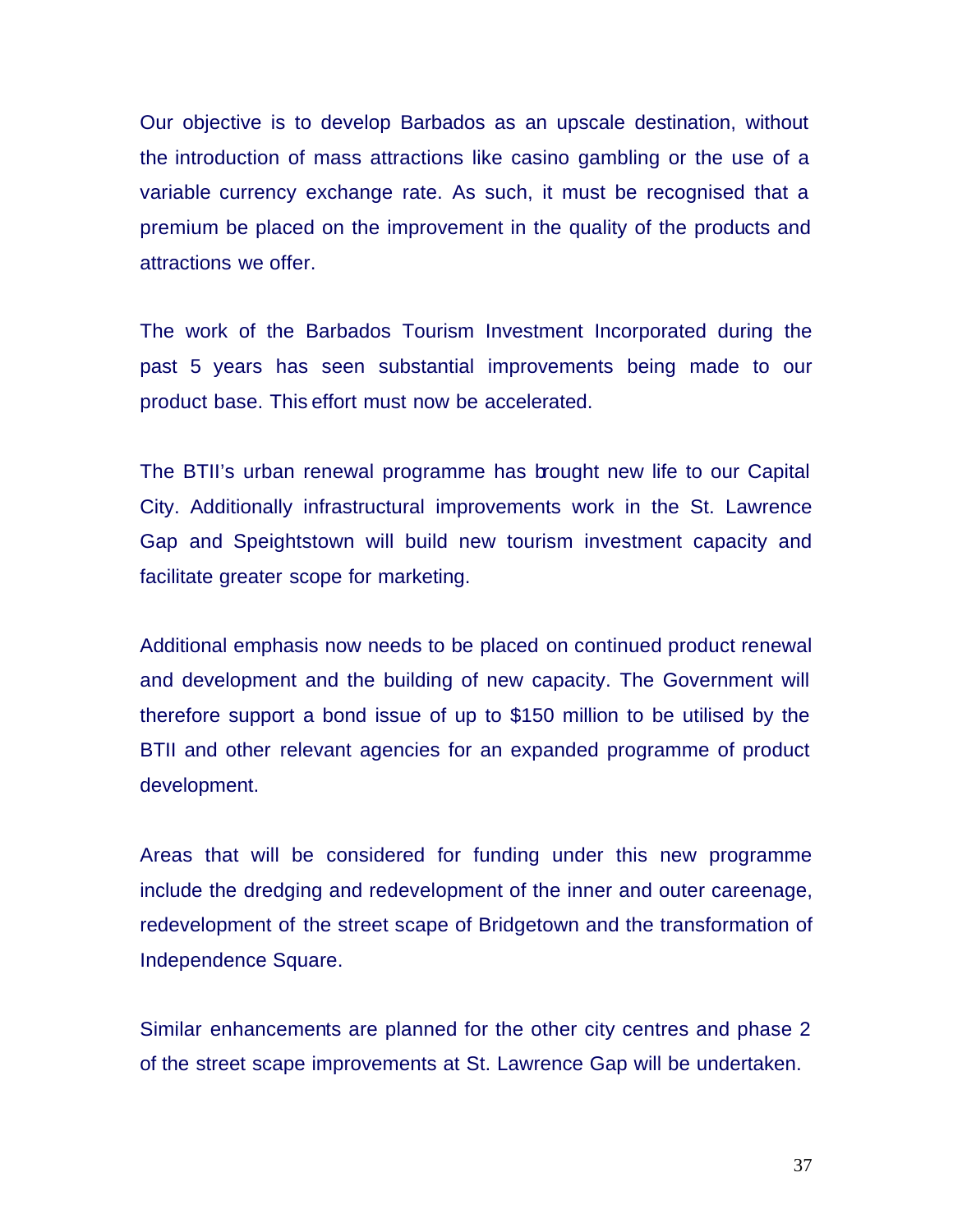Our objective is to develop Barbados as an upscale destination, without the introduction of mass attractions like casino gambling or the use of a variable currency exchange rate. As such, it must be recognised that a premium be placed on the improvement in the quality of the products and attractions we offer.

The work of the Barbados Tourism Investment Incorporated during the past 5 years has seen substantial improvements being made to our product base. This effort must now be accelerated.

The BTII's urban renewal programme has brought new life to our Capital City. Additionally infrastructural improvements work in the St. Lawrence Gap and Speightstown will build new tourism investment capacity and facilitate greater scope for marketing.

Additional emphasis now needs to be placed on continued product renewal and development and the building of new capacity. The Government will therefore support a bond issue of up to $150 million to be utilised by the BTII and other relevant agencies for an expanded programme of product development.

Areas that will be considered for funding under this new programme include the dredging and redevelopment of the inner and outer careenage, redevelopment of the street scape of Bridgetown and the transformation of Independence Square.

Similar enhancements are planned for the other city centres and phase 2 of the street scape improvements at St. Lawrence Gap will be undertaken.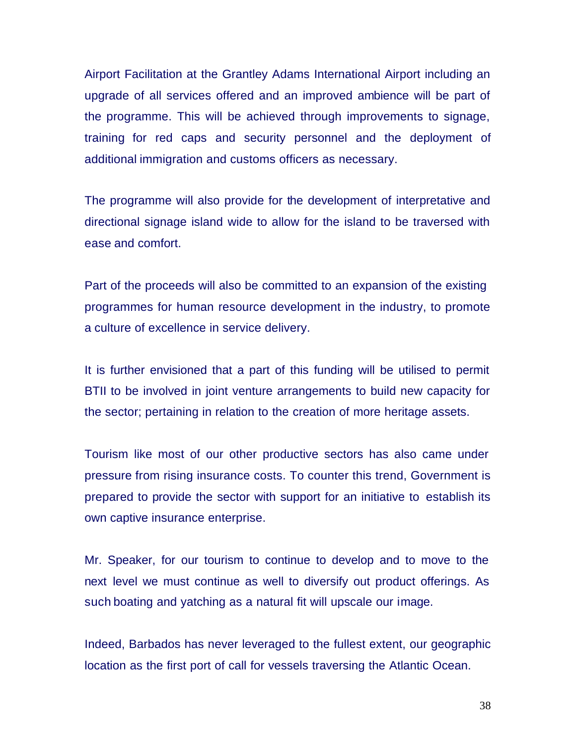Airport Facilitation at the Grantley Adams International Airport including an upgrade of all services offered and an improved ambience will be part of the programme. This will be achieved through improvements to signage, training for red caps and security personnel and the deployment of additional immigration and customs officers as necessary.

The programme will also provide for the development of interpretative and directional signage island wide to allow for the island to be traversed with ease and comfort.

Part of the proceeds will also be committed to an expansion of the existing programmes for human resource development in the industry, to promote a culture of excellence in service delivery.

It is further envisioned that a part of this funding will be utilised to permit BTII to be involved in joint venture arrangements to build new capacity for the sector; pertaining in relation to the creation of more heritage assets.

Tourism like most of our other productive sectors has also came under pressure from rising insurance costs. To counter this trend, Government is prepared to provide the sector with support for an initiative to establish its own captive insurance enterprise.

Mr. Speaker, for our tourism to continue to develop and to move to the next level we must continue as well to diversify out product offerings. As such boating and yatching as a natural fit will upscale our image.

Indeed, Barbados has never leveraged to the fullest extent, our geographic location as the first port of call for vessels traversing the Atlantic Ocean.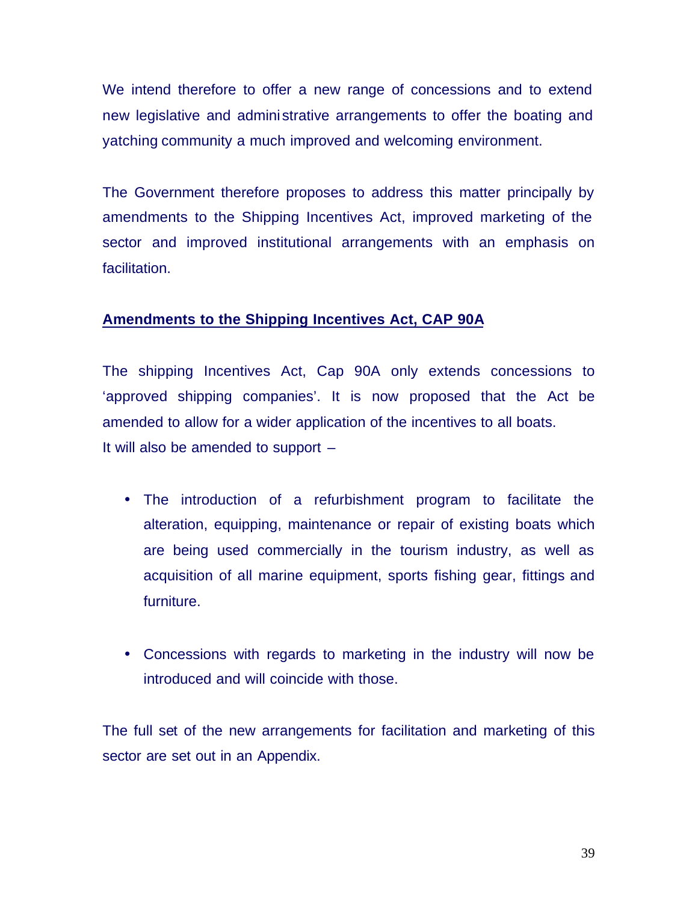We intend therefore to offer a new range of concessions and to extend new legislative and administrative arrangements to offer the boating and yatching community a much improved and welcoming environment.

The Government therefore proposes to address this matter principally by amendments to the Shipping Incentives Act, improved marketing of the sector and improved institutional arrangements with an emphasis on facilitation.

**Amendments to the Shipping Incentives Act, CAP 90A**

The shipping Incentives Act, Cap 90A only extends concessions to 'approved shipping companies'. It is now proposed that the Act be amended to allow for a wider application of the incentives to all boats.
It will also be amended to support –

- The introduction of a refurbishment program to facilitate the alteration, equipping, maintenance or repair of existing boats which are being used commercially in the tourism industry, as well as acquisition of all marine equipment, sports fishing gear, fittings and furniture.

- Concessions with regards to marketing in the industry will now be introduced and will coincide with those.

The full set of the new arrangements for facilitation and marketing of this sector are set out in an Appendix.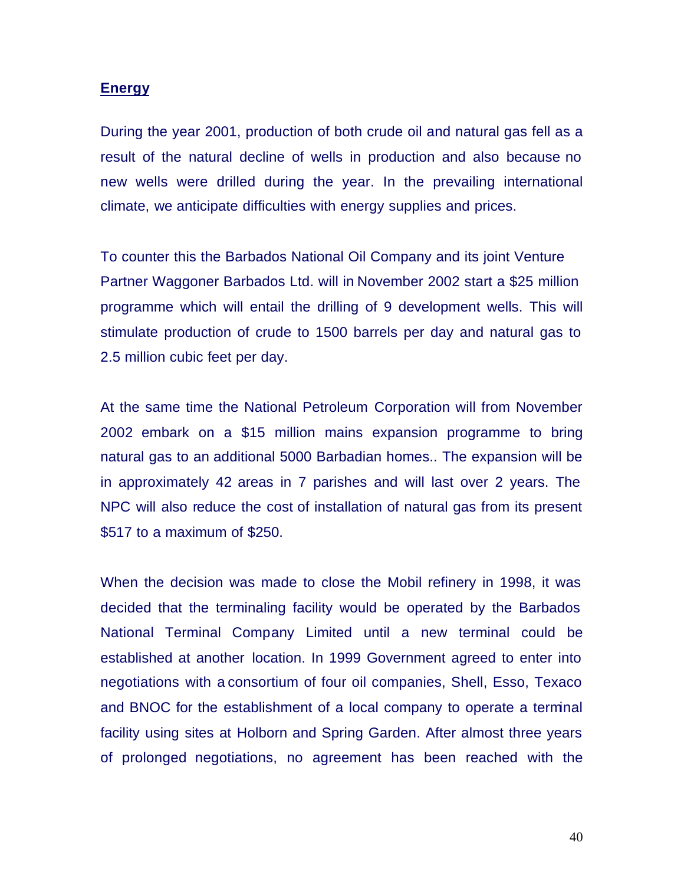**Energy**

During the year 2001, production of both crude oil and natural gas fell as a result of the natural decline of wells in production and also because no new wells were drilled during the year. In the prevailing international climate, we anticipate difficulties with energy supplies and prices.

To counter this the Barbados National Oil Company and its joint Venture Partner Waggoner Barbados Ltd. will in November 2002 start a $25 million programme which will entail the drilling of 9 development wells. This will stimulate production of crude to 1500 barrels per day and natural gas to 2.5 million cubic feet per day.

At the same time the National Petroleum Corporation will from November 2002 embark on a $15 million mains expansion programme to bring natural gas to an additional 5000 Barbadian homes.. The expansion will be in approximately 42 areas in 7 parishes and will last over 2 years. The NPC will also reduce the cost of installation of natural gas from its present $517 to a maximum of $250.

When the decision was made to close the Mobil refinery in 1998, it was decided that the terminaling facility would be operated by the Barbados National Terminal Company Limited until a new terminal could be established at another location. In 1999 Government agreed to enter into negotiations with a consortium of four oil companies, Shell, Esso, Texaco and BNOC for the establishment of a local company to operate a terminal facility using sites at Holborn and Spring Garden. After almost three years of prolonged negotiations, no agreement has been reached with the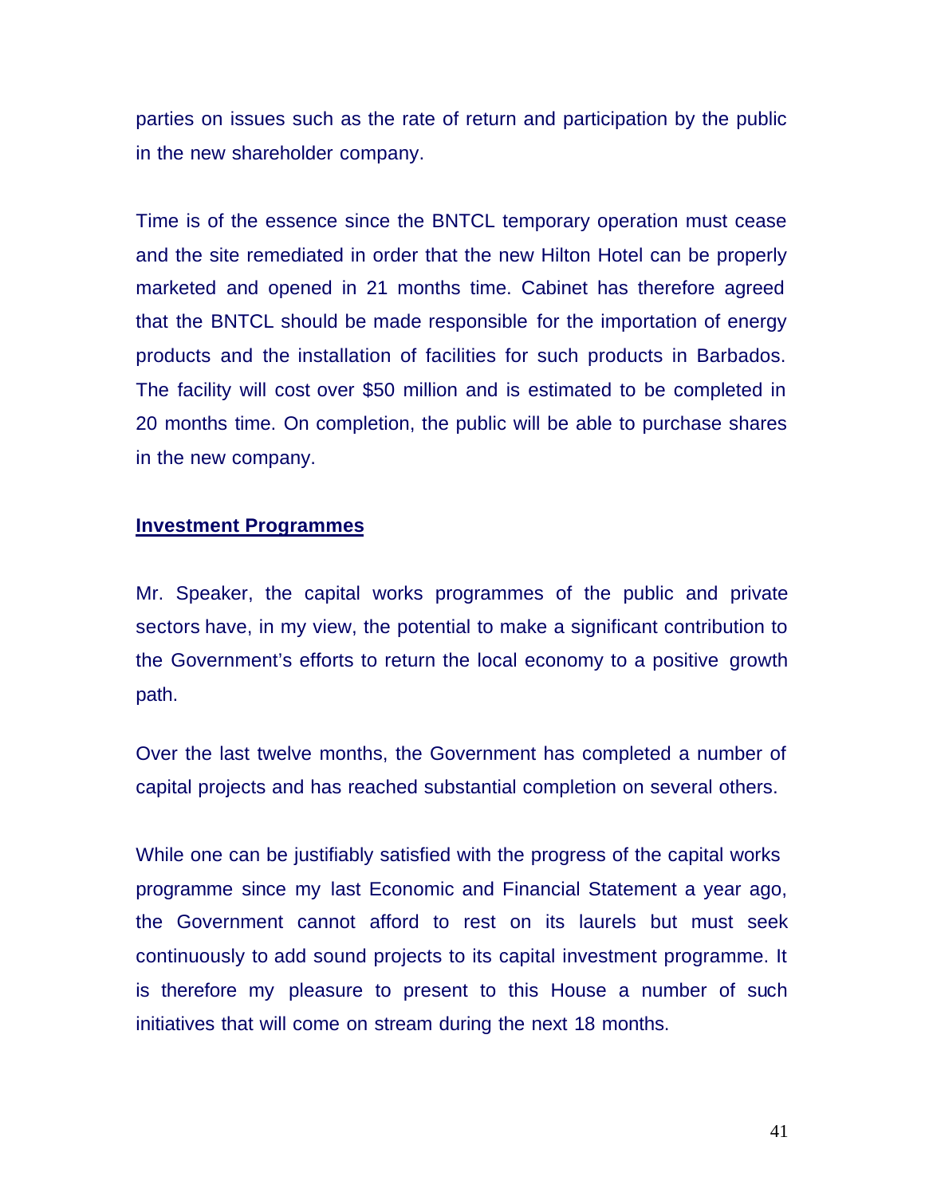parties on issues such as the rate of return and participation by the public in the new shareholder company.

Time is of the essence since the BNTCL temporary operation must cease and the site remediated in order that the new Hilton Hotel can be properly marketed and opened in 21 months time. Cabinet has therefore agreed that the BNTCL should be made responsible for the importation of energy products and the installation of facilities for such products in Barbados. The facility will cost over $50 million and is estimated to be completed in 20 months time. On completion, the public will be able to purchase shares in the new company.

## Investment Programmes

Mr. Speaker, the capital works programmes of the public and private sectors have, in my view, the potential to make a significant contribution to the Government's efforts to return the local economy to a positive growth path.

Over the last twelve months, the Government has completed a number of capital projects and has reached substantial completion on several others.

While one can be justifiably satisfied with the progress of the capital works programme since my last Economic and Financial Statement a year ago, the Government cannot afford to rest on its laurels but must seek continuously to add sound projects to its capital investment programme. It is therefore my pleasure to present to this House a number of such initiatives that will come on stream during the next 18 months.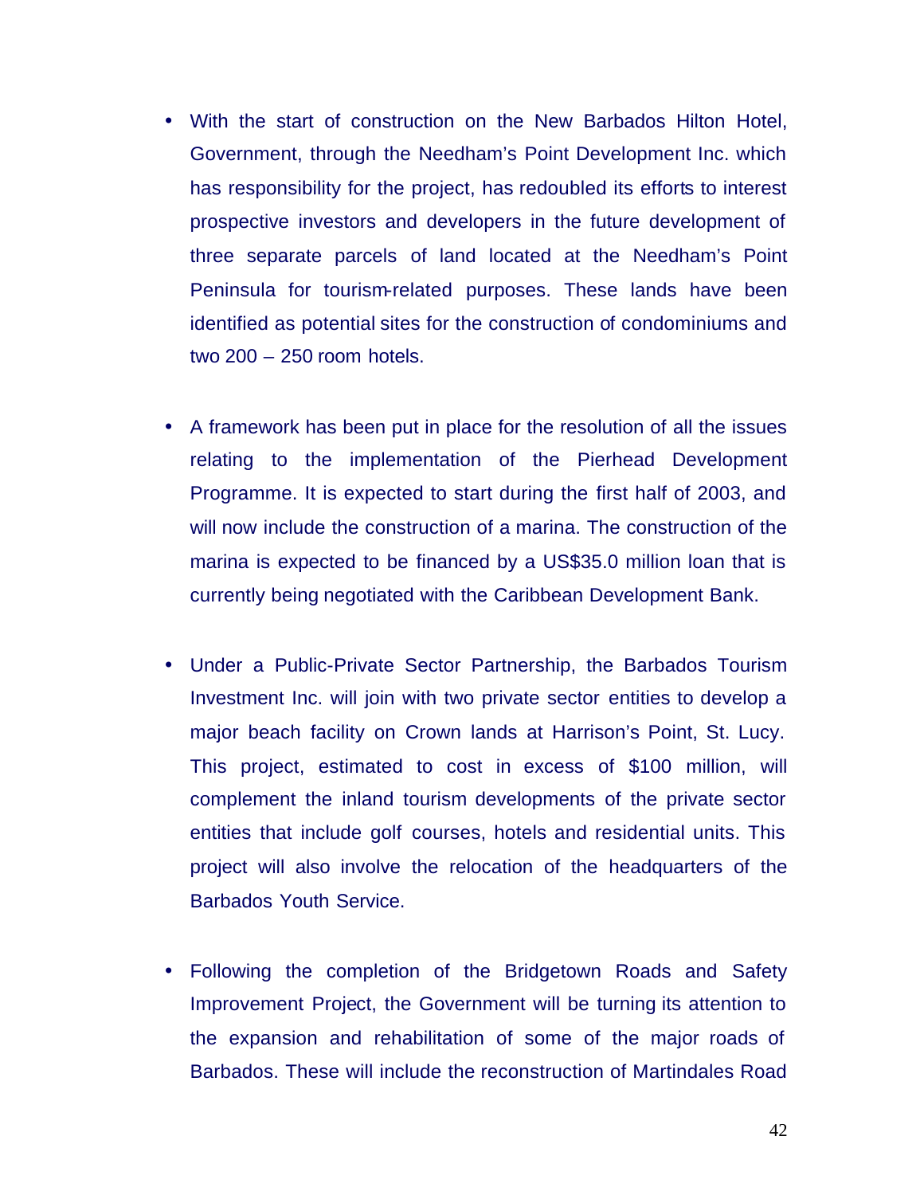- With the start of construction on the New Barbados Hilton Hotel, Government, through the Needham's Point Development Inc. which has responsibility for the project, has redoubled its efforts to interest prospective investors and developers in the future development of three separate parcels of land located at the Needham's Point Peninsula for tourism-related purposes. These lands have been identified as potential sites for the construction of condominiums and two 200 – 250 room hotels.

- A framework has been put in place for the resolution of all the issues relating to the implementation of the Pierhead Development Programme. It is expected to start during the first half of 2003, and will now include the construction of a marina. The construction of the marina is expected to be financed by a US$35.0 million loan that is currently being negotiated with the Caribbean Development Bank.

- Under a Public-Private Sector Partnership, the Barbados Tourism Investment Inc. will join with two private sector entities to develop a major beach facility on Crown lands at Harrison's Point, St. Lucy. This project, estimated to cost in excess of $100 million, will complement the inland tourism developments of the private sector entities that include golf courses, hotels and residential units. This project will also involve the relocation of the headquarters of the Barbados Youth Service.

- Following the completion of the Bridgetown Roads and Safety Improvement Project, the Government will be turning its attention to the expansion and rehabilitation of some of the major roads of Barbados. These will include the reconstruction of Martindales Road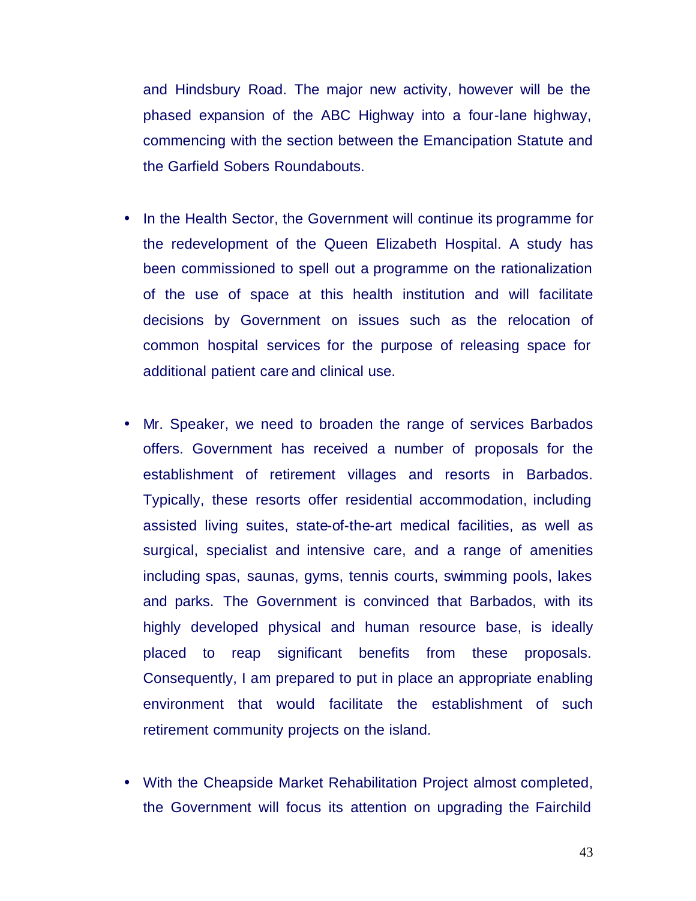and Hindsbury Road. The major new activity, however will be the phased expansion of the ABC Highway into a four-lane highway, commencing with the section between the Emancipation Statute and the Garfield Sobers Roundabouts.

- In the Health Sector, the Government will continue its programme for the redevelopment of the Queen Elizabeth Hospital. A study has been commissioned to spell out a programme on the rationalization of the use of space at this health institution and will facilitate decisions by Government on issues such as the relocation of common hospital services for the purpose of releasing space for additional patient care and clinical use.

- Mr. Speaker, we need to broaden the range of services Barbados offers. Government has received a number of proposals for the establishment of retirement villages and resorts in Barbados. Typically, these resorts offer residential accommodation, including assisted living suites, state-of-the-art medical facilities, as well as surgical, specialist and intensive care, and a range of amenities including spas, saunas, gyms, tennis courts, swimming pools, lakes and parks. The Government is convinced that Barbados, with its highly developed physical and human resource base, is ideally placed to reap significant benefits from these proposals. Consequently, I am prepared to put in place an appropriate enabling environment that would facilitate the establishment of such retirement community projects on the island.

- With the Cheapside Market Rehabilitation Project almost completed, the Government will focus its attention on upgrading the Fairchild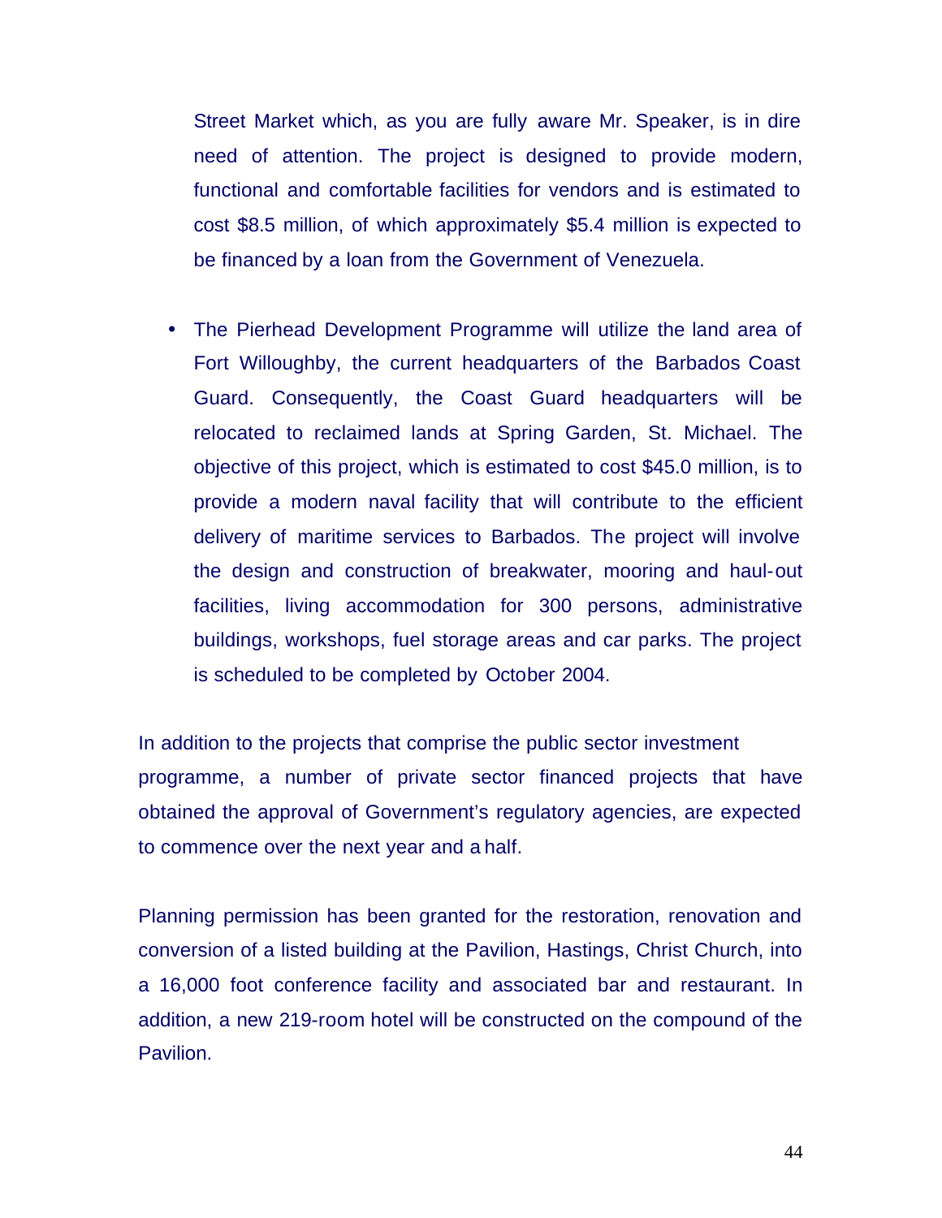Street Market which, as you are fully aware Mr. Speaker, is in dire need of attention. The project is designed to provide modern, functional and comfortable facilities for vendors and is estimated to cost $8.5 million, of which approximately $5.4 million is expected to be financed by a loan from the Government of Venezuela.

- The Pierhead Development Programme will utilize the land area of Fort Willoughby, the current headquarters of the Barbados Coast Guard. Consequently, the Coast Guard headquarters will be relocated to reclaimed lands at Spring Garden, St. Michael. The objective of this project, which is estimated to cost $45.0 million, is to provide a modern naval facility that will contribute to the efficient delivery of maritime services to Barbados. The project will involve the design and construction of breakwater, mooring and haul-out facilities, living accommodation for 300 persons, administrative buildings, workshops, fuel storage areas and car parks. The project is scheduled to be completed by October 2004.

In addition to the projects that comprise the public sector investment programme, a number of private sector financed projects that have obtained the approval of Government's regulatory agencies, are expected to commence over the next year and a half.

Planning permission has been granted for the restoration, renovation and conversion of a listed building at the Pavilion, Hastings, Christ Church, into a 16,000 foot conference facility and associated bar and restaurant. In addition, a new 219-room hotel will be constructed on the compound of the Pavilion.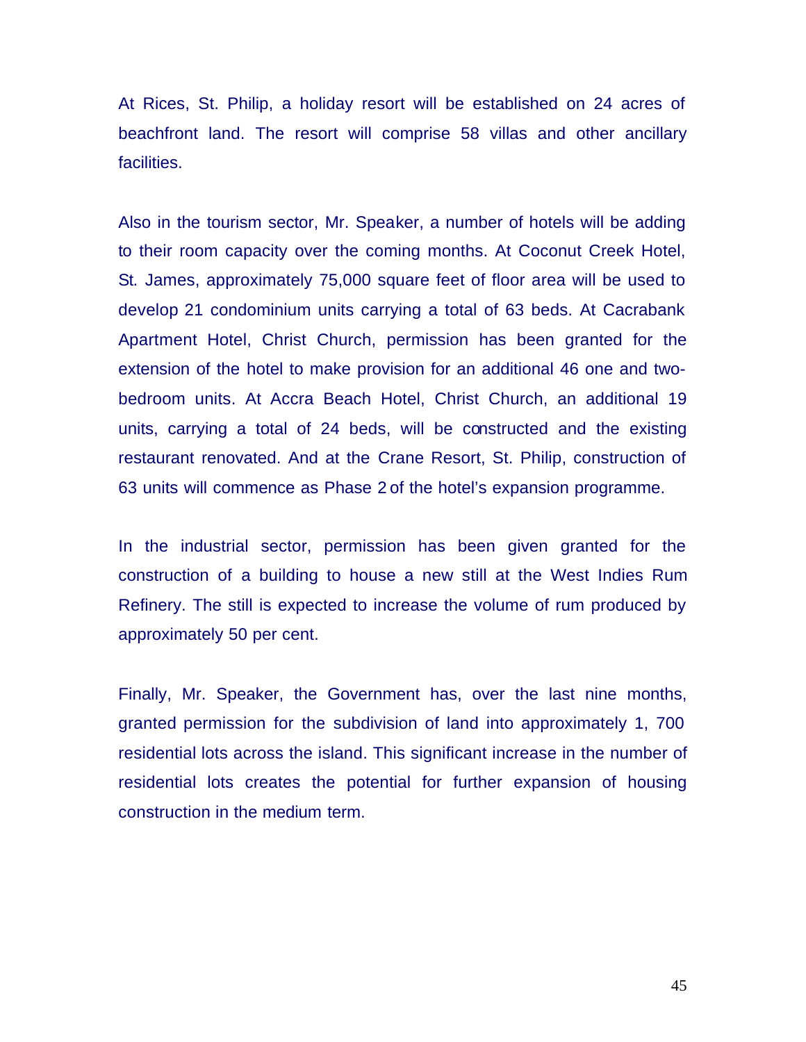At Rices, St. Philip, a holiday resort will be established on 24 acres of beachfront land. The resort will comprise 58 villas and other ancillary facilities.

Also in the tourism sector, Mr. Speaker, a number of hotels will be adding to their room capacity over the coming months. At Coconut Creek Hotel, St. James, approximately 75,000 square feet of floor area will be used to develop 21 condominium units carrying a total of 63 beds. At Cacrabank Apartment Hotel, Christ Church, permission has been granted for the extension of the hotel to make provision for an additional 46 one and two-bedroom units. At Accra Beach Hotel, Christ Church, an additional 19 units, carrying a total of 24 beds, will be constructed and the existing restaurant renovated. And at the Crane Resort, St. Philip, construction of 63 units will commence as Phase 2 of the hotel's expansion programme.

In the industrial sector, permission has been given granted for the construction of a building to house a new still at the West Indies Rum Refinery. The still is expected to increase the volume of rum produced by approximately 50 per cent.

Finally, Mr. Speaker, the Government has, over the last nine months, granted permission for the subdivision of land into approximately 1, 700 residential lots across the island. This significant increase in the number of residential lots creates the potential for further expansion of housing construction in the medium term.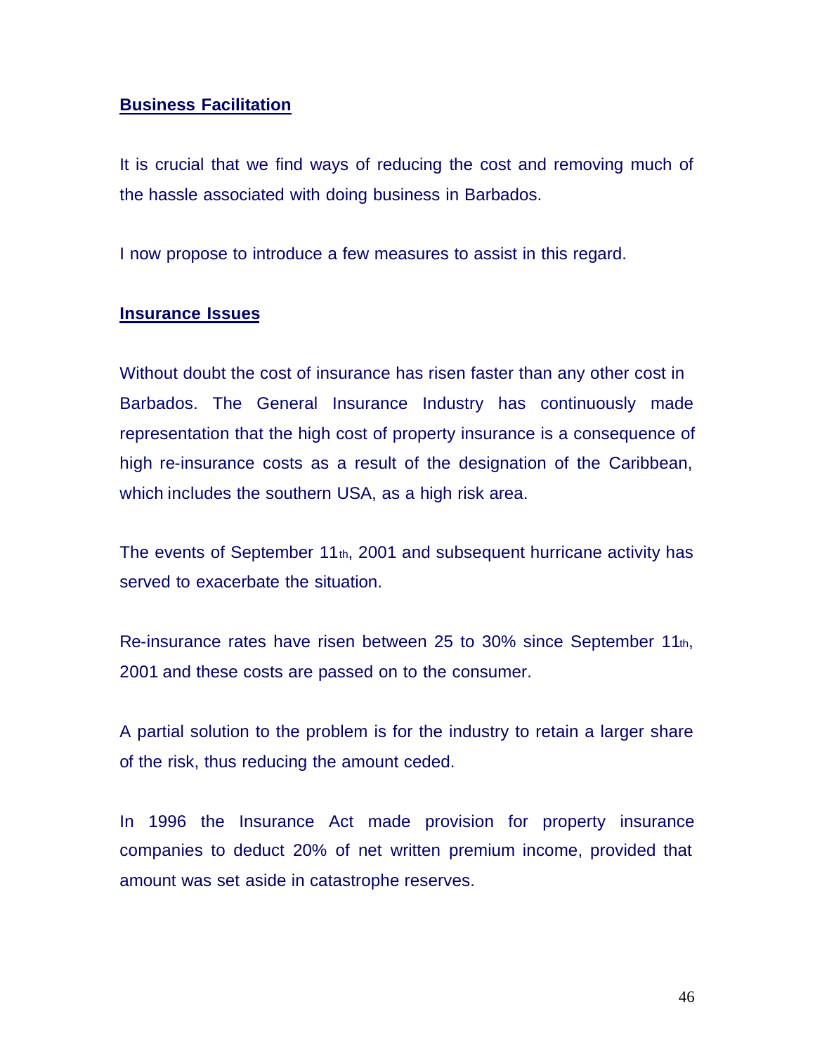## Business Facilitation

It is crucial that we find ways of reducing the cost and removing much of the hassle associated with doing business in Barbados.

I now propose to introduce a few measures to assist in this regard.

## Insurance Issues

Without doubt the cost of insurance has risen faster than any other cost in Barbados. The General Insurance Industry has continuously made representation that the high cost of property insurance is a consequence of high re-insurance costs as a result of the designation of the Caribbean, which includes the southern USA, as a high risk area.

The events of September 11th, 2001 and subsequent hurricane activity has served to exacerbate the situation.

Re-insurance rates have risen between 25 to 30% since September 11th, 2001 and these costs are passed on to the consumer.

A partial solution to the problem is for the industry to retain a larger share of the risk, thus reducing the amount ceded.

In 1996 the Insurance Act made provision for property insurance companies to deduct 20% of net written premium income, provided that amount was set aside in catastrophe reserves.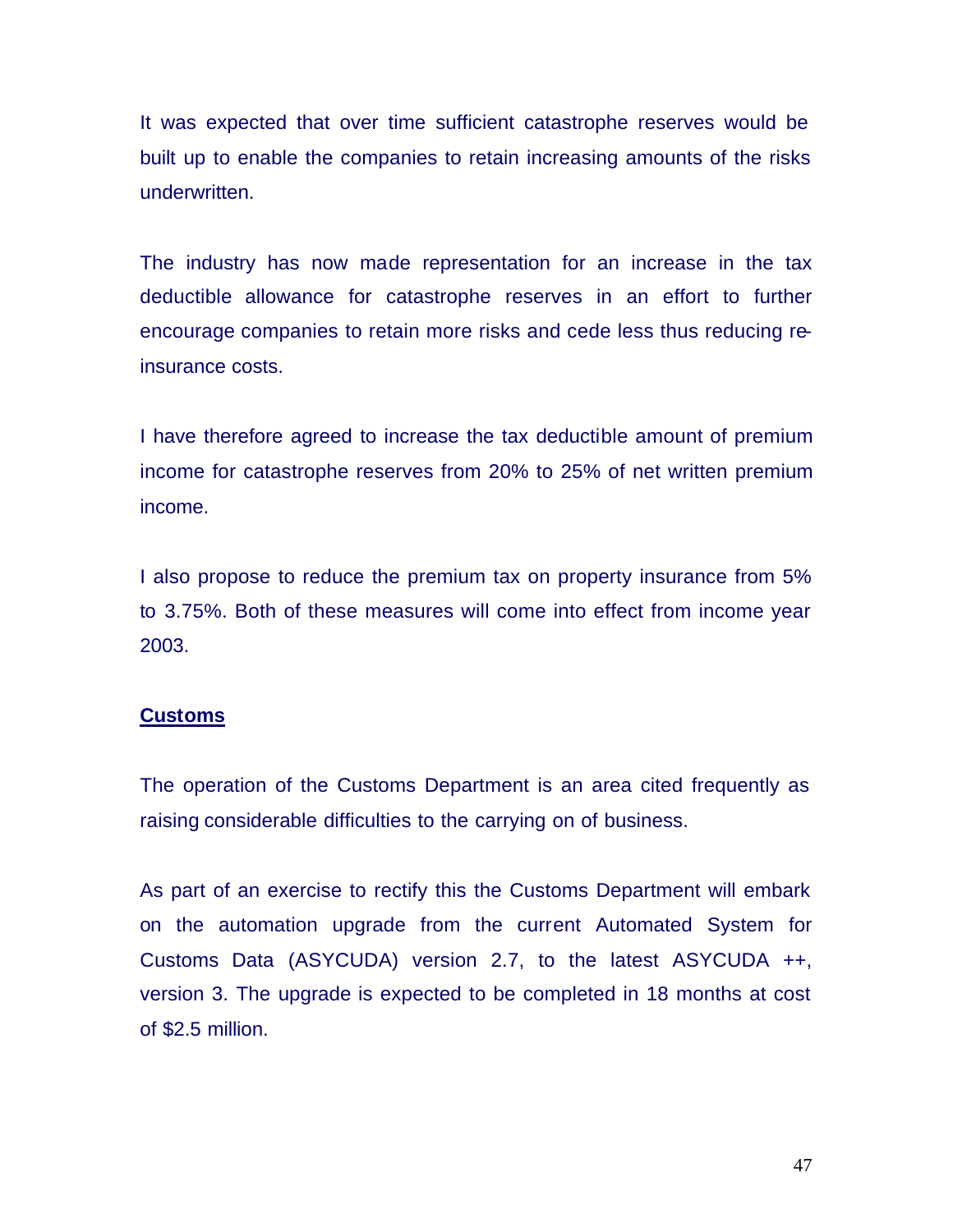It was expected that over time sufficient catastrophe reserves would be built up to enable the companies to retain increasing amounts of the risks underwritten.

The industry has now made representation for an increase in the tax deductible allowance for catastrophe reserves in an effort to further encourage companies to retain more risks and cede less thus reducing re-insurance costs.

I have therefore agreed to increase the tax deductible amount of premium income for catastrophe reserves from 20% to 25% of net written premium income.

I also propose to reduce the premium tax on property insurance from 5% to 3.75%. Both of these measures will come into effect from income year 2003.

**Customs**

The operation of the Customs Department is an area cited frequently as raising considerable difficulties to the carrying on of business.

As part of an exercise to rectify this the Customs Department will embark on the automation upgrade from the current Automated System for Customs Data (ASYCUDA) version 2.7, to the latest ASYCUDA ++, version 3. The upgrade is expected to be completed in 18 months at cost of $2.5 million.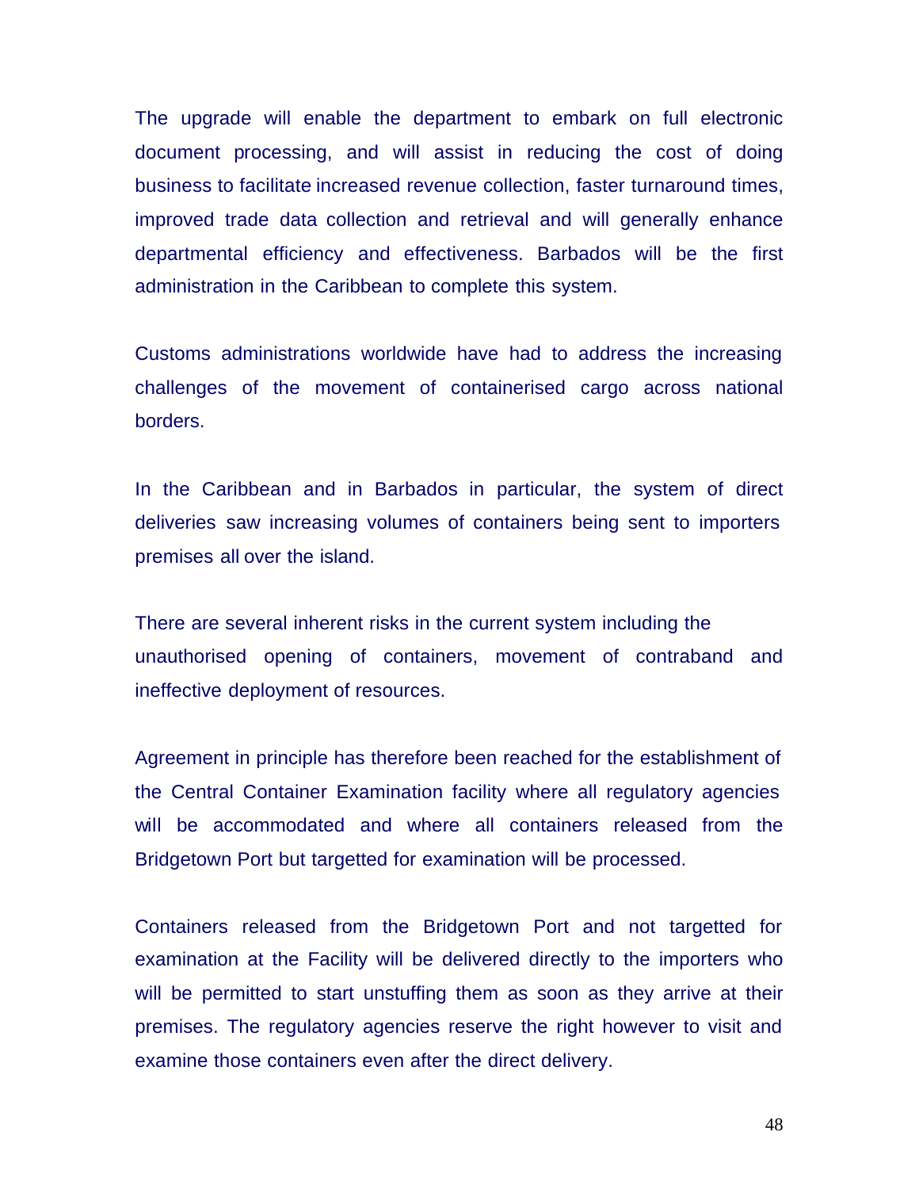The upgrade will enable the department to embark on full electronic document processing, and will assist in reducing the cost of doing business to facilitate increased revenue collection, faster turnaround times, improved trade data collection and retrieval and will generally enhance departmental efficiency and effectiveness. Barbados will be the first administration in the Caribbean to complete this system.

Customs administrations worldwide have had to address the increasing challenges of the movement of containerised cargo across national borders.

In the Caribbean and in Barbados in particular, the system of direct deliveries saw increasing volumes of containers being sent to importers premises all over the island.

There are several inherent risks in the current system including the unauthorised opening of containers, movement of contraband and ineffective deployment of resources.

Agreement in principle has therefore been reached for the establishment of the Central Container Examination facility where all regulatory agencies will be accommodated and where all containers released from the Bridgetown Port but targetted for examination will be processed.

Containers released from the Bridgetown Port and not targetted for examination at the Facility will be delivered directly to the importers who will be permitted to start unstuffing them as soon as they arrive at their premises. The regulatory agencies reserve the right however to visit and examine those containers even after the direct delivery.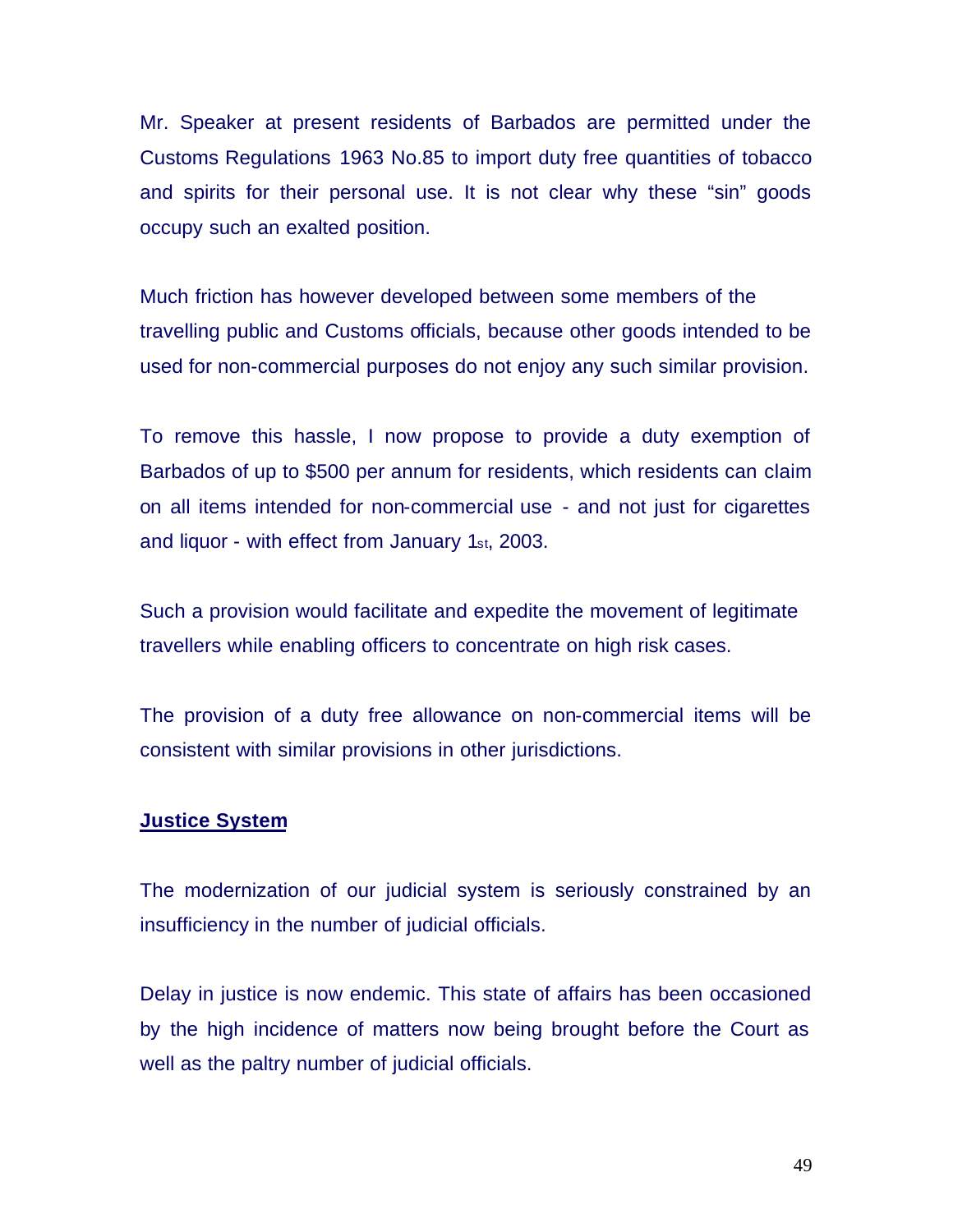Mr. Speaker at present residents of Barbados are permitted under the Customs Regulations 1963 No.85 to import duty free quantities of tobacco and spirits for their personal use. It is not clear why these "sin" goods occupy such an exalted position.

Much friction has however developed between some members of the travelling public and Customs officials, because other goods intended to be used for non-commercial purposes do not enjoy any such similar provision.

To remove this hassle, I now propose to provide a duty exemption of Barbados of up to $500 per annum for residents, which residents can claim on all items intended for non-commercial use - and not just for cigarettes and liquor - with effect from January 1st, 2003.

Such a provision would facilitate and expedite the movement of legitimate travellers while enabling officers to concentrate on high risk cases.

The provision of a duty free allowance on non-commercial items will be consistent with similar provisions in other jurisdictions.

## Justice System

The modernization of our judicial system is seriously constrained by an insufficiency in the number of judicial officials.

Delay in justice is now endemic. This state of affairs has been occasioned by the high incidence of matters now being brought before the Court as well as the paltry number of judicial officials.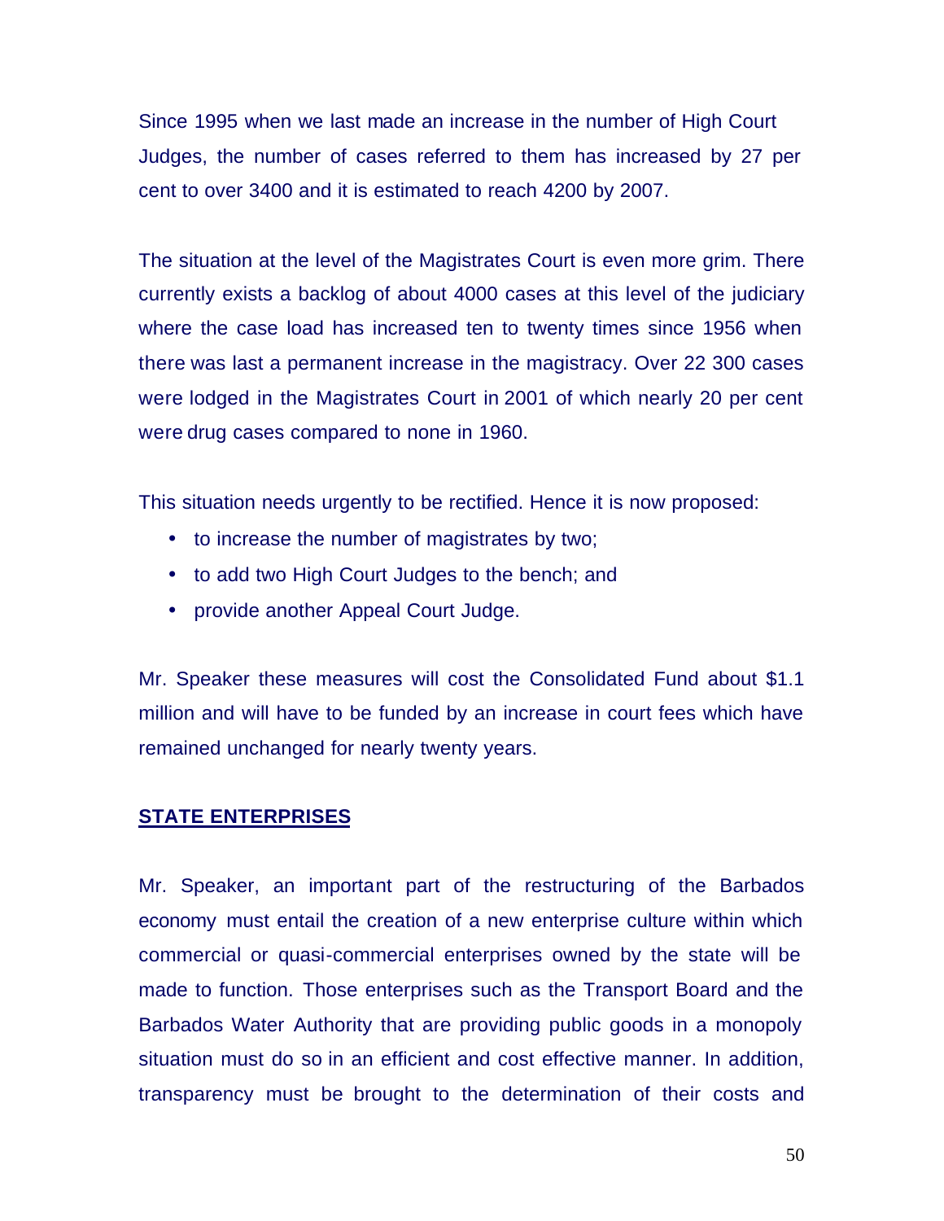Since 1995 when we last made an increase in the number of High Court Judges, the number of cases referred to them has increased by 27 per cent to over 3400 and it is estimated to reach 4200 by 2007.

The situation at the level of the Magistrates Court is even more grim. There currently exists a backlog of about 4000 cases at this level of the judiciary where the case load has increased ten to twenty times since 1956 when there was last a permanent increase in the magistracy. Over 22 300 cases were lodged in the Magistrates Court in 2001 of which nearly 20 per cent were drug cases compared to none in 1960.

This situation needs urgently to be rectified. Hence it is now proposed:

- to increase the number of magistrates by two;
- to add two High Court Judges to the bench; and
- provide another Appeal Court Judge.

Mr. Speaker these measures will cost the Consolidated Fund about $1.1 million and will have to be funded by an increase in court fees which have remained unchanged for nearly twenty years.

## STATE ENTERPRISES

Mr. Speaker, an important part of the restructuring of the Barbados economy must entail the creation of a new enterprise culture within which commercial or quasi-commercial enterprises owned by the state will be made to function. Those enterprises such as the Transport Board and the Barbados Water Authority that are providing public goods in a monopoly situation must do so in an efficient and cost effective manner. In addition, transparency must be brought to the determination of their costs and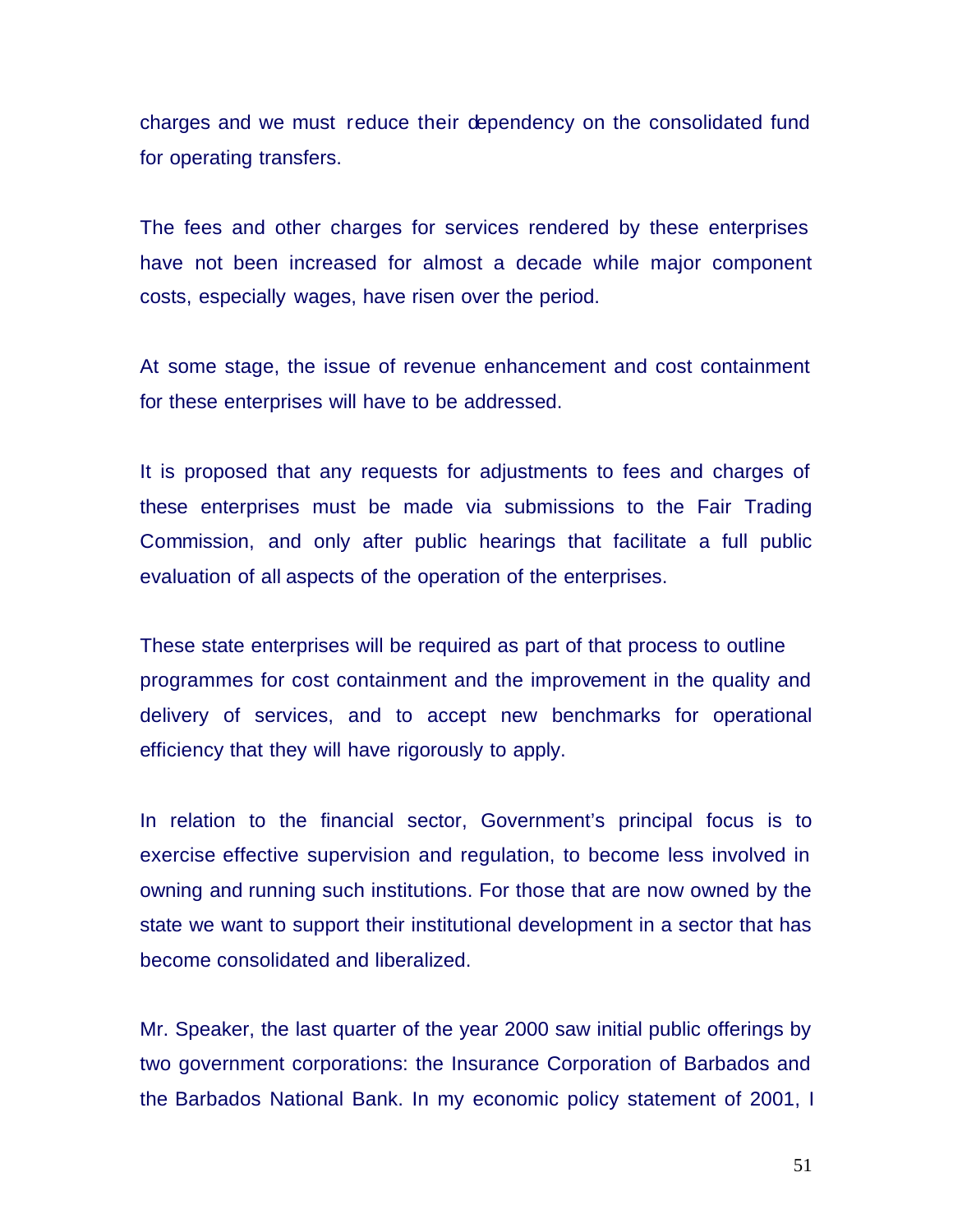charges and we must reduce their dependency on the consolidated fund for operating transfers.

The fees and other charges for services rendered by these enterprises have not been increased for almost a decade while major component costs, especially wages, have risen over the period.

At some stage, the issue of revenue enhancement and cost containment for these enterprises will have to be addressed.

It is proposed that any requests for adjustments to fees and charges of these enterprises must be made via submissions to the Fair Trading Commission, and only after public hearings that facilitate a full public evaluation of all aspects of the operation of the enterprises.

These state enterprises will be required as part of that process to outline programmes for cost containment and the improvement in the quality and delivery of services, and to accept new benchmarks for operational efficiency that they will have rigorously to apply.

In relation to the financial sector, Government's principal focus is to exercise effective supervision and regulation, to become less involved in owning and running such institutions. For those that are now owned by the state we want to support their institutional development in a sector that has become consolidated and liberalized.

Mr. Speaker, the last quarter of the year 2000 saw initial public offerings by two government corporations: the Insurance Corporation of Barbados and the Barbados National Bank. In my economic policy statement of 2001, I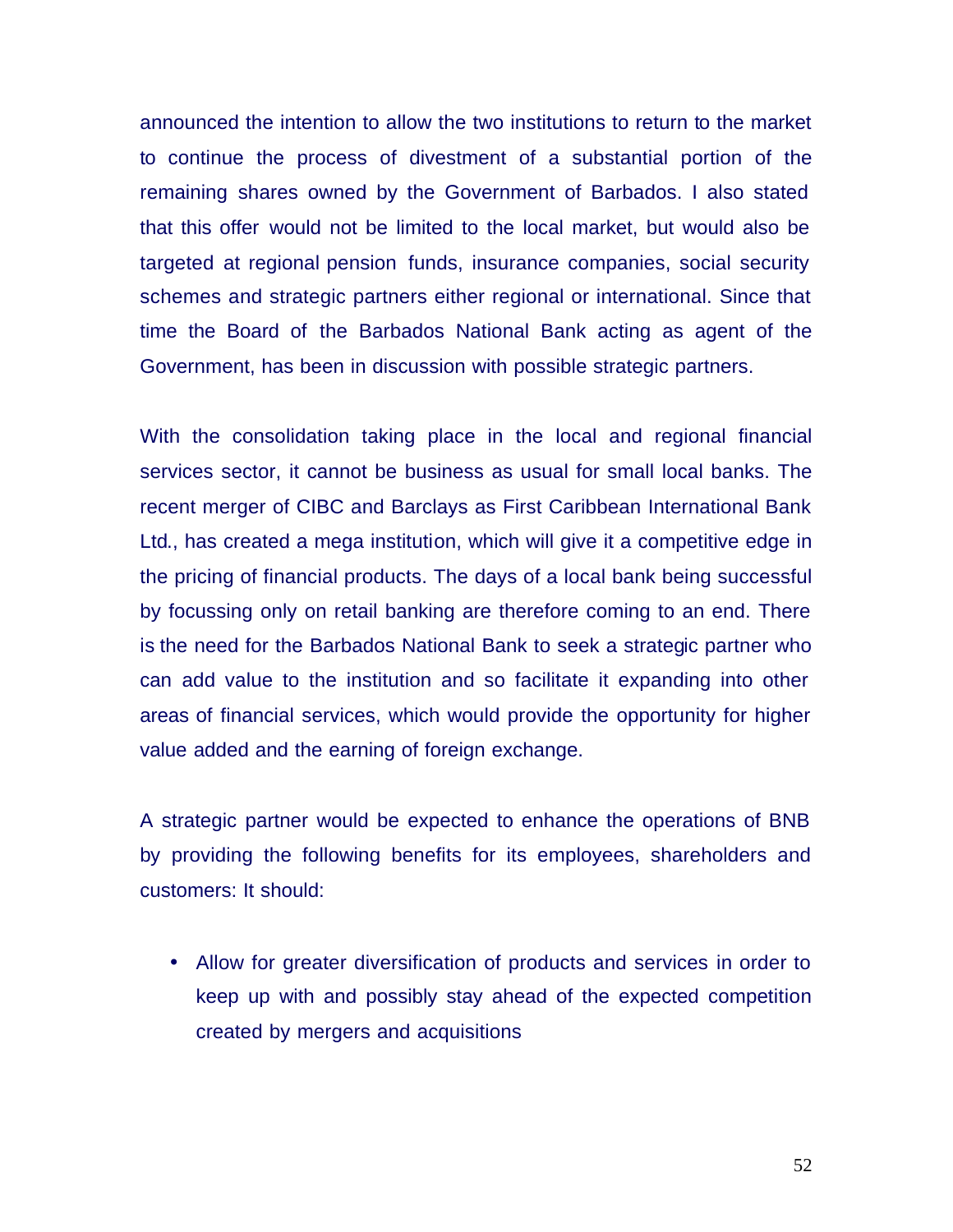announced the intention to allow the two institutions to return to the market to continue the process of divestment of a substantial portion of the remaining shares owned by the Government of Barbados. I also stated that this offer would not be limited to the local market, but would also be targeted at regional pension funds, insurance companies, social security schemes and strategic partners either regional or international. Since that time the Board of the Barbados National Bank acting as agent of the Government, has been in discussion with possible strategic partners.

With the consolidation taking place in the local and regional financial services sector, it cannot be business as usual for small local banks. The recent merger of CIBC and Barclays as First Caribbean International Bank Ltd., has created a mega institution, which will give it a competitive edge in the pricing of financial products. The days of a local bank being successful by focussing only on retail banking are therefore coming to an end. There is the need for the Barbados National Bank to seek a strategic partner who can add value to the institution and so facilitate it expanding into other areas of financial services, which would provide the opportunity for higher value added and the earning of foreign exchange.

A strategic partner would be expected to enhance the operations of BNB by providing the following benefits for its employees, shareholders and customers: It should:

- Allow for greater diversification of products and services in order to keep up with and possibly stay ahead of the expected competition created by mergers and acquisitions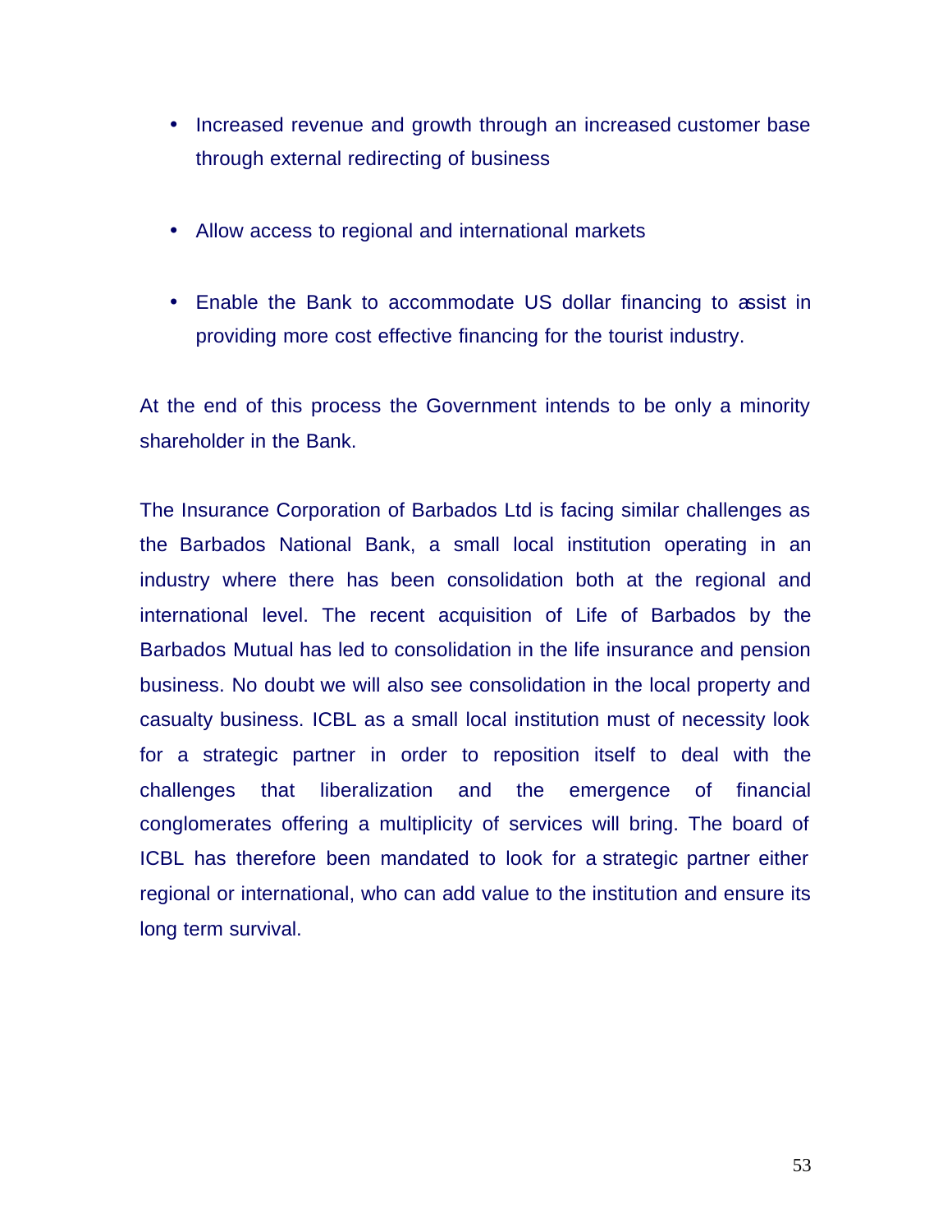- Increased revenue and growth through an increased customer base through external redirecting of business

- Allow access to regional and international markets

- Enable the Bank to accommodate US dollar financing to assist in providing more cost effective financing for the tourist industry.

At the end of this process the Government intends to be only a minority shareholder in the Bank.

The Insurance Corporation of Barbados Ltd is facing similar challenges as the Barbados National Bank, a small local institution operating in an industry where there has been consolidation both at the regional and international level. The recent acquisition of Life of Barbados by the Barbados Mutual has led to consolidation in the life insurance and pension business. No doubt we will also see consolidation in the local property and casualty business. ICBL as a small local institution must of necessity look for a strategic partner in order to reposition itself to deal with the challenges that liberalization and the emergence of financial conglomerates offering a multiplicity of services will bring. The board of ICBL has therefore been mandated to look for a strategic partner either regional or international, who can add value to the institution and ensure its long term survival.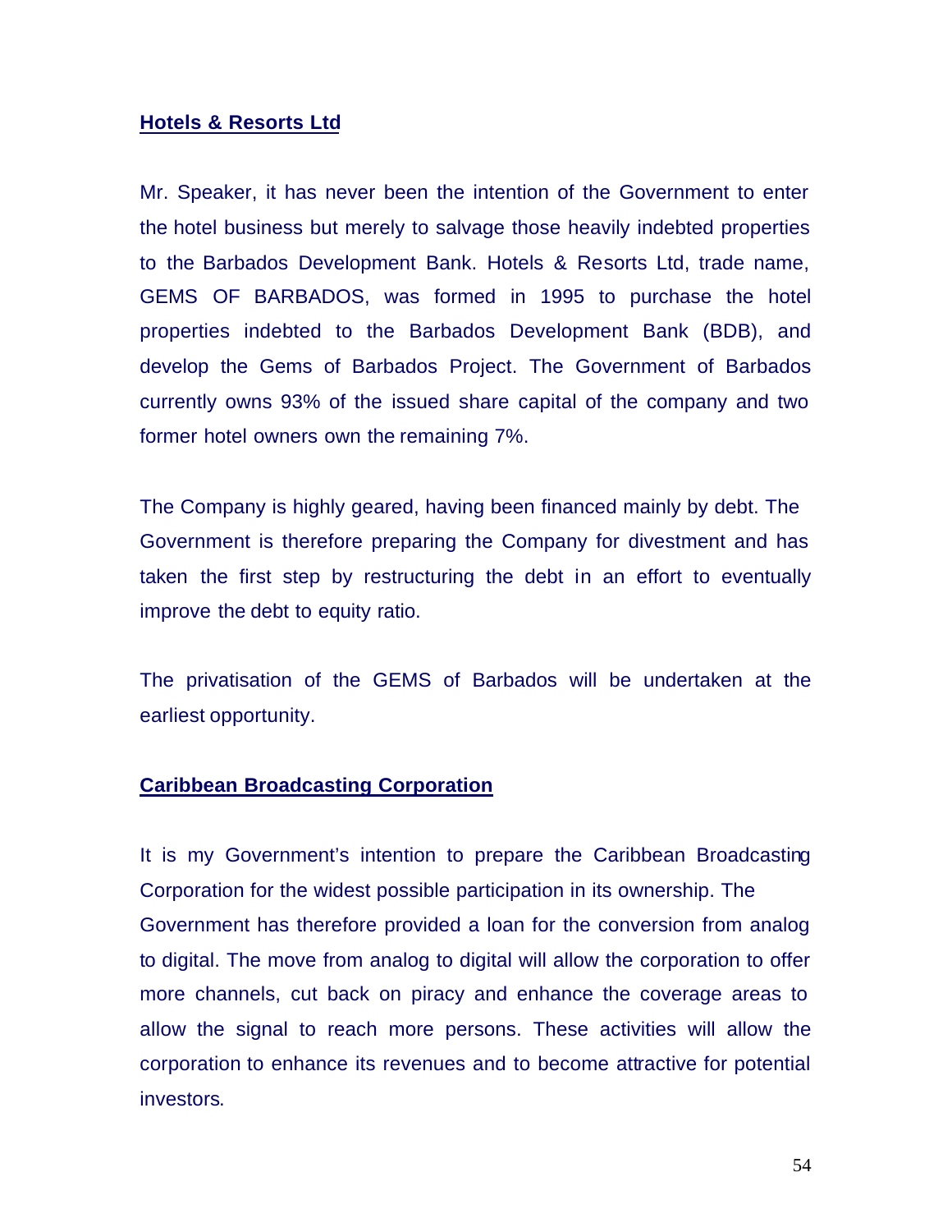**Hotels & Resorts Ltd**

Mr. Speaker, it has never been the intention of the Government to enter the hotel business but merely to salvage those heavily indebted properties to the Barbados Development Bank. Hotels & Resorts Ltd, trade name, GEMS OF BARBADOS, was formed in 1995 to purchase the hotel properties indebted to the Barbados Development Bank (BDB), and develop the Gems of Barbados Project. The Government of Barbados currently owns 93% of the issued share capital of the company and two former hotel owners own the remaining 7%.

The Company is highly geared, having been financed mainly by debt. The Government is therefore preparing the Company for divestment and has taken the first step by restructuring the debt in an effort to eventually improve the debt to equity ratio.

The privatisation of the GEMS of Barbados will be undertaken at the earliest opportunity.

**Caribbean Broadcasting Corporation**

It is my Government's intention to prepare the Caribbean Broadcasting Corporation for the widest possible participation in its ownership. The Government has therefore provided a loan for the conversion from analog to digital. The move from analog to digital will allow the corporation to offer more channels, cut back on piracy and enhance the coverage areas to allow the signal to reach more persons. These activities will allow the corporation to enhance its revenues and to become attractive for potential investors.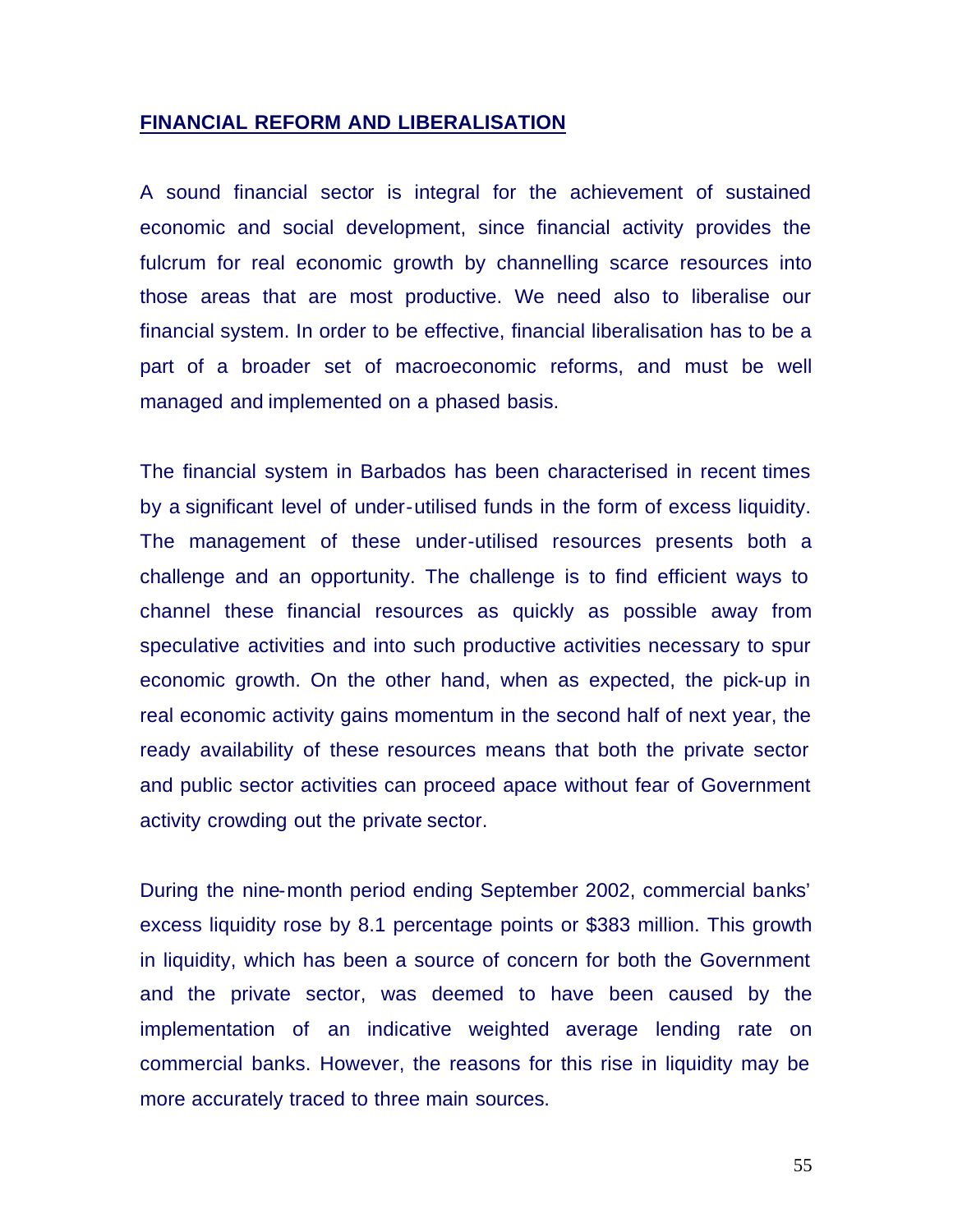## FINANCIAL REFORM AND LIBERALISATION

A sound financial sector is integral for the achievement of sustained economic and social development, since financial activity provides the fulcrum for real economic growth by channelling scarce resources into those areas that are most productive. We need also to liberalise our financial system. In order to be effective, financial liberalisation has to be a part of a broader set of macroeconomic reforms, and must be well managed and implemented on a phased basis.

The financial system in Barbados has been characterised in recent times by a significant level of under-utilised funds in the form of excess liquidity. The management of these under-utilised resources presents both a challenge and an opportunity. The challenge is to find efficient ways to channel these financial resources as quickly as possible away from speculative activities and into such productive activities necessary to spur economic growth. On the other hand, when as expected, the pick-up in real economic activity gains momentum in the second half of next year, the ready availability of these resources means that both the private sector and public sector activities can proceed apace without fear of Government activity crowding out the private sector.

During the nine-month period ending September 2002, commercial banks' excess liquidity rose by 8.1 percentage points or $383 million. This growth in liquidity, which has been a source of concern for both the Government and the private sector, was deemed to have been caused by the implementation of an indicative weighted average lending rate on commercial banks. However, the reasons for this rise in liquidity may be more accurately traced to three main sources.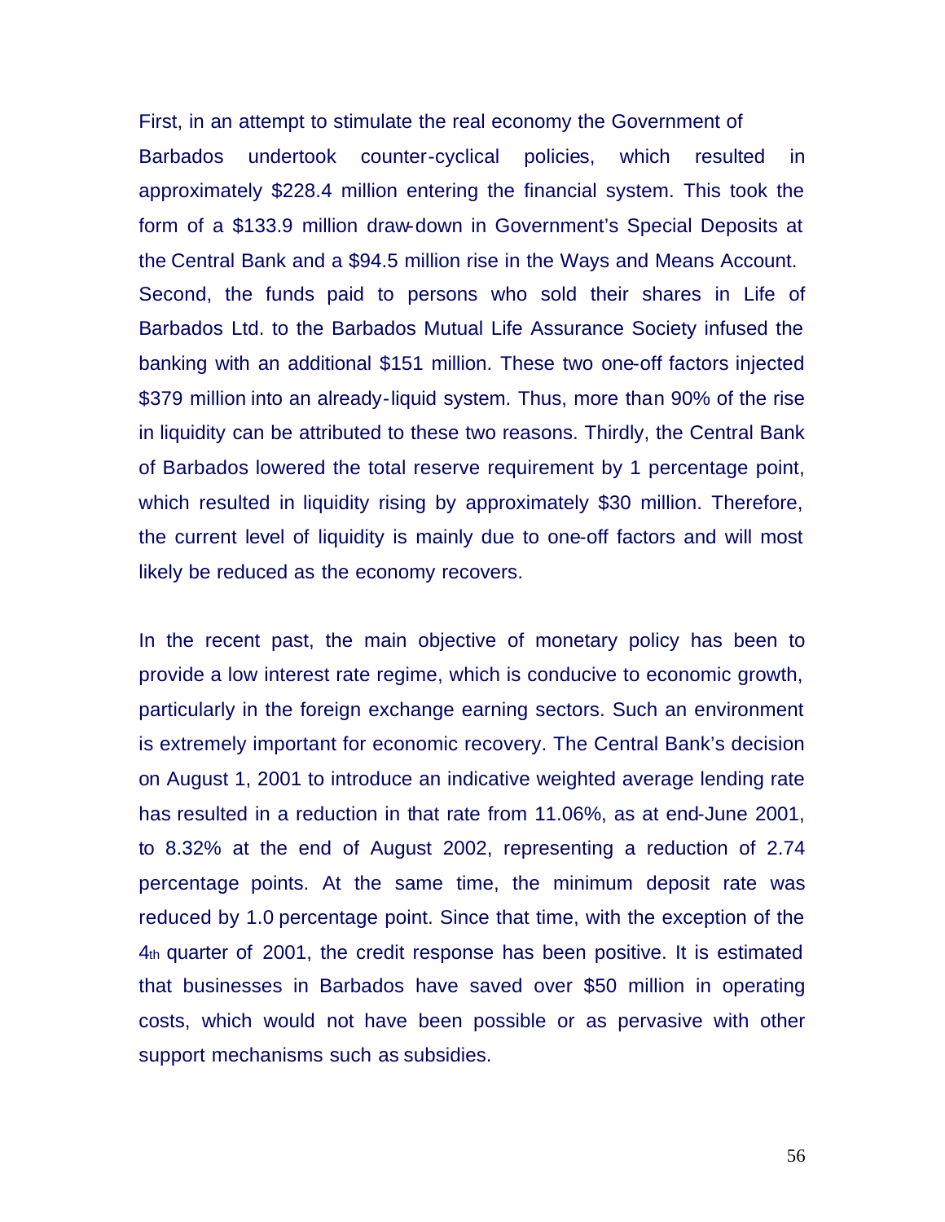First, in an attempt to stimulate the real economy the Government of Barbados undertook counter-cyclical policies, which resulted in approximately $228.4 million entering the financial system. This took the form of a $133.9 million draw-down in Government's Special Deposits at the Central Bank and a $94.5 million rise in the Ways and Means Account. Second, the funds paid to persons who sold their shares in Life of Barbados Ltd. to the Barbados Mutual Life Assurance Society infused the banking with an additional $151 million. These two one-off factors injected $379 million into an already-liquid system. Thus, more than 90% of the rise in liquidity can be attributed to these two reasons. Thirdly, the Central Bank of Barbados lowered the total reserve requirement by 1 percentage point, which resulted in liquidity rising by approximately $30 million. Therefore, the current level of liquidity is mainly due to one-off factors and will most likely be reduced as the economy recovers.

In the recent past, the main objective of monetary policy has been to provide a low interest rate regime, which is conducive to economic growth, particularly in the foreign exchange earning sectors. Such an environment is extremely important for economic recovery. The Central Bank's decision on August 1, 2001 to introduce an indicative weighted average lending rate has resulted in a reduction in that rate from 11.06%, as at end-June 2001, to 8.32% at the end of August 2002, representing a reduction of 2.74 percentage points. At the same time, the minimum deposit rate was reduced by 1.0 percentage point. Since that time, with the exception of the 4th quarter of 2001, the credit response has been positive. It is estimated that businesses in Barbados have saved over $50 million in operating costs, which would not have been possible or as pervasive with other support mechanisms such as subsidies.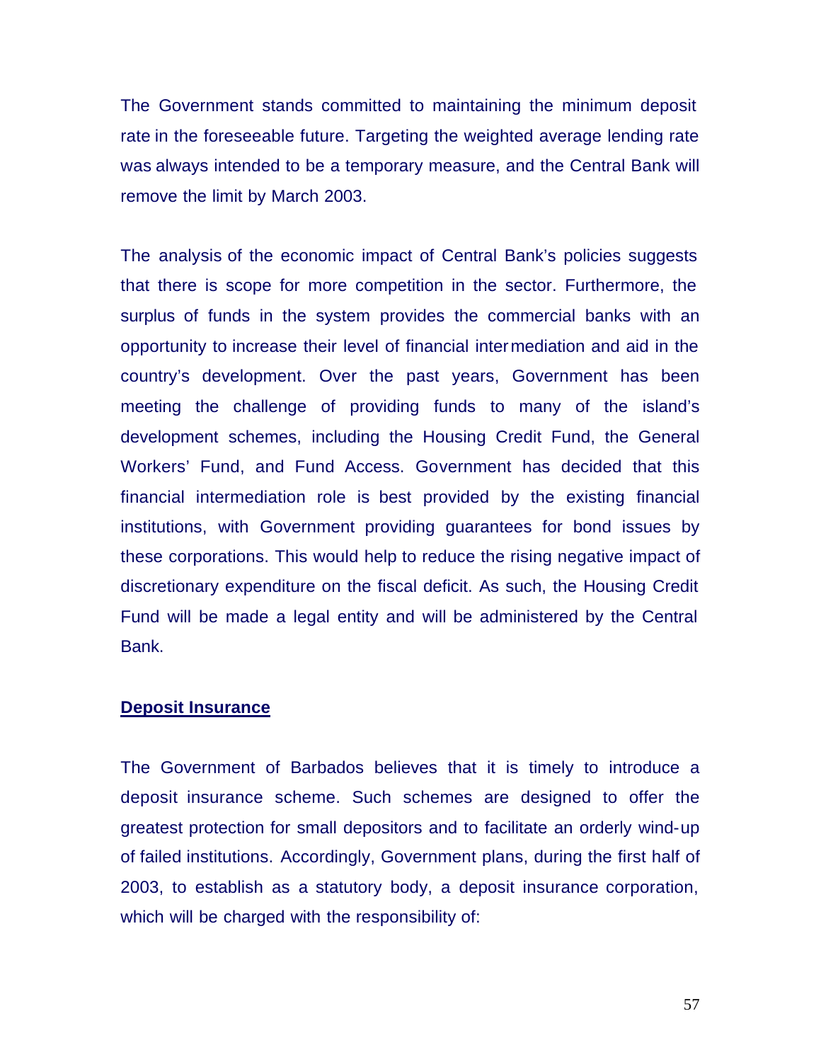The Government stands committed to maintaining the minimum deposit rate in the foreseeable future. Targeting the weighted average lending rate was always intended to be a temporary measure, and the Central Bank will remove the limit by March 2003.

The analysis of the economic impact of Central Bank's policies suggests that there is scope for more competition in the sector. Furthermore, the surplus of funds in the system provides the commercial banks with an opportunity to increase their level of financial intermediation and aid in the country's development. Over the past years, Government has been meeting the challenge of providing funds to many of the island's development schemes, including the Housing Credit Fund, the General Workers' Fund, and Fund Access. Government has decided that this financial intermediation role is best provided by the existing financial institutions, with Government providing guarantees for bond issues by these corporations. This would help to reduce the rising negative impact of discretionary expenditure on the fiscal deficit. As such, the Housing Credit Fund will be made a legal entity and will be administered by the Central Bank.

## Deposit Insurance

The Government of Barbados believes that it is timely to introduce a deposit insurance scheme. Such schemes are designed to offer the greatest protection for small depositors and to facilitate an orderly wind-up of failed institutions. Accordingly, Government plans, during the first half of 2003, to establish as a statutory body, a deposit insurance corporation, which will be charged with the responsibility of: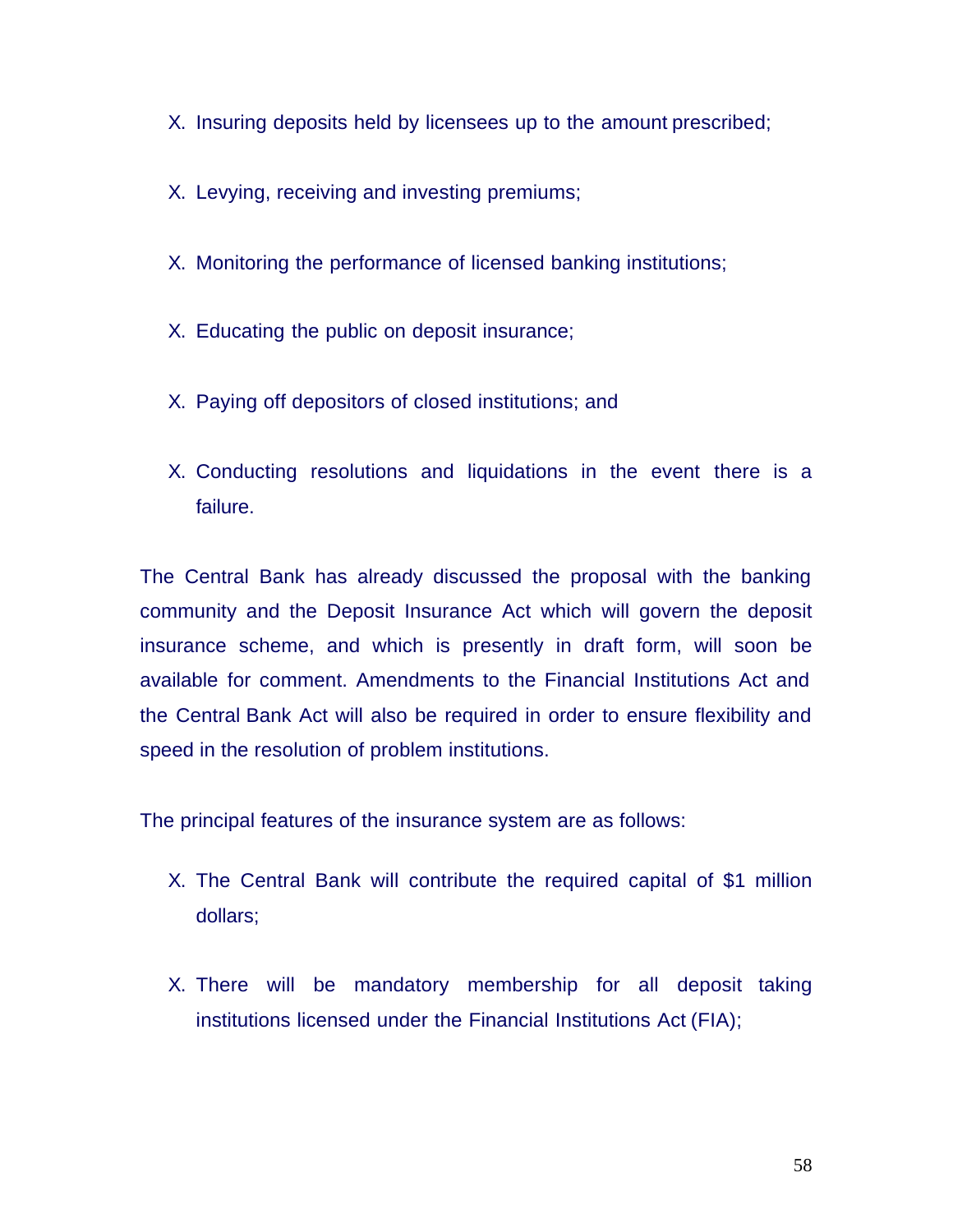- Insuring deposits held by licensees up to the amount prescribed;
- Levying, receiving and investing premiums;
- Monitoring the performance of licensed banking institutions;
- Educating the public on deposit insurance;
- Paying off depositors of closed institutions; and
- Conducting resolutions and liquidations in the event there is a failure.

The Central Bank has already discussed the proposal with the banking community and the Deposit Insurance Act which will govern the deposit insurance scheme, and which is presently in draft form, will soon be available for comment. Amendments to the Financial Institutions Act and the Central Bank Act will also be required in order to ensure flexibility and speed in the resolution of problem institutions.

The principal features of the insurance system are as follows:

- The Central Bank will contribute the required capital of $1 million dollars;
- There will be mandatory membership for all deposit taking institutions licensed under the Financial Institutions Act (FIA);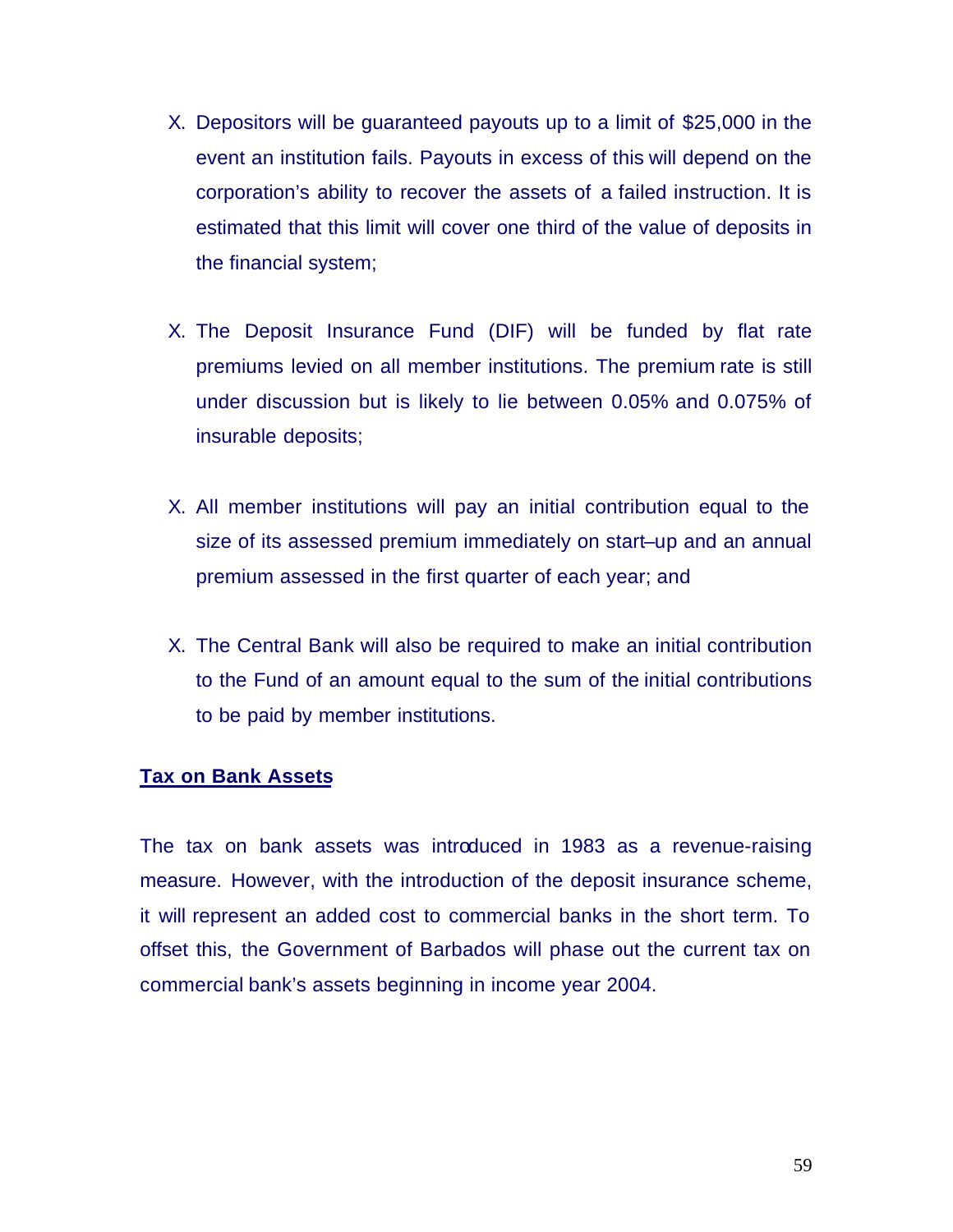X. Depositors will be guaranteed payouts up to a limit of $25,000 in the event an institution fails. Payouts in excess of this will depend on the corporation's ability to recover the assets of a failed instruction. It is estimated that this limit will cover one third of the value of deposits in the financial system;

X. The Deposit Insurance Fund (DIF) will be funded by flat rate premiums levied on all member institutions. The premium rate is still under discussion but is likely to lie between 0.05% and 0.075% of insurable deposits;

X. All member institutions will pay an initial contribution equal to the size of its assessed premium immediately on start–up and an annual premium assessed in the first quarter of each year; and

X. The Central Bank will also be required to make an initial contribution to the Fund of an amount equal to the sum of the initial contributions to be paid by member institutions.

**Tax on Bank Assets**

The tax on bank assets was introduced in 1983 as a revenue-raising measure. However, with the introduction of the deposit insurance scheme, it will represent an added cost to commercial banks in the short term. To offset this, the Government of Barbados will phase out the current tax on commercial bank's assets beginning in income year 2004.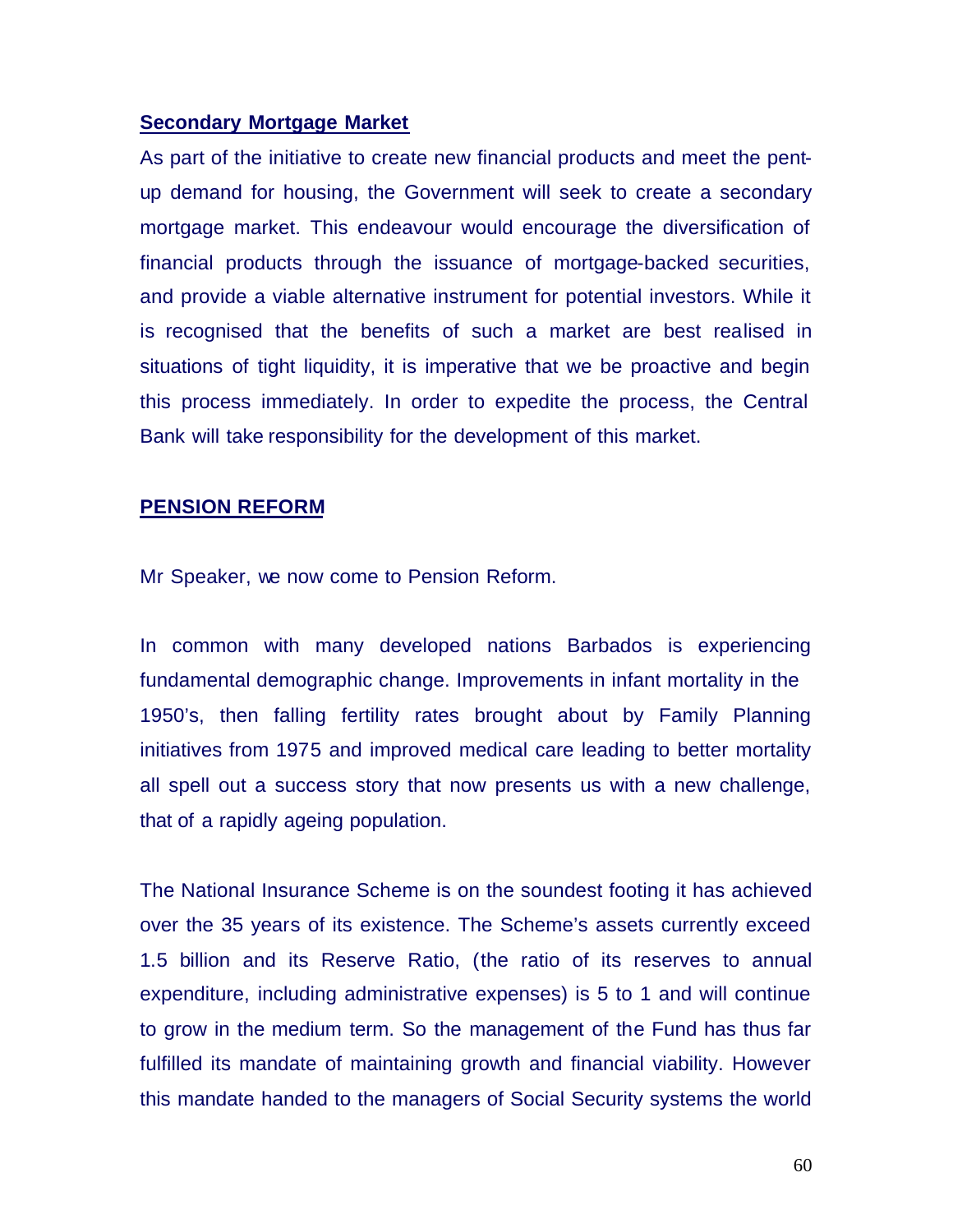## Secondary Mortgage Market

As part of the initiative to create new financial products and meet the pent-up demand for housing, the Government will seek to create a secondary mortgage market. This endeavour would encourage the diversification of financial products through the issuance of mortgage-backed securities, and provide a viable alternative instrument for potential investors. While it is recognised that the benefits of such a market are best realised in situations of tight liquidity, it is imperative that we be proactive and begin this process immediately. In order to expedite the process, the Central Bank will take responsibility for the development of this market.

## PENSION REFORM

Mr Speaker, we now come to Pension Reform.

In common with many developed nations Barbados is experiencing fundamental demographic change. Improvements in infant mortality in the 1950's, then falling fertility rates brought about by Family Planning initiatives from 1975 and improved medical care leading to better mortality all spell out a success story that now presents us with a new challenge, that of a rapidly ageing population.

The National Insurance Scheme is on the soundest footing it has achieved over the 35 years of its existence. The Scheme's assets currently exceed 1.5 billion and its Reserve Ratio, (the ratio of its reserves to annual expenditure, including administrative expenses) is 5 to 1 and will continue to grow in the medium term. So the management of the Fund has thus far fulfilled its mandate of maintaining growth and financial viability. However this mandate handed to the managers of Social Security systems the world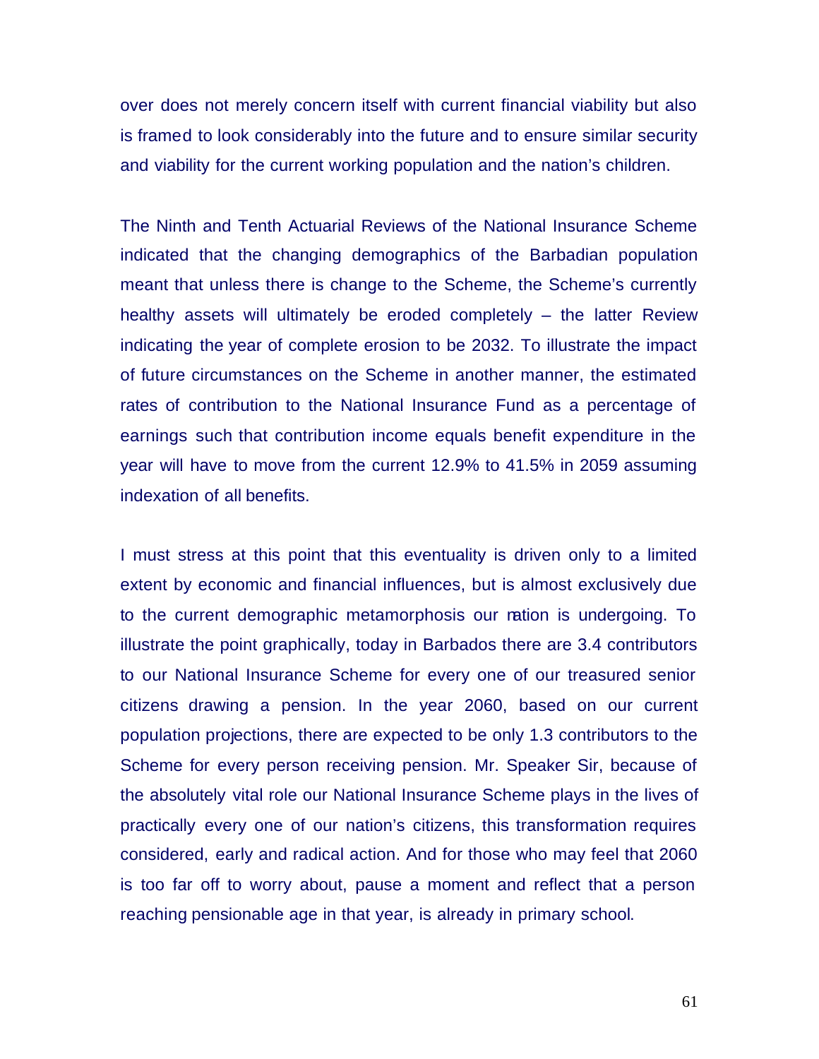over does not merely concern itself with current financial viability but also is framed to look considerably into the future and to ensure similar security and viability for the current working population and the nation's children.

The Ninth and Tenth Actuarial Reviews of the National Insurance Scheme indicated that the changing demographics of the Barbadian population meant that unless there is change to the Scheme, the Scheme's currently healthy assets will ultimately be eroded completely – the latter Review indicating the year of complete erosion to be 2032. To illustrate the impact of future circumstances on the Scheme in another manner, the estimated rates of contribution to the National Insurance Fund as a percentage of earnings such that contribution income equals benefit expenditure in the year will have to move from the current 12.9% to 41.5% in 2059 assuming indexation of all benefits.

I must stress at this point that this eventuality is driven only to a limited extent by economic and financial influences, but is almost exclusively due to the current demographic metamorphosis our nation is undergoing. To illustrate the point graphically, today in Barbados there are 3.4 contributors to our National Insurance Scheme for every one of our treasured senior citizens drawing a pension. In the year 2060, based on our current population projections, there are expected to be only 1.3 contributors to the Scheme for every person receiving pension. Mr. Speaker Sir, because of the absolutely vital role our National Insurance Scheme plays in the lives of practically every one of our nation's citizens, this transformation requires considered, early and radical action. And for those who may feel that 2060 is too far off to worry about, pause a moment and reflect that a person reaching pensionable age in that year, is already in primary school.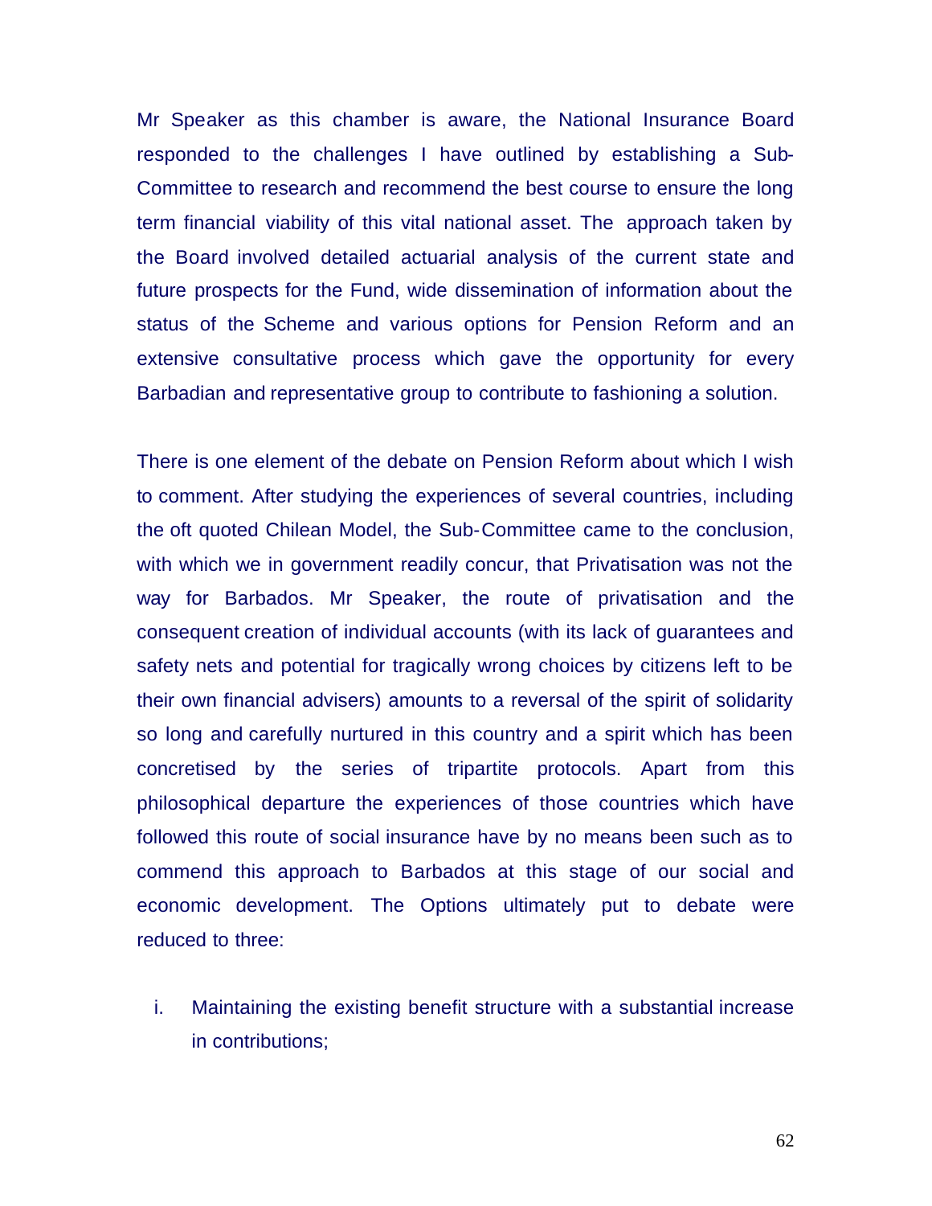Mr Speaker as this chamber is aware, the National Insurance Board responded to the challenges I have outlined by establishing a Sub-Committee to research and recommend the best course to ensure the long term financial viability of this vital national asset. The approach taken by the Board involved detailed actuarial analysis of the current state and future prospects for the Fund, wide dissemination of information about the status of the Scheme and various options for Pension Reform and an extensive consultative process which gave the opportunity for every Barbadian and representative group to contribute to fashioning a solution.

There is one element of the debate on Pension Reform about which I wish to comment. After studying the experiences of several countries, including the oft quoted Chilean Model, the Sub-Committee came to the conclusion, with which we in government readily concur, that Privatisation was not the way for Barbados. Mr Speaker, the route of privatisation and the consequent creation of individual accounts (with its lack of guarantees and safety nets and potential for tragically wrong choices by citizens left to be their own financial advisers) amounts to a reversal of the spirit of solidarity so long and carefully nurtured in this country and a spirit which has been concretised by the series of tripartite protocols. Apart from this philosophical departure the experiences of those countries which have followed this route of social insurance have by no means been such as to commend this approach to Barbados at this stage of our social and economic development. The Options ultimately put to debate were reduced to three:

i. Maintaining the existing benefit structure with a substantial increase in contributions;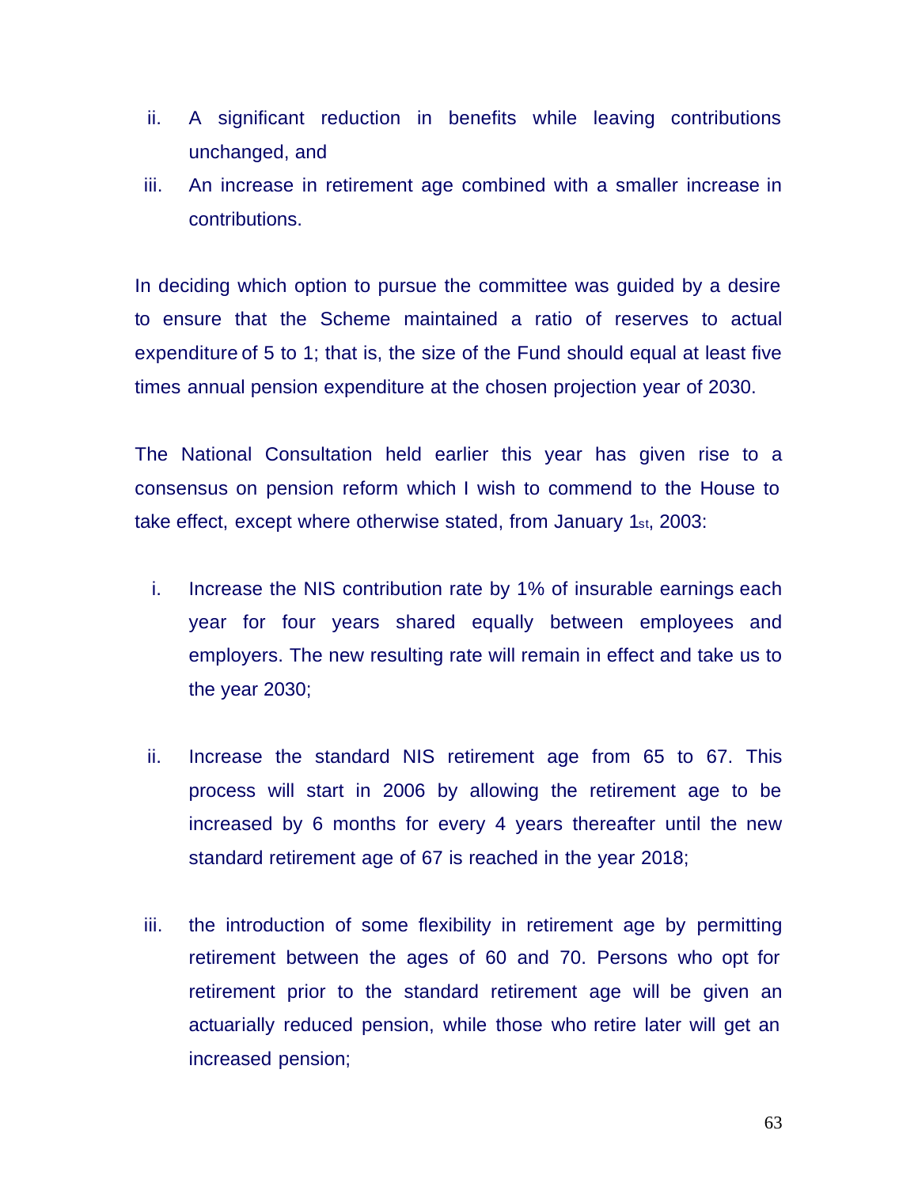ii. A significant reduction in benefits while leaving contributions unchanged, and

iii. An increase in retirement age combined with a smaller increase in contributions.

In deciding which option to pursue the committee was guided by a desire to ensure that the Scheme maintained a ratio of reserves to actual expenditure of 5 to 1; that is, the size of the Fund should equal at least five times annual pension expenditure at the chosen projection year of 2030.

The National Consultation held earlier this year has given rise to a consensus on pension reform which I wish to commend to the House to take effect, except where otherwise stated, from January 1st, 2003:

i. Increase the NIS contribution rate by 1% of insurable earnings each year for four years shared equally between employees and employers. The new resulting rate will remain in effect and take us to the year 2030;

ii. Increase the standard NIS retirement age from 65 to 67. This process will start in 2006 by allowing the retirement age to be increased by 6 months for every 4 years thereafter until the new standard retirement age of 67 is reached in the year 2018;

iii. the introduction of some flexibility in retirement age by permitting retirement between the ages of 60 and 70. Persons who opt for retirement prior to the standard retirement age will be given an actuarially reduced pension, while those who retire later will get an increased pension;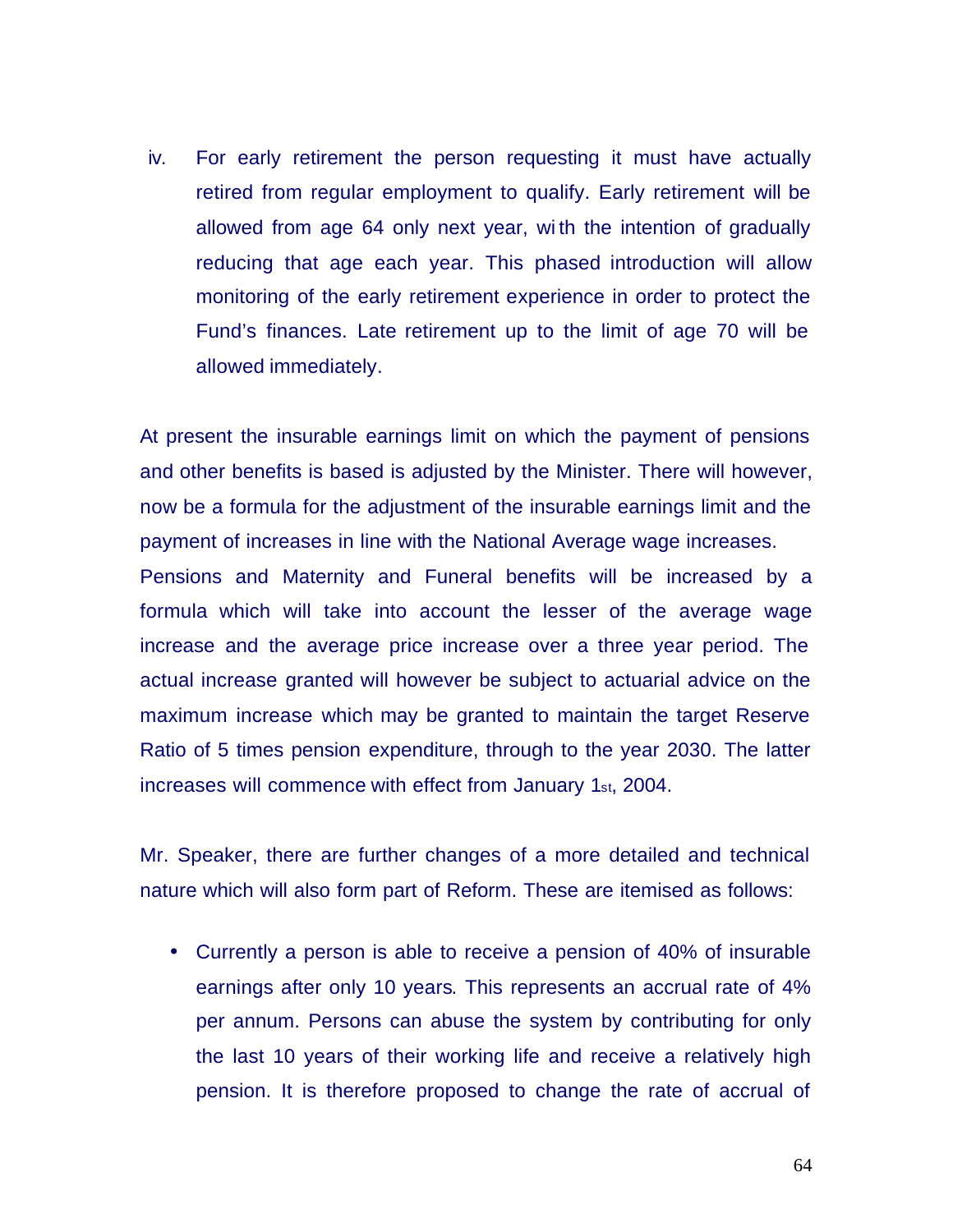iv. For early retirement the person requesting it must have actually retired from regular employment to qualify. Early retirement will be allowed from age 64 only next year, with the intention of gradually reducing that age each year. This phased introduction will allow monitoring of the early retirement experience in order to protect the Fund's finances. Late retirement up to the limit of age 70 will be allowed immediately.

At present the insurable earnings limit on which the payment of pensions and other benefits is based is adjusted by the Minister. There will however, now be a formula for the adjustment of the insurable earnings limit and the payment of increases in line with the National Average wage increases. Pensions and Maternity and Funeral benefits will be increased by a formula which will take into account the lesser of the average wage increase and the average price increase over a three year period. The actual increase granted will however be subject to actuarial advice on the maximum increase which may be granted to maintain the target Reserve Ratio of 5 times pension expenditure, through to the year 2030. The latter increases will commence with effect from January 1st, 2004.

Mr. Speaker, there are further changes of a more detailed and technical nature which will also form part of Reform. These are itemised as follows:

- Currently a person is able to receive a pension of 40% of insurable earnings after only 10 years. This represents an accrual rate of 4% per annum. Persons can abuse the system by contributing for only the last 10 years of their working life and receive a relatively high pension. It is therefore proposed to change the rate of accrual of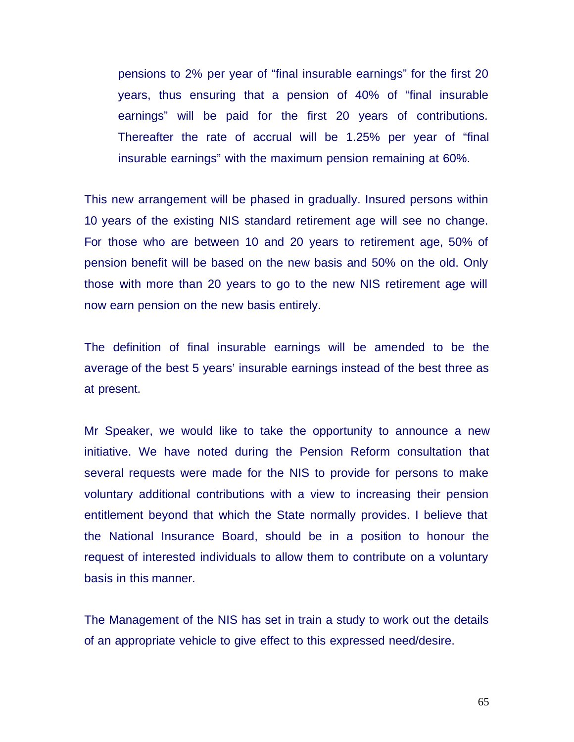pensions to 2% per year of "final insurable earnings" for the first 20 years, thus ensuring that a pension of 40% of "final insurable earnings" will be paid for the first 20 years of contributions. Thereafter the rate of accrual will be 1.25% per year of "final insurable earnings" with the maximum pension remaining at 60%.

This new arrangement will be phased in gradually. Insured persons within 10 years of the existing NIS standard retirement age will see no change. For those who are between 10 and 20 years to retirement age, 50% of pension benefit will be based on the new basis and 50% on the old. Only those with more than 20 years to go to the new NIS retirement age will now earn pension on the new basis entirely.

The definition of final insurable earnings will be amended to be the average of the best 5 years' insurable earnings instead of the best three as at present.

Mr Speaker, we would like to take the opportunity to announce a new initiative. We have noted during the Pension Reform consultation that several requests were made for the NIS to provide for persons to make voluntary additional contributions with a view to increasing their pension entitlement beyond that which the State normally provides. I believe that the National Insurance Board, should be in a position to honour the request of interested individuals to allow them to contribute on a voluntary basis in this manner.

The Management of the NIS has set in train a study to work out the details of an appropriate vehicle to give effect to this expressed need/desire.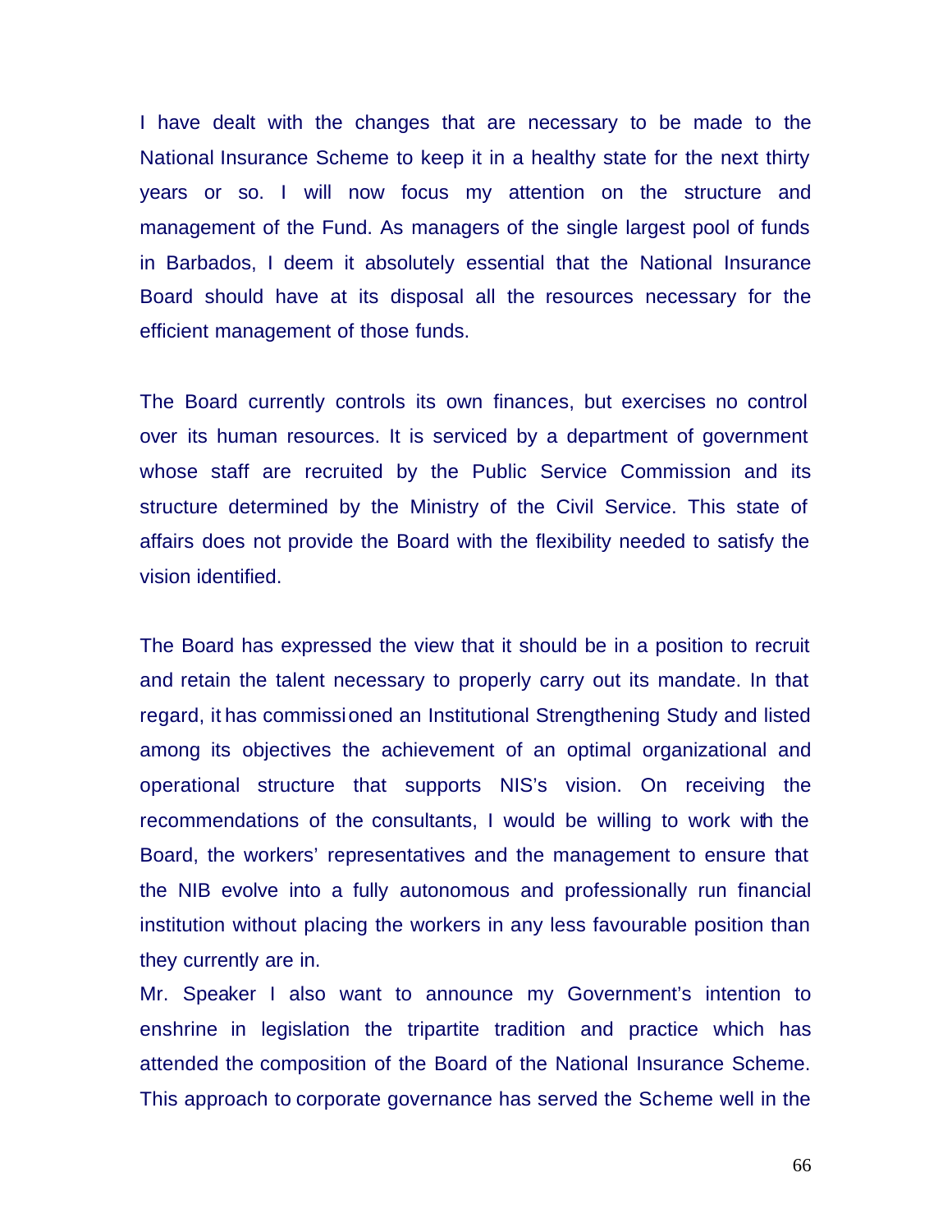I have dealt with the changes that are necessary to be made to the National Insurance Scheme to keep it in a healthy state for the next thirty years or so. I will now focus my attention on the structure and management of the Fund. As managers of the single largest pool of funds in Barbados, I deem it absolutely essential that the National Insurance Board should have at its disposal all the resources necessary for the efficient management of those funds.

The Board currently controls its own finances, but exercises no control over its human resources. It is serviced by a department of government whose staff are recruited by the Public Service Commission and its structure determined by the Ministry of the Civil Service. This state of affairs does not provide the Board with the flexibility needed to satisfy the vision identified.

The Board has expressed the view that it should be in a position to recruit and retain the talent necessary to properly carry out its mandate. In that regard, it has commissioned an Institutional Strengthening Study and listed among its objectives the achievement of an optimal organizational and operational structure that supports NIS's vision. On receiving the recommendations of the consultants, I would be willing to work with the Board, the workers' representatives and the management to ensure that the NIB evolve into a fully autonomous and professionally run financial institution without placing the workers in any less favourable position than they currently are in.

Mr. Speaker I also want to announce my Government's intention to enshrine in legislation the tripartite tradition and practice which has attended the composition of the Board of the National Insurance Scheme. This approach to corporate governance has served the Scheme well in the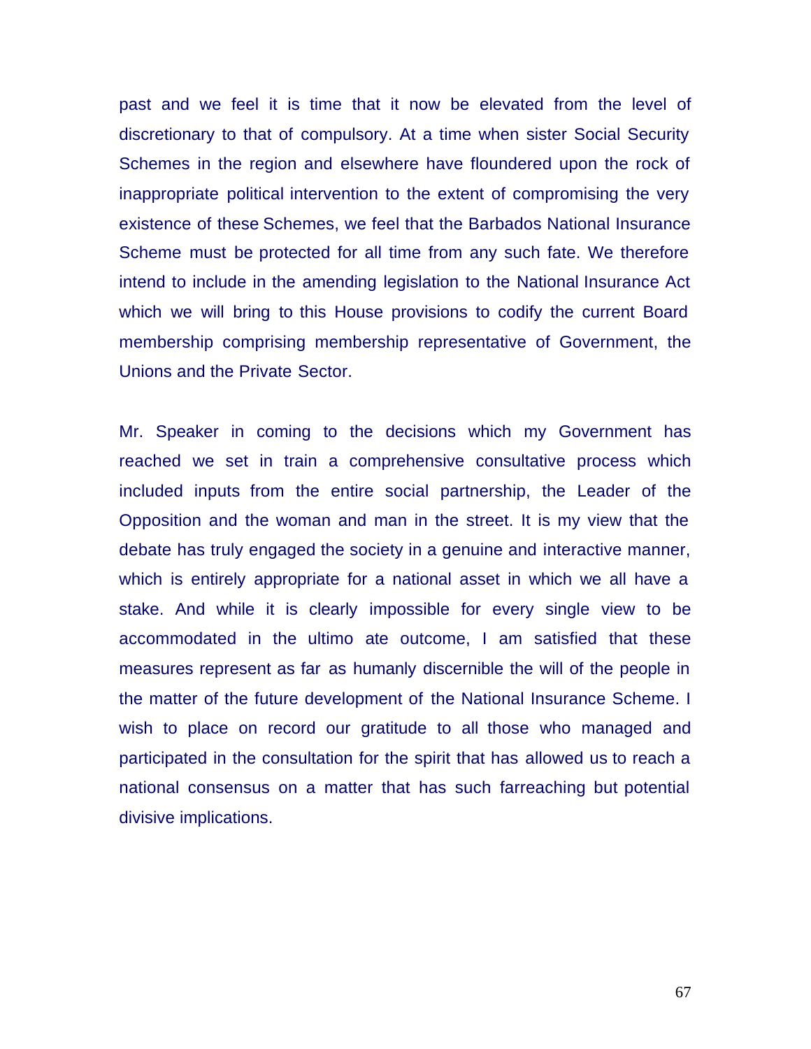past and we feel it is time that it now be elevated from the level of discretionary to that of compulsory. At a time when sister Social Security Schemes in the region and elsewhere have floundered upon the rock of inappropriate political intervention to the extent of compromising the very existence of these Schemes, we feel that the Barbados National Insurance Scheme must be protected for all time from any such fate. We therefore intend to include in the amending legislation to the National Insurance Act which we will bring to this House provisions to codify the current Board membership comprising membership representative of Government, the Unions and the Private Sector.

Mr. Speaker in coming to the decisions which my Government has reached we set in train a comprehensive consultative process which included inputs from the entire social partnership, the Leader of the Opposition and the woman and man in the street. It is my view that the debate has truly engaged the society in a genuine and interactive manner, which is entirely appropriate for a national asset in which we all have a stake. And while it is clearly impossible for every single view to be accommodated in the ultimo ate outcome, I am satisfied that these measures represent as far as humanly discernible the will of the people in the matter of the future development of the National Insurance Scheme. I wish to place on record our gratitude to all those who managed and participated in the consultation for the spirit that has allowed us to reach a national consensus on a matter that has such farreaching but potential divisive implications.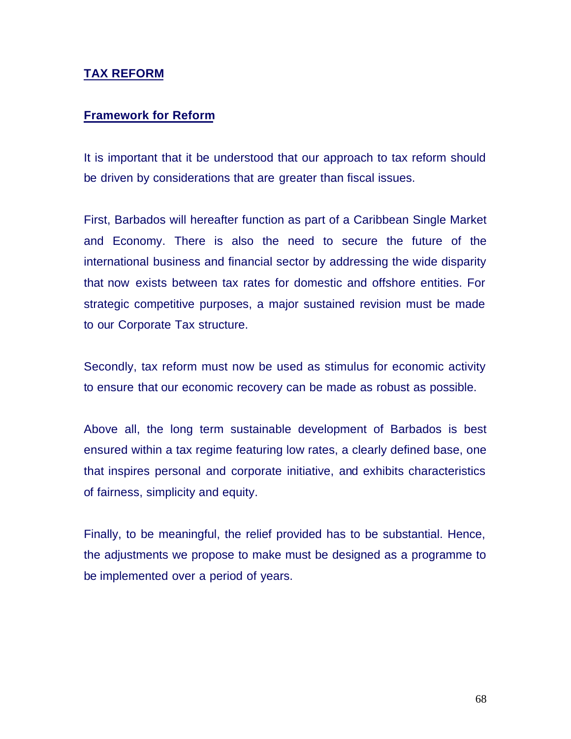## TAX REFORM

### Framework for Reform

It is important that it be understood that our approach to tax reform should be driven by considerations that are greater than fiscal issues.

First, Barbados will hereafter function as part of a Caribbean Single Market and Economy. There is also the need to secure the future of the international business and financial sector by addressing the wide disparity that now exists between tax rates for domestic and offshore entities. For strategic competitive purposes, a major sustained revision must be made to our Corporate Tax structure.

Secondly, tax reform must now be used as stimulus for economic activity to ensure that our economic recovery can be made as robust as possible.

Above all, the long term sustainable development of Barbados is best ensured within a tax regime featuring low rates, a clearly defined base, one that inspires personal and corporate initiative, and exhibits characteristics of fairness, simplicity and equity.

Finally, to be meaningful, the relief provided has to be substantial. Hence, the adjustments we propose to make must be designed as a programme to be implemented over a period of years.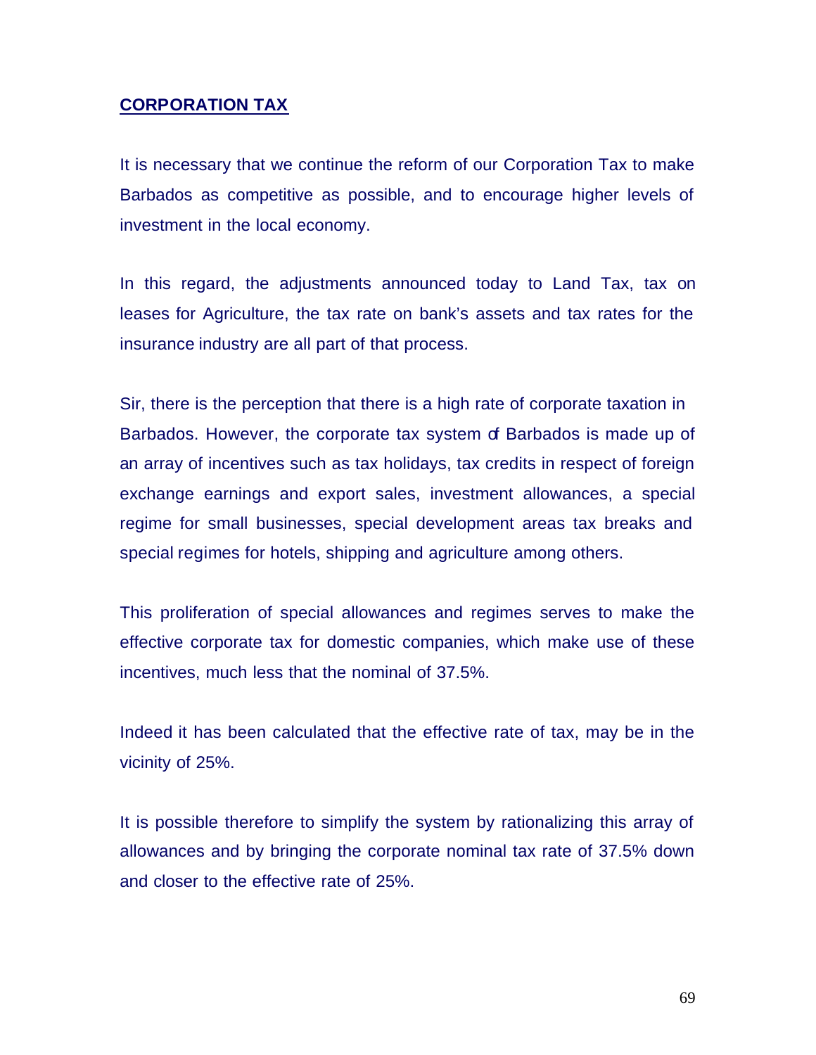## CORPORATION TAX

It is necessary that we continue the reform of our Corporation Tax to make Barbados as competitive as possible, and to encourage higher levels of investment in the local economy.

In this regard, the adjustments announced today to Land Tax, tax on leases for Agriculture, the tax rate on bank's assets and tax rates for the insurance industry are all part of that process.

Sir, there is the perception that there is a high rate of corporate taxation in Barbados. However, the corporate tax system of Barbados is made up of an array of incentives such as tax holidays, tax credits in respect of foreign exchange earnings and export sales, investment allowances, a special regime for small businesses, special development areas tax breaks and special regimes for hotels, shipping and agriculture among others.

This proliferation of special allowances and regimes serves to make the effective corporate tax for domestic companies, which make use of these incentives, much less that the nominal of 37.5%.

Indeed it has been calculated that the effective rate of tax, may be in the vicinity of 25%.

It is possible therefore to simplify the system by rationalizing this array of allowances and by bringing the corporate nominal tax rate of 37.5% down and closer to the effective rate of 25%.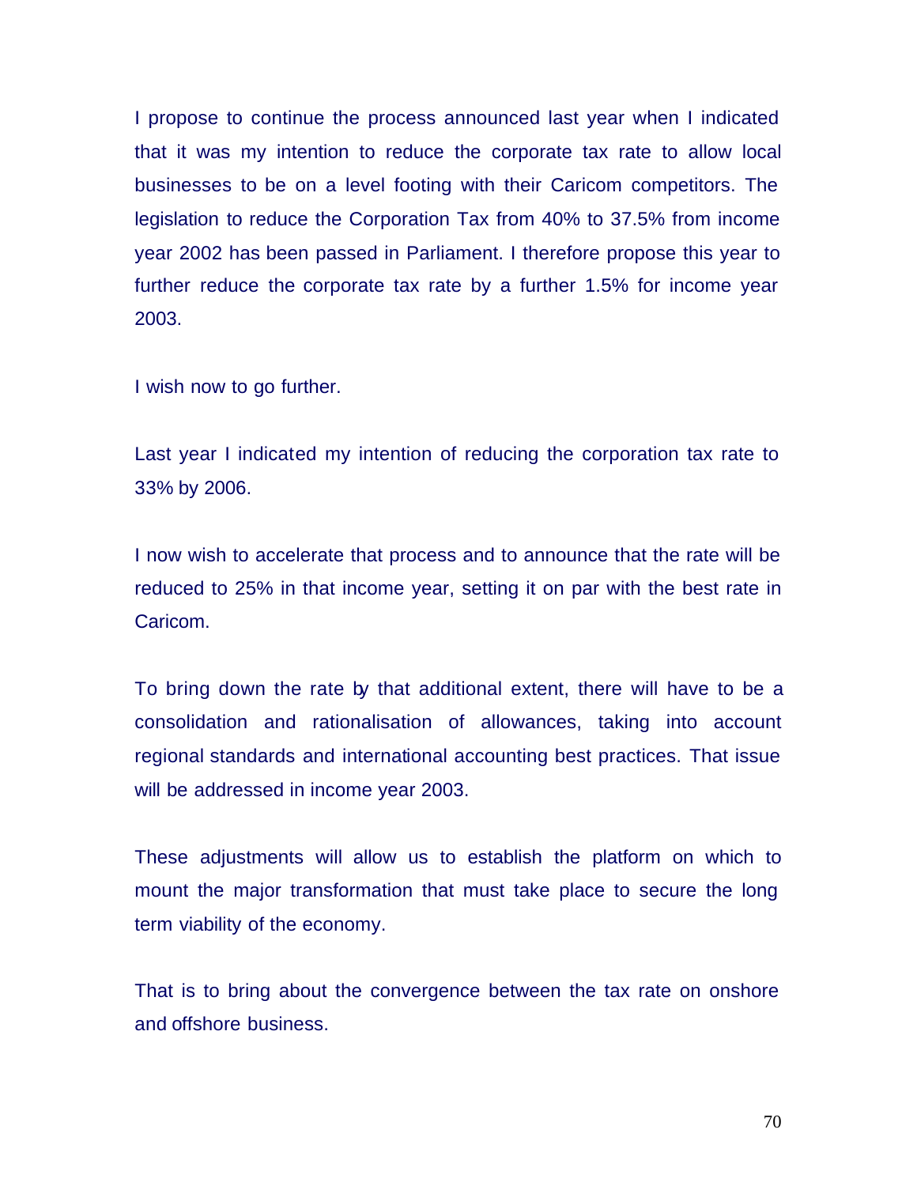I propose to continue the process announced last year when I indicated that it was my intention to reduce the corporate tax rate to allow local businesses to be on a level footing with their Caricom competitors. The legislation to reduce the Corporation Tax from 40% to 37.5% from income year 2002 has been passed in Parliament. I therefore propose this year to further reduce the corporate tax rate by a further 1.5% for income year 2003.

I wish now to go further.

Last year I indicated my intention of reducing the corporation tax rate to 33% by 2006.

I now wish to accelerate that process and to announce that the rate will be reduced to 25% in that income year, setting it on par with the best rate in Caricom.

To bring down the rate by that additional extent, there will have to be a consolidation and rationalisation of allowances, taking into account regional standards and international accounting best practices. That issue will be addressed in income year 2003.

These adjustments will allow us to establish the platform on which to mount the major transformation that must take place to secure the long term viability of the economy.

That is to bring about the convergence between the tax rate on onshore and offshore business.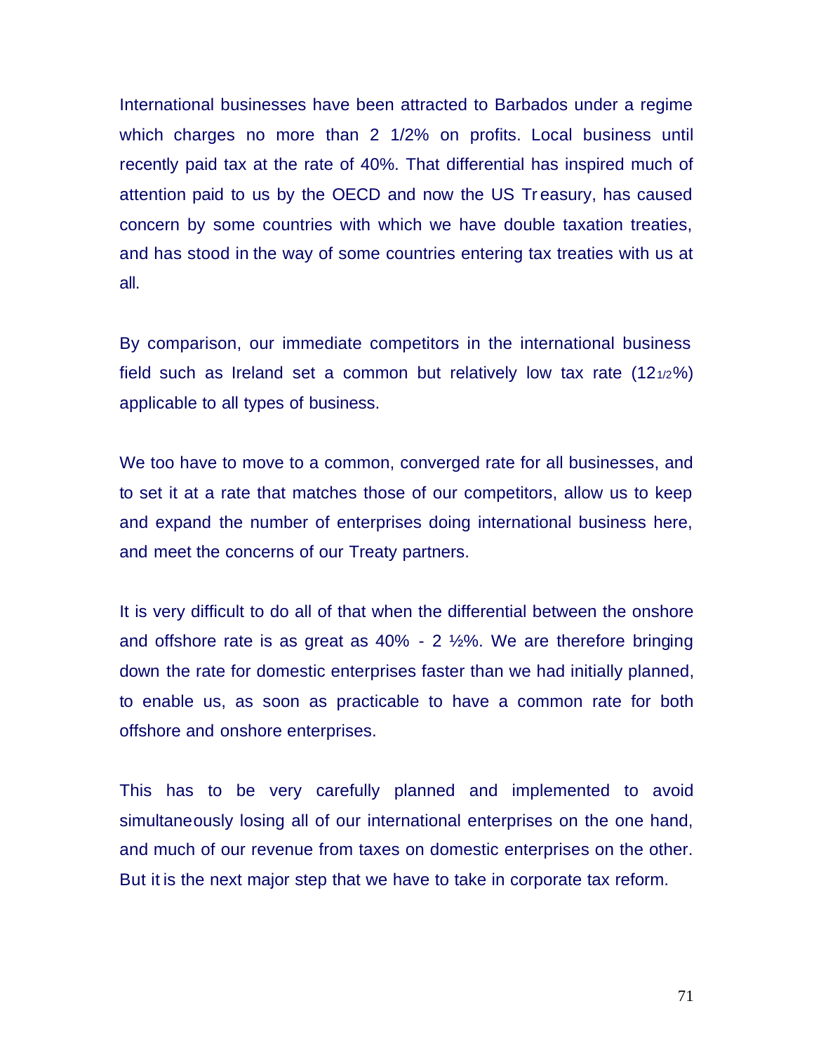International businesses have been attracted to Barbados under a regime which charges no more than 2 1/2% on profits. Local business until recently paid tax at the rate of 40%. That differential has inspired much of attention paid to us by the OECD and now the US Treasury, has caused concern by some countries with which we have double taxation treaties, and has stood in the way of some countries entering tax treaties with us at all.

By comparison, our immediate competitors in the international business field such as Ireland set a common but relatively low tax rate (12 1/2%) applicable to all types of business.

We too have to move to a common, converged rate for all businesses, and to set it at a rate that matches those of our competitors, allow us to keep and expand the number of enterprises doing international business here, and meet the concerns of our Treaty partners.

It is very difficult to do all of that when the differential between the onshore and offshore rate is as great as 40% - 2 ½%. We are therefore bringing down the rate for domestic enterprises faster than we had initially planned, to enable us, as soon as practicable to have a common rate for both offshore and onshore enterprises.

This has to be very carefully planned and implemented to avoid simultaneously losing all of our international enterprises on the one hand, and much of our revenue from taxes on domestic enterprises on the other. But it is the next major step that we have to take in corporate tax reform.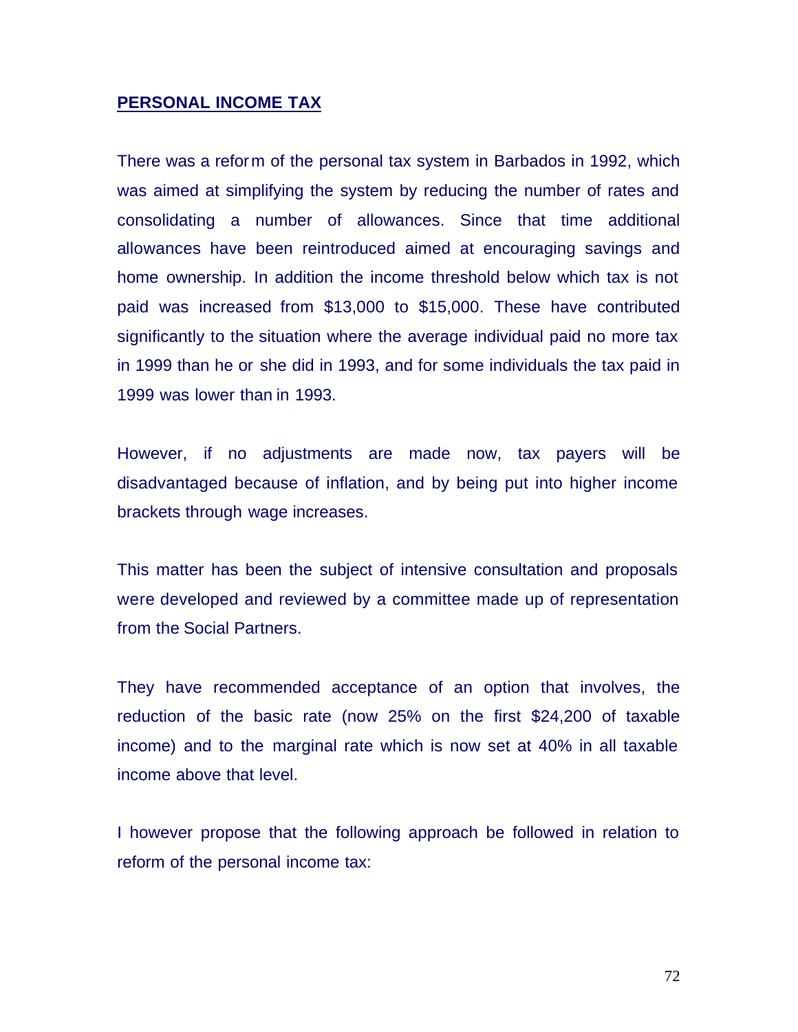## PERSONAL INCOME TAX

There was a reform of the personal tax system in Barbados in 1992, which was aimed at simplifying the system by reducing the number of rates and consolidating a number of allowances. Since that time additional allowances have been reintroduced aimed at encouraging savings and home ownership. In addition the income threshold below which tax is not paid was increased from $13,000 to $15,000. These have contributed significantly to the situation where the average individual paid no more tax in 1999 than he or she did in 1993, and for some individuals the tax paid in 1999 was lower than in 1993.

However, if no adjustments are made now, tax payers will be disadvantaged because of inflation, and by being put into higher income brackets through wage increases.

This matter has been the subject of intensive consultation and proposals were developed and reviewed by a committee made up of representation from the Social Partners.

They have recommended acceptance of an option that involves, the reduction of the basic rate (now 25% on the first $24,200 of taxable income) and to the marginal rate which is now set at 40% in all taxable income above that level.

I however propose that the following approach be followed in relation to reform of the personal income tax: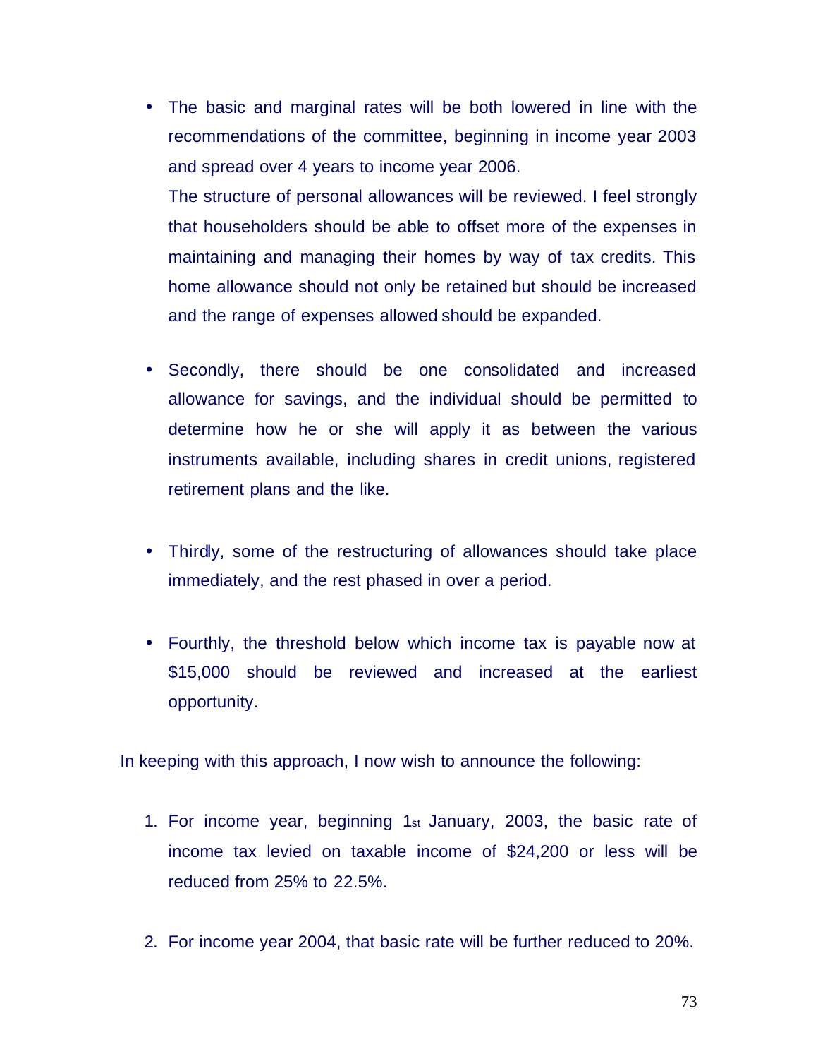- The basic and marginal rates will be both lowered in line with the recommendations of the committee, beginning in income year 2003 and spread over 4 years to income year 2006.

  The structure of personal allowances will be reviewed. I feel strongly that householders should be able to offset more of the expenses in maintaining and managing their homes by way of tax credits. This home allowance should not only be retained but should be increased and the range of expenses allowed should be expanded.

- Secondly, there should be one consolidated and increased allowance for savings, and the individual should be permitted to determine how he or she will apply it as between the various instruments available, including shares in credit unions, registered retirement plans and the like.

- Thirdly, some of the restructuring of allowances should take place immediately, and the rest phased in over a period.

- Fourthly, the threshold below which income tax is payable now at $15,000 should be reviewed and increased at the earliest opportunity.

In keeping with this approach, I now wish to announce the following:

1. For income year, beginning 1st January, 2003, the basic rate of income tax levied on taxable income of $24,200 or less will be reduced from 25% to 22.5%.

2. For income year 2004, that basic rate will be further reduced to 20%.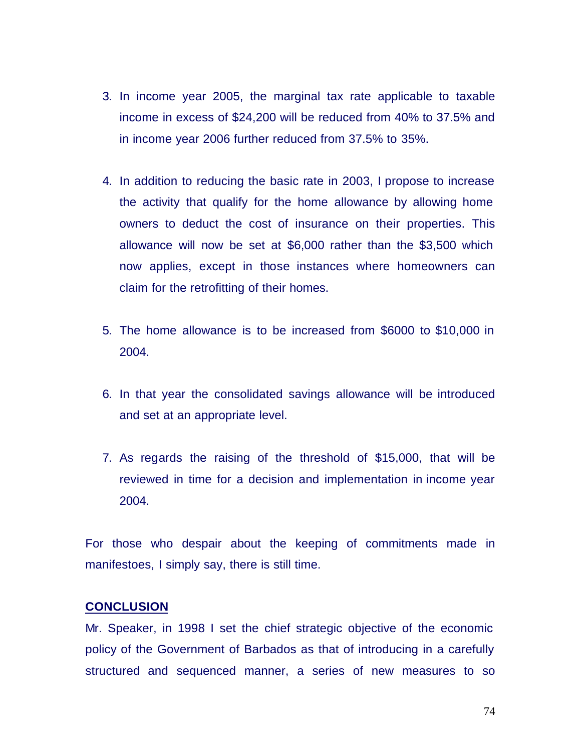3. In income year 2005, the marginal tax rate applicable to taxable income in excess of $24,200 will be reduced from 40% to 37.5% and in income year 2006 further reduced from 37.5% to 35%.

4. In addition to reducing the basic rate in 2003, I propose to increase the activity that qualify for the home allowance by allowing home owners to deduct the cost of insurance on their properties. This allowance will now be set at $6,000 rather than the $3,500 which now applies, except in those instances where homeowners can claim for the retrofitting of their homes.

5. The home allowance is to be increased from $6000 to $10,000 in 2004.

6. In that year the consolidated savings allowance will be introduced and set at an appropriate level.

7. As regards the raising of the threshold of $15,000, that will be reviewed in time for a decision and implementation in income year 2004.

For those who despair about the keeping of commitments made in manifestoes, I simply say, there is still time.

## CONCLUSION

Mr. Speaker, in 1998 I set the chief strategic objective of the economic policy of the Government of Barbados as that of introducing in a carefully structured and sequenced manner, a series of new measures to so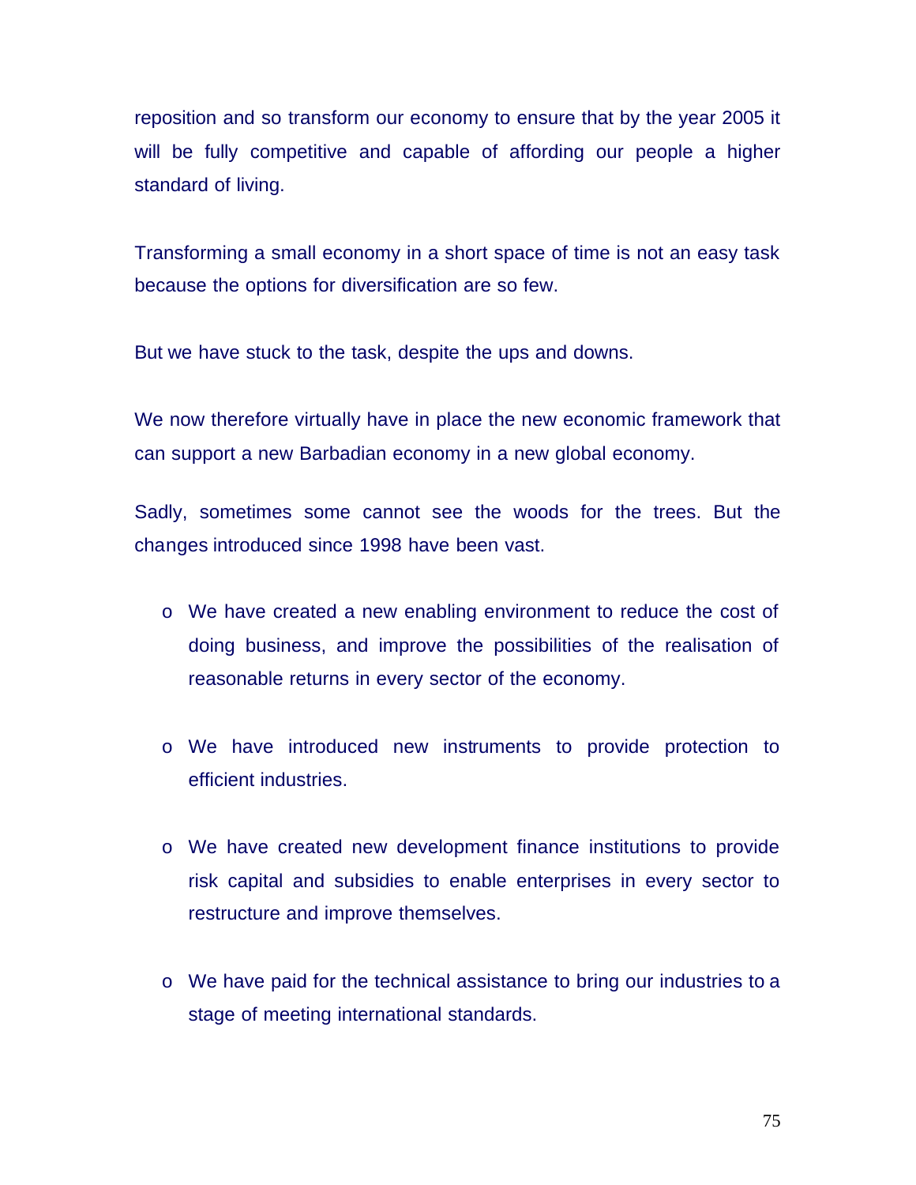reposition and so transform our economy to ensure that by the year 2005 it will be fully competitive and capable of affording our people a higher standard of living.

Transforming a small economy in a short space of time is not an easy task because the options for diversification are so few.

But we have stuck to the task, despite the ups and downs.

We now therefore virtually have in place the new economic framework that can support a new Barbadian economy in a new global economy.

Sadly, sometimes some cannot see the woods for the trees. But the changes introduced since 1998 have been vast.

- We have created a new enabling environment to reduce the cost of doing business, and improve the possibilities of the realisation of reasonable returns in every sector of the economy.

- We have introduced new instruments to provide protection to efficient industries.

- We have created new development finance institutions to provide risk capital and subsidies to enable enterprises in every sector to restructure and improve themselves.

- We have paid for the technical assistance to bring our industries to a stage of meeting international standards.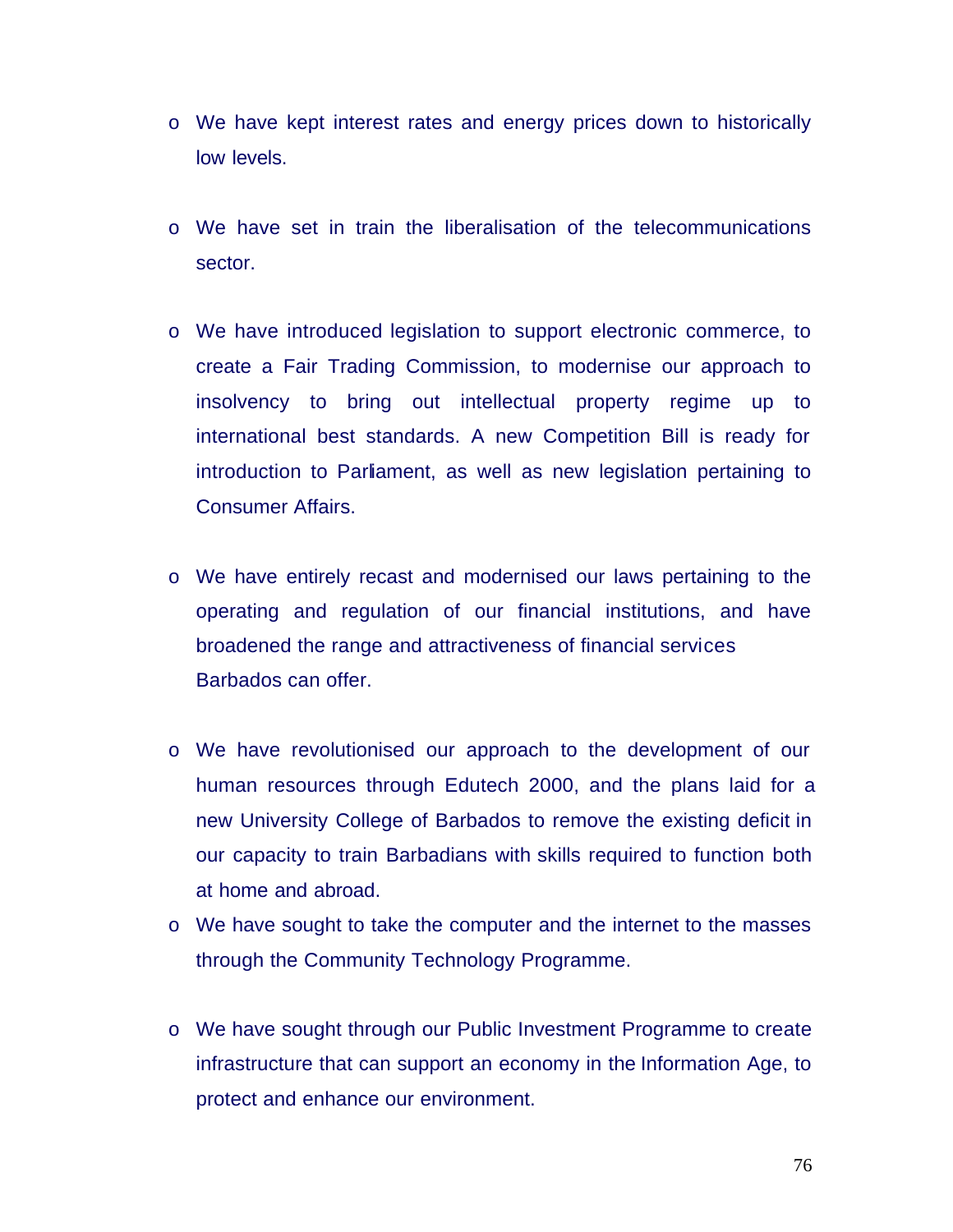- We have kept interest rates and energy prices down to historically low levels.

- We have set in train the liberalisation of the telecommunications sector.

- We have introduced legislation to support electronic commerce, to create a Fair Trading Commission, to modernise our approach to insolvency to bring out intellectual property regime up to international best standards. A new Competition Bill is ready for introduction to Parliament, as well as new legislation pertaining to Consumer Affairs.

- We have entirely recast and modernised our laws pertaining to the operating and regulation of our financial institutions, and have broadened the range and attractiveness of financial services Barbados can offer.

- We have revolutionised our approach to the development of our human resources through Edutech 2000, and the plans laid for a new University College of Barbados to remove the existing deficit in our capacity to train Barbadians with skills required to function both at home and abroad.

- We have sought to take the computer and the internet to the masses through the Community Technology Programme.

- We have sought through our Public Investment Programme to create infrastructure that can support an economy in the Information Age, to protect and enhance our environment.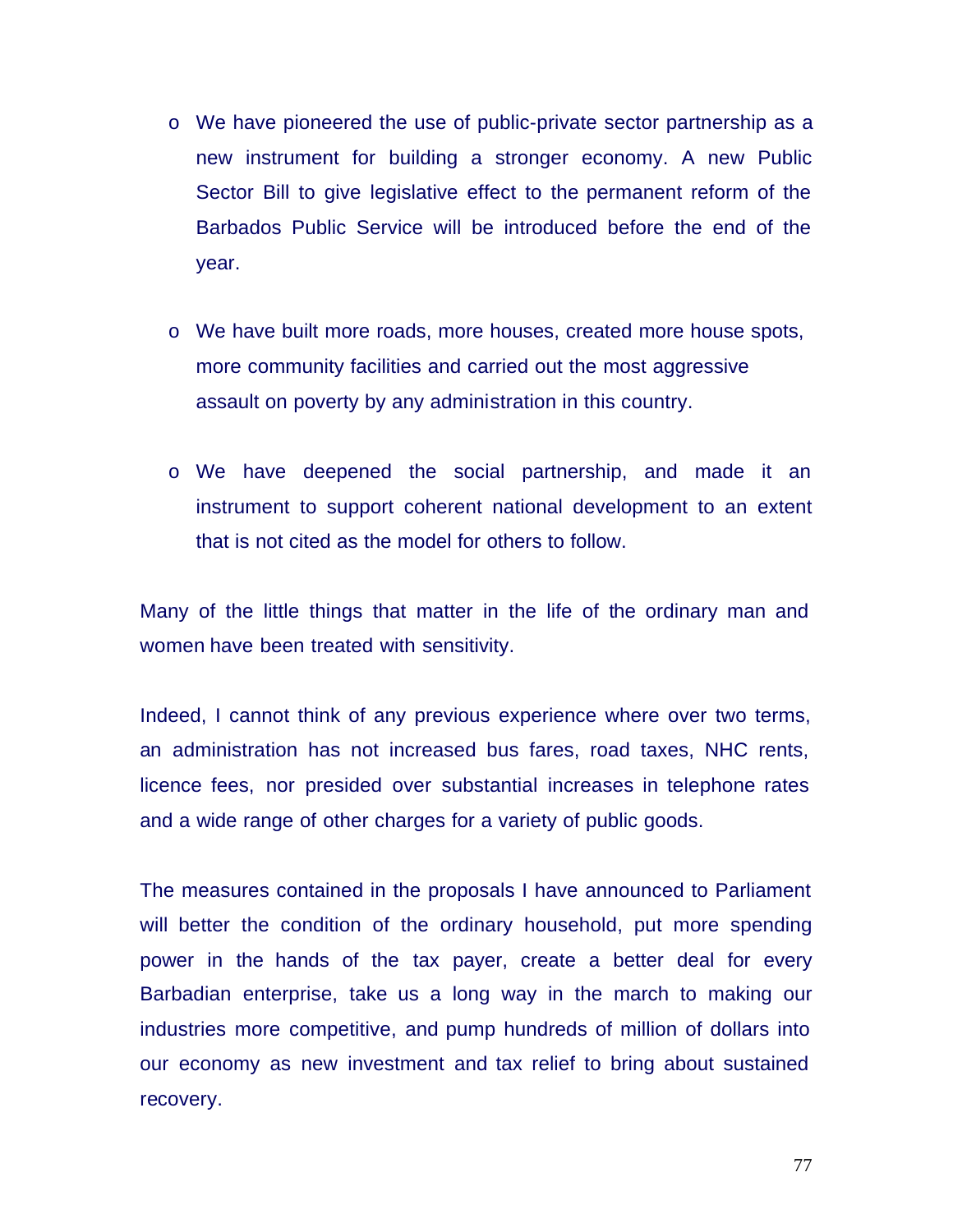- We have pioneered the use of public-private sector partnership as a new instrument for building a stronger economy. A new Public Sector Bill to give legislative effect to the permanent reform of the Barbados Public Service will be introduced before the end of the year.

- We have built more roads, more houses, created more house spots, more community facilities and carried out the most aggressive assault on poverty by any administration in this country.

- We have deepened the social partnership, and made it an instrument to support coherent national development to an extent that is not cited as the model for others to follow.

Many of the little things that matter in the life of the ordinary man and women have been treated with sensitivity.

Indeed, I cannot think of any previous experience where over two terms, an administration has not increased bus fares, road taxes, NHC rents, licence fees, nor presided over substantial increases in telephone rates and a wide range of other charges for a variety of public goods.

The measures contained in the proposals I have announced to Parliament will better the condition of the ordinary household, put more spending power in the hands of the tax payer, create a better deal for every Barbadian enterprise, take us a long way in the march to making our industries more competitive, and pump hundreds of million of dollars into our economy as new investment and tax relief to bring about sustained recovery.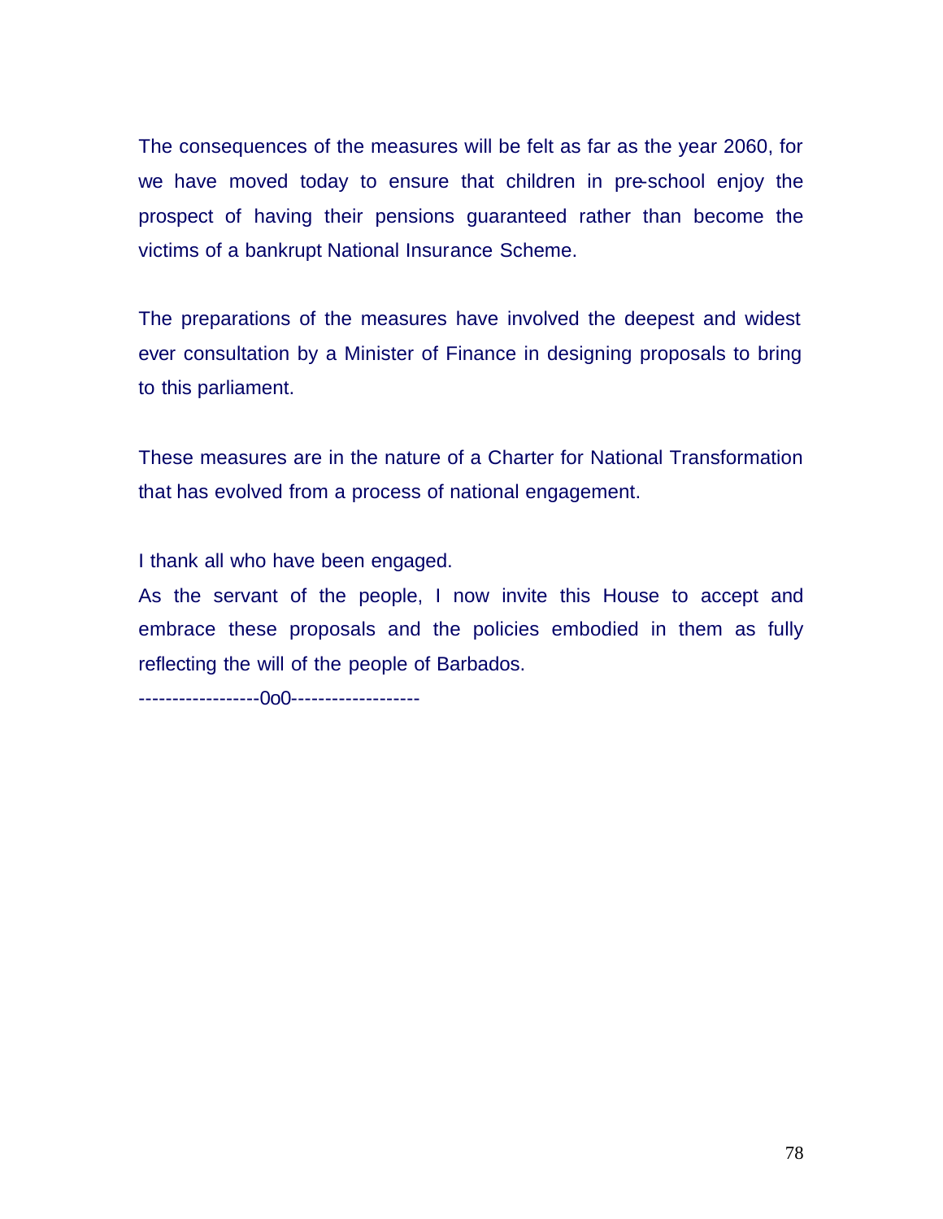The consequences of the measures will be felt as far as the year 2060, for we have moved today to ensure that children in pre-school enjoy the prospect of having their pensions guaranteed rather than become the victims of a bankrupt National Insurance Scheme.

The preparations of the measures have involved the deepest and widest ever consultation by a Minister of Finance in designing proposals to bring to this parliament.

These measures are in the nature of a Charter for National Transformation that has evolved from a process of national engagement.

I thank all who have been engaged.

As the servant of the people, I now invite this House to accept and embrace these proposals and the policies embodied in them as fully reflecting the will of the people of Barbados.

------------------0o0-------------------